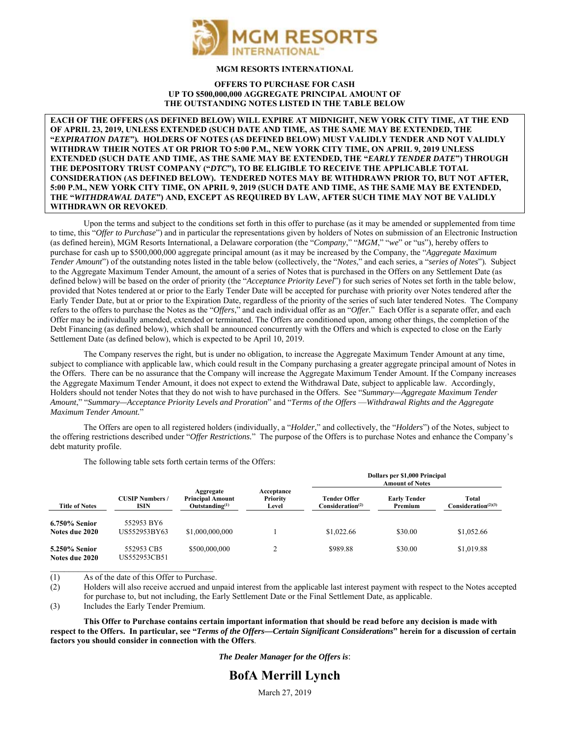**MGM RESORTS INTERNATIONAL**

**OFFERS TO PURCHASE FOR CASH**
**UP TO $500,000,000 AGGREGATE PRINCIPAL AMOUNT OF**
**THE OUTSTANDING NOTES LISTED IN THE TABLE BELOW**

**EACH OF THE OFFERS (AS DEFINED BELOW) WILL EXPIRE AT MIDNIGHT, NEW YORK CITY TIME, AT THE END OF APRIL 23, 2019, UNLESS EXTENDED (SUCH DATE AND TIME, AS THE SAME MAY BE EXTENDED, THE "*EXPIRATION DATE*"). HOLDERS OF NOTES (AS DEFINED BELOW) MUST VALIDLY TENDER AND NOT VALIDLY WITHDRAW THEIR NOTES AT OR PRIOR TO 5:00 P.M., NEW YORK CITY TIME, ON APRIL 9, 2019 UNLESS EXTENDED (SUCH DATE AND TIME, AS THE SAME MAY BE EXTENDED, THE "*EARLY TENDER DATE*") THROUGH THE DEPOSITORY TRUST COMPANY ("*DTC*"), TO BE ELIGIBLE TO RECEIVE THE APPLICABLE TOTAL CONSIDERATION (AS DEFINED BELOW). TENDERED NOTES MAY BE WITHDRAWN PRIOR TO, BUT NOT AFTER, 5:00 P.M., NEW YORK CITY TIME, ON APRIL 9, 2019 (SUCH DATE AND TIME, AS THE SAME MAY BE EXTENDED, THE "*WITHDRAWAL DATE*") AND, EXCEPT AS REQUIRED BY LAW, AFTER SUCH TIME MAY NOT BE VALIDLY WITHDRAWN OR REVOKED**.

Upon the terms and subject to the conditions set forth in this offer to purchase (as it may be amended or supplemented from time to time, this "*Offer to Purchase*") and in particular the representations given by holders of Notes on submission of an Electronic Instruction (as defined herein), MGM Resorts International, a Delaware corporation (the "*Company*," "*MGM*," "*we*" or "us"), hereby offers to purchase for cash up to $500,000,000 aggregate principal amount (as it may be increased by the Company, the "*Aggregate Maximum Tender Amount*") of the outstanding notes listed in the table below (collectively, the "*Notes*," and each series, a "*series of Notes*"). Subject to the Aggregate Maximum Tender Amount, the amount of a series of Notes that is purchased in the Offers on any Settlement Date (as defined below) will be based on the order of priority (the "*Acceptance Priority Level*") for such series of Notes set forth in the table below, provided that Notes tendered at or prior to the Early Tender Date will be accepted for purchase with priority over Notes tendered after the Early Tender Date, but at or prior to the Expiration Date, regardless of the priority of the series of such later tendered Notes. The Company refers to the offers to purchase the Notes as the "*Offers*," and each individual offer as an "*Offer.*" Each Offer is a separate offer, and each Offer may be individually amended, extended or terminated. The Offers are conditioned upon, among other things, the completion of the Debt Financing (as defined below), which shall be announced concurrently with the Offers and which is expected to close on the Early Settlement Date (as defined below), which is expected to be April 10, 2019.

The Company reserves the right, but is under no obligation, to increase the Aggregate Maximum Tender Amount at any time, subject to compliance with applicable law, which could result in the Company purchasing a greater aggregate principal amount of Notes in the Offers. There can be no assurance that the Company will increase the Aggregate Maximum Tender Amount. If the Company increases the Aggregate Maximum Tender Amount, it does not expect to extend the Withdrawal Date, subject to applicable law. Accordingly, Holders should not tender Notes that they do not wish to have purchased in the Offers. See "*Summary—Aggregate Maximum Tender Amount*," "*Summary—Acceptance Priority Levels and Proration*" and "*Terms of the Offers —Withdrawal Rights and the Aggregate Maximum Tender Amount.*"

The Offers are open to all registered holders (individually, a "*Holder*," and collectively, the "*Holders*") of the Notes, subject to the offering restrictions described under "*Offer Restrictions.*" The purpose of the Offers is to purchase Notes and enhance the Company's debt maturity profile.

The following table sets forth certain terms of the Offers:

| | | | | Dollars per $1,000 Principal Amount of Notes | | |
|---|---|---|---|---|---|---|
| **Title of Notes** | **CUSIP Numbers / ISIN** | **Aggregate Principal Amount Outstanding[(1)]** | **Acceptance Priority Level** | **Tender Offer Consideration[(2)]** | **Early Tender Premium** | **Total Consideration[(2)(3)]** |
| **6.750% Senior Notes due 2020** | 552953 BY6 US552953BY63 | $1,000,000,000 | 1 | $1,022.66 | $30.00 | $1,052.66 |
| **5.250% Senior Notes due 2020** | 552953 CB5 US552953CB51 | $500,000,000 | 2 | $989.88 | $30.00 | $1,019.88 |

(1) As of the date of this Offer to Purchase.

(2) Holders will also receive accrued and unpaid interest from the applicable last interest payment with respect to the Notes accepted for purchase to, but not including, the Early Settlement Date or the Final Settlement Date, as applicable.

(3) Includes the Early Tender Premium.

**This Offer to Purchase contains certain important information that should be read before any decision is made with respect to the Offers. In particular, see "*Terms of the Offers—Certain Significant Considerations*" herein for a discussion of certain factors you should consider in connection with the Offers**.

***The Dealer Manager for the Offers is***:

# BofA Merrill Lynch

March 27, 2019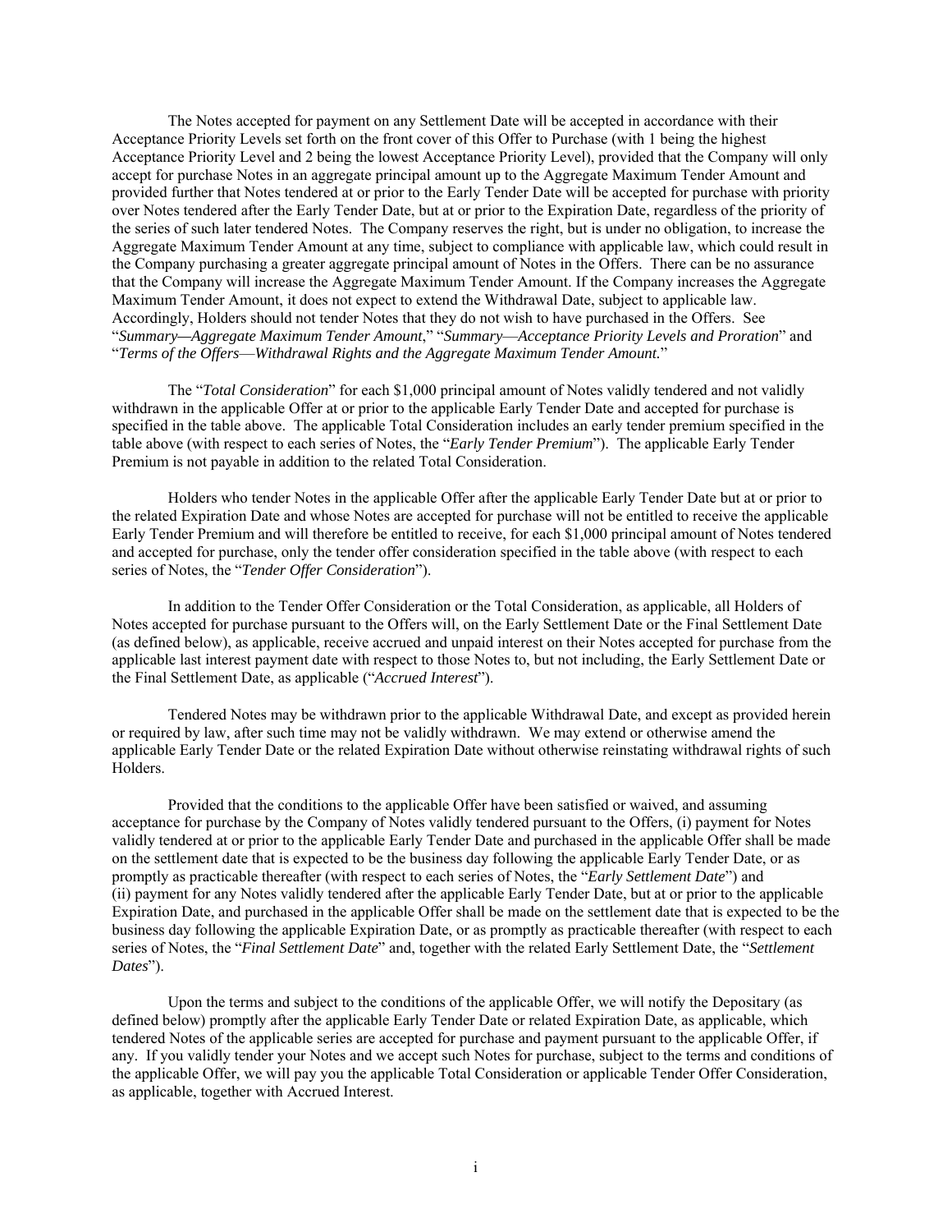The Notes accepted for payment on any Settlement Date will be accepted in accordance with their Acceptance Priority Levels set forth on the front cover of this Offer to Purchase (with 1 being the highest Acceptance Priority Level and 2 being the lowest Acceptance Priority Level), provided that the Company will only accept for purchase Notes in an aggregate principal amount up to the Aggregate Maximum Tender Amount and provided further that Notes tendered at or prior to the Early Tender Date will be accepted for purchase with priority over Notes tendered after the Early Tender Date, but at or prior to the Expiration Date, regardless of the priority of the series of such later tendered Notes. The Company reserves the right, but is under no obligation, to increase the Aggregate Maximum Tender Amount at any time, subject to compliance with applicable law, which could result in the Company purchasing a greater aggregate principal amount of Notes in the Offers. There can be no assurance that the Company will increase the Aggregate Maximum Tender Amount. If the Company increases the Aggregate Maximum Tender Amount, it does not expect to extend the Withdrawal Date, subject to applicable law. Accordingly, Holders should not tender Notes that they do not wish to have purchased in the Offers. See "*Summary—Aggregate Maximum Tender Amount*," "*Summary—Acceptance Priority Levels and Proration*" and "*Terms of the Offers—Withdrawal Rights and the Aggregate Maximum Tender Amount.*"

The "*Total Consideration*" for each $1,000 principal amount of Notes validly tendered and not validly withdrawn in the applicable Offer at or prior to the applicable Early Tender Date and accepted for purchase is specified in the table above. The applicable Total Consideration includes an early tender premium specified in the table above (with respect to each series of Notes, the "*Early Tender Premium*"). The applicable Early Tender Premium is not payable in addition to the related Total Consideration.

Holders who tender Notes in the applicable Offer after the applicable Early Tender Date but at or prior to the related Expiration Date and whose Notes are accepted for purchase will not be entitled to receive the applicable Early Tender Premium and will therefore be entitled to receive, for each $1,000 principal amount of Notes tendered and accepted for purchase, only the tender offer consideration specified in the table above (with respect to each series of Notes, the "*Tender Offer Consideration*").

In addition to the Tender Offer Consideration or the Total Consideration, as applicable, all Holders of Notes accepted for purchase pursuant to the Offers will, on the Early Settlement Date or the Final Settlement Date (as defined below), as applicable, receive accrued and unpaid interest on their Notes accepted for purchase from the applicable last interest payment date with respect to those Notes to, but not including, the Early Settlement Date or the Final Settlement Date, as applicable ("*Accrued Interest*").

Tendered Notes may be withdrawn prior to the applicable Withdrawal Date, and except as provided herein or required by law, after such time may not be validly withdrawn. We may extend or otherwise amend the applicable Early Tender Date or the related Expiration Date without otherwise reinstating withdrawal rights of such Holders.

Provided that the conditions to the applicable Offer have been satisfied or waived, and assuming acceptance for purchase by the Company of Notes validly tendered pursuant to the Offers, (i) payment for Notes validly tendered at or prior to the applicable Early Tender Date and purchased in the applicable Offer shall be made on the settlement date that is expected to be the business day following the applicable Early Tender Date, or as promptly as practicable thereafter (with respect to each series of Notes, the "*Early Settlement Date*") and (ii) payment for any Notes validly tendered after the applicable Early Tender Date, but at or prior to the applicable Expiration Date, and purchased in the applicable Offer shall be made on the settlement date that is expected to be the business day following the applicable Expiration Date, or as promptly as practicable thereafter (with respect to each series of Notes, the "*Final Settlement Date*" and, together with the related Early Settlement Date, the "*Settlement Dates*").

Upon the terms and subject to the conditions of the applicable Offer, we will notify the Depositary (as defined below) promptly after the applicable Early Tender Date or related Expiration Date, as applicable, which tendered Notes of the applicable series are accepted for purchase and payment pursuant to the applicable Offer, if any. If you validly tender your Notes and we accept such Notes for purchase, subject to the terms and conditions of the applicable Offer, we will pay you the applicable Total Consideration or applicable Tender Offer Consideration, as applicable, together with Accrued Interest.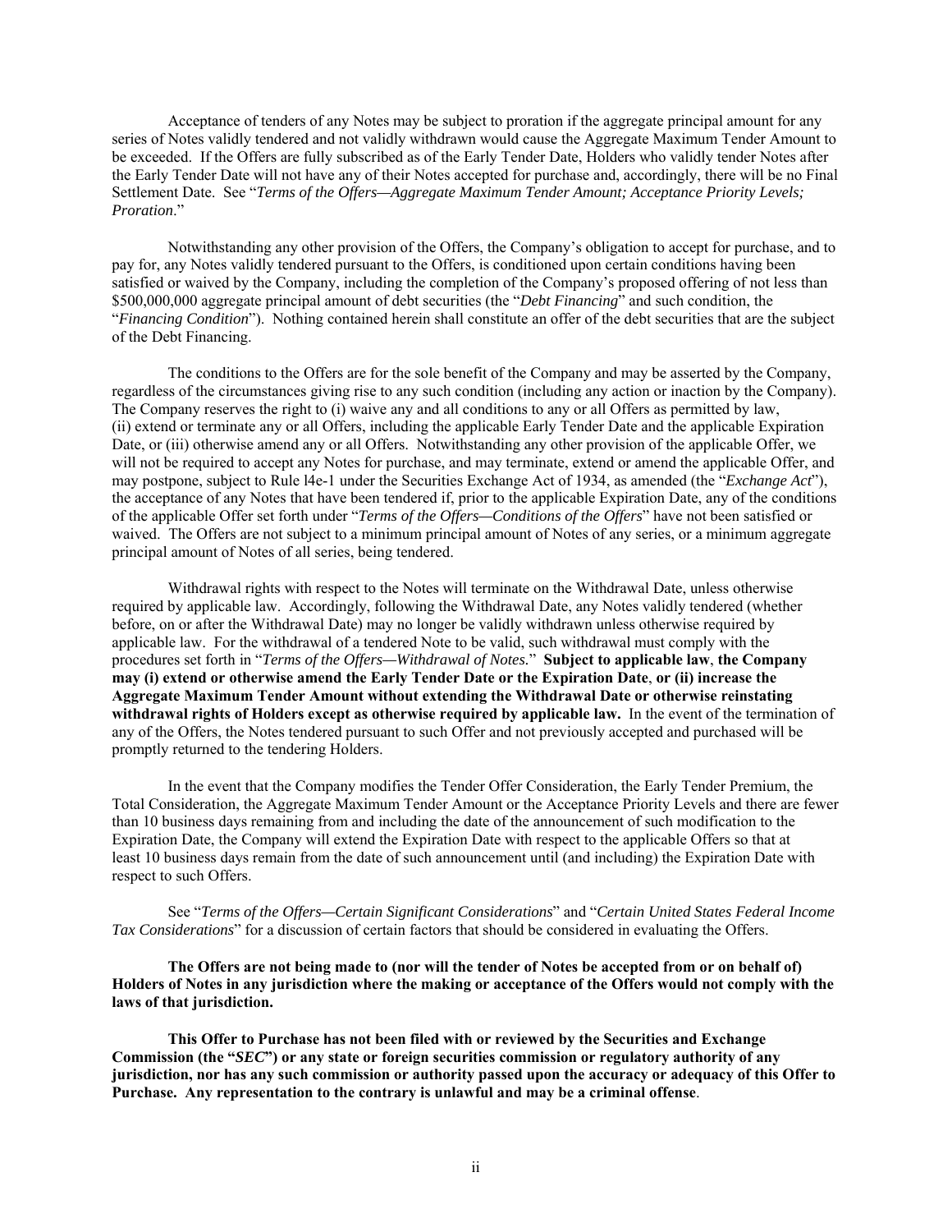Acceptance of tenders of any Notes may be subject to proration if the aggregate principal amount for any series of Notes validly tendered and not validly withdrawn would cause the Aggregate Maximum Tender Amount to be exceeded. If the Offers are fully subscribed as of the Early Tender Date, Holders who validly tender Notes after the Early Tender Date will not have any of their Notes accepted for purchase and, accordingly, there will be no Final Settlement Date. See "*Terms of the Offers—Aggregate Maximum Tender Amount; Acceptance Priority Levels; Proration*."

Notwithstanding any other provision of the Offers, the Company's obligation to accept for purchase, and to pay for, any Notes validly tendered pursuant to the Offers, is conditioned upon certain conditions having been satisfied or waived by the Company, including the completion of the Company's proposed offering of not less than $500,000,000 aggregate principal amount of debt securities (the "*Debt Financing*" and such condition, the "*Financing Condition*"). Nothing contained herein shall constitute an offer of the debt securities that are the subject of the Debt Financing.

The conditions to the Offers are for the sole benefit of the Company and may be asserted by the Company, regardless of the circumstances giving rise to any such condition (including any action or inaction by the Company). The Company reserves the right to (i) waive any and all conditions to any or all Offers as permitted by law, (ii) extend or terminate any or all Offers, including the applicable Early Tender Date and the applicable Expiration Date, or (iii) otherwise amend any or all Offers. Notwithstanding any other provision of the applicable Offer, we will not be required to accept any Notes for purchase, and may terminate, extend or amend the applicable Offer, and may postpone, subject to Rule l4e-1 under the Securities Exchange Act of 1934, as amended (the "*Exchange Act*"), the acceptance of any Notes that have been tendered if, prior to the applicable Expiration Date, any of the conditions of the applicable Offer set forth under "*Terms of the Offers—Conditions of the Offers*" have not been satisfied or waived. The Offers are not subject to a minimum principal amount of Notes of any series, or a minimum aggregate principal amount of Notes of all series, being tendered.

Withdrawal rights with respect to the Notes will terminate on the Withdrawal Date, unless otherwise required by applicable law. Accordingly, following the Withdrawal Date, any Notes validly tendered (whether before, on or after the Withdrawal Date) may no longer be validly withdrawn unless otherwise required by applicable law. For the withdrawal of a tendered Note to be valid, such withdrawal must comply with the procedures set forth in "*Terms of the Offers—Withdrawal of Notes.*" **Subject to applicable law**, **the Company may (i) extend or otherwise amend the Early Tender Date or the Expiration Date**, **or (ii) increase the Aggregate Maximum Tender Amount without extending the Withdrawal Date or otherwise reinstating withdrawal rights of Holders except as otherwise required by applicable law.** In the event of the termination of any of the Offers, the Notes tendered pursuant to such Offer and not previously accepted and purchased will be promptly returned to the tendering Holders.

In the event that the Company modifies the Tender Offer Consideration, the Early Tender Premium, the Total Consideration, the Aggregate Maximum Tender Amount or the Acceptance Priority Levels and there are fewer than 10 business days remaining from and including the date of the announcement of such modification to the Expiration Date, the Company will extend the Expiration Date with respect to the applicable Offers so that at least 10 business days remain from the date of such announcement until (and including) the Expiration Date with respect to such Offers.

See "*Terms of the Offers—Certain Significant Considerations*" and "*Certain United States Federal Income Tax Considerations*" for a discussion of certain factors that should be considered in evaluating the Offers.

**The Offers are not being made to (nor will the tender of Notes be accepted from or on behalf of) Holders of Notes in any jurisdiction where the making or acceptance of the Offers would not comply with the laws of that jurisdiction.**

**This Offer to Purchase has not been filed with or reviewed by the Securities and Exchange Commission (the "*SEC*") or any state or foreign securities commission or regulatory authority of any jurisdiction, nor has any such commission or authority passed upon the accuracy or adequacy of this Offer to Purchase. Any representation to the contrary is unlawful and may be a criminal offense**.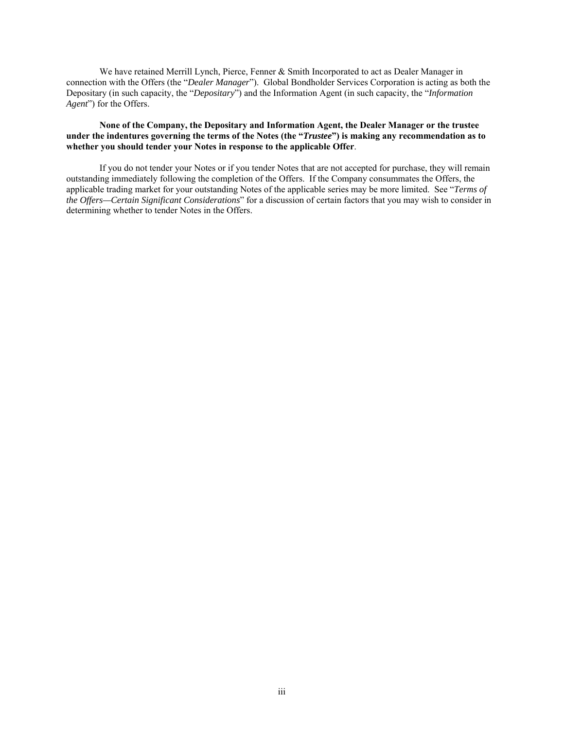We have retained Merrill Lynch, Pierce, Fenner & Smith Incorporated to act as Dealer Manager in connection with the Offers (the "*Dealer Manager*"). Global Bondholder Services Corporation is acting as both the Depositary (in such capacity, the "*Depositary*") and the Information Agent (in such capacity, the "*Information Agent*") for the Offers.

**None of the Company, the Depositary and Information Agent, the Dealer Manager or the trustee under the indentures governing the terms of the Notes (the "*Trustee*") is making any recommendation as to whether you should tender your Notes in response to the applicable Offer**.

If you do not tender your Notes or if you tender Notes that are not accepted for purchase, they will remain outstanding immediately following the completion of the Offers. If the Company consummates the Offers, the applicable trading market for your outstanding Notes of the applicable series may be more limited. See "*Terms of the Offers—Certain Significant Considerations*" for a discussion of certain factors that you may wish to consider in determining whether to tender Notes in the Offers.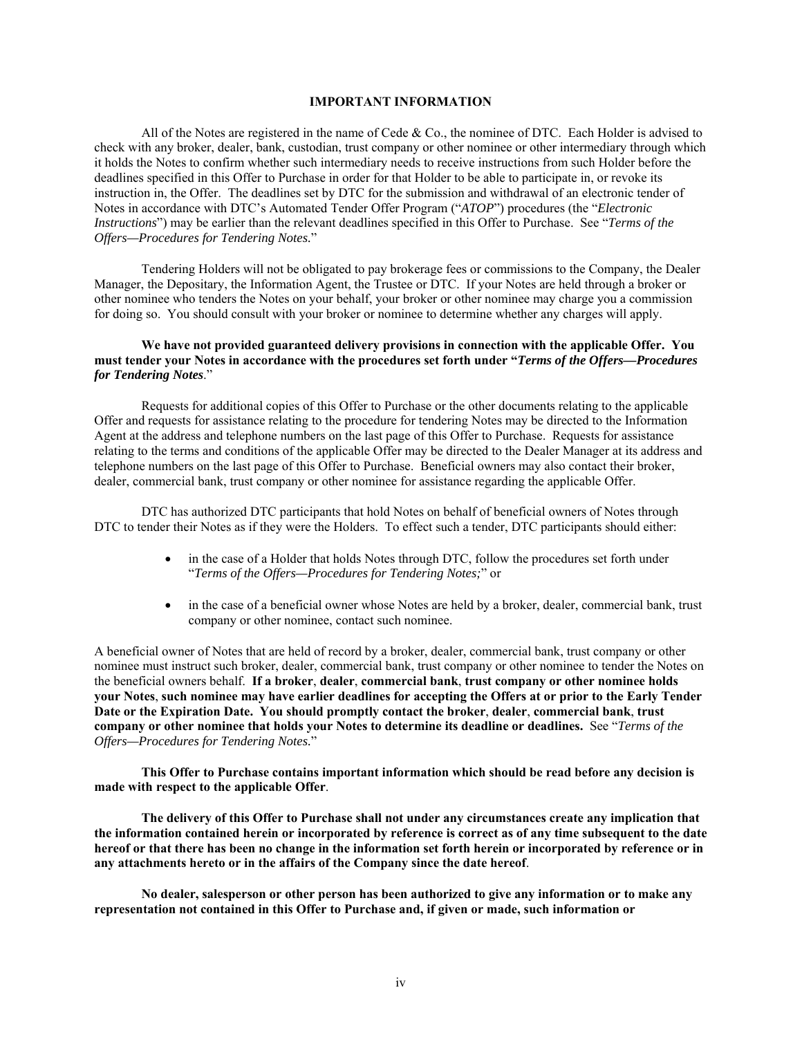## IMPORTANT INFORMATION

All of the Notes are registered in the name of Cede & Co., the nominee of DTC. Each Holder is advised to check with any broker, dealer, bank, custodian, trust company or other nominee or other intermediary through which it holds the Notes to confirm whether such intermediary needs to receive instructions from such Holder before the deadlines specified in this Offer to Purchase in order for that Holder to be able to participate in, or revoke its instruction in, the Offer. The deadlines set by DTC for the submission and withdrawal of an electronic tender of Notes in accordance with DTC's Automated Tender Offer Program ("*ATOP*") procedures (the "*Electronic Instructions*") may be earlier than the relevant deadlines specified in this Offer to Purchase. See "*Terms of the Offers—Procedures for Tendering Notes.*"

Tendering Holders will not be obligated to pay brokerage fees or commissions to the Company, the Dealer Manager, the Depositary, the Information Agent, the Trustee or DTC. If your Notes are held through a broker or other nominee who tenders the Notes on your behalf, your broker or other nominee may charge you a commission for doing so. You should consult with your broker or nominee to determine whether any charges will apply.

**We have not provided guaranteed delivery provisions in connection with the applicable Offer. You must tender your Notes in accordance with the procedures set forth under "*Terms of the Offers—Procedures for Tendering Notes*.**"

Requests for additional copies of this Offer to Purchase or the other documents relating to the applicable Offer and requests for assistance relating to the procedure for tendering Notes may be directed to the Information Agent at the address and telephone numbers on the last page of this Offer to Purchase. Requests for assistance relating to the terms and conditions of the applicable Offer may be directed to the Dealer Manager at its address and telephone numbers on the last page of this Offer to Purchase. Beneficial owners may also contact their broker, dealer, commercial bank, trust company or other nominee for assistance regarding the applicable Offer.

DTC has authorized DTC participants that hold Notes on behalf of beneficial owners of Notes through DTC to tender their Notes as if they were the Holders. To effect such a tender, DTC participants should either:

- in the case of a Holder that holds Notes through DTC, follow the procedures set forth under "*Terms of the Offers—Procedures for Tendering Notes;*" or
- in the case of a beneficial owner whose Notes are held by a broker, dealer, commercial bank, trust company or other nominee, contact such nominee.

A beneficial owner of Notes that are held of record by a broker, dealer, commercial bank, trust company or other nominee must instruct such broker, dealer, commercial bank, trust company or other nominee to tender the Notes on the beneficial owners behalf. **If a broker, dealer, commercial bank, trust company or other nominee holds your Notes, such nominee may have earlier deadlines for accepting the Offers at or prior to the Early Tender Date or the Expiration Date. You should promptly contact the broker, dealer, commercial bank, trust company or other nominee that holds your Notes to determine its deadline or deadlines.** See "*Terms of the Offers—Procedures for Tendering Notes.*"

**This Offer to Purchase contains important information which should be read before any decision is made with respect to the applicable Offer.**

**The delivery of this Offer to Purchase shall not under any circumstances create any implication that the information contained herein or incorporated by reference is correct as of any time subsequent to the date hereof or that there has been no change in the information set forth herein or incorporated by reference or in any attachments hereto or in the affairs of the Company since the date hereof.**

**No dealer, salesperson or other person has been authorized to give any information or to make any representation not contained in this Offer to Purchase and, if given or made, such information or**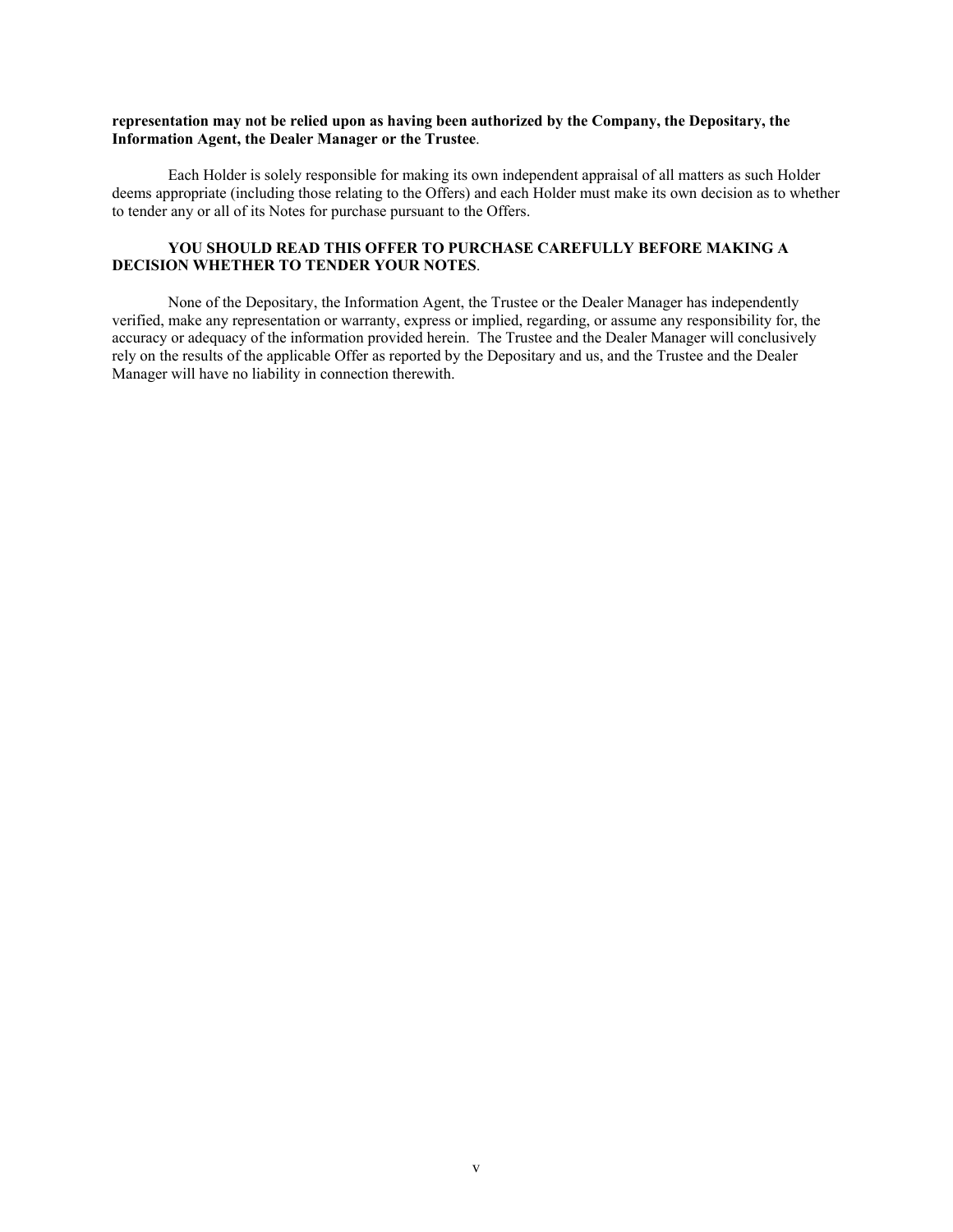**representation may not be relied upon as having been authorized by the Company, the Depositary, the Information Agent, the Dealer Manager or the Trustee**.

Each Holder is solely responsible for making its own independent appraisal of all matters as such Holder deems appropriate (including those relating to the Offers) and each Holder must make its own decision as to whether to tender any or all of its Notes for purchase pursuant to the Offers.

**YOU SHOULD READ THIS OFFER TO PURCHASE CAREFULLY BEFORE MAKING A DECISION WHETHER TO TENDER YOUR NOTES**.

None of the Depositary, the Information Agent, the Trustee or the Dealer Manager has independently verified, make any representation or warranty, express or implied, regarding, or assume any responsibility for, the accuracy or adequacy of the information provided herein. The Trustee and the Dealer Manager will conclusively rely on the results of the applicable Offer as reported by the Depositary and us, and the Trustee and the Dealer Manager will have no liability in connection therewith.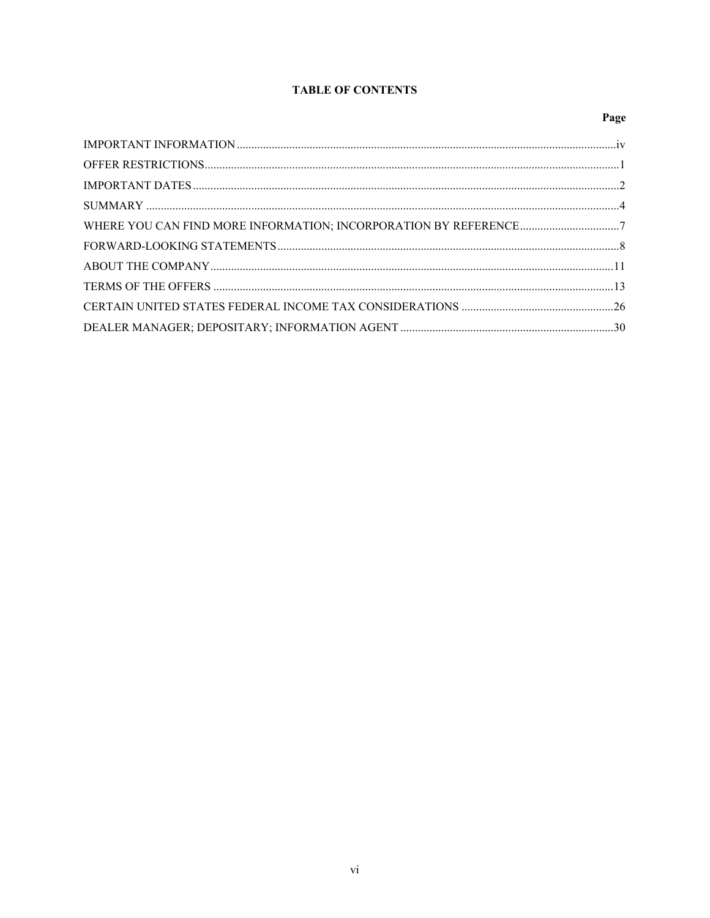# TABLE OF CONTENTS

| | Page |
|---|---|
| IMPORTANT INFORMATION | iv |
| OFFER RESTRICTIONS | 1 |
| IMPORTANT DATES | 2 |
| SUMMARY | 4 |
| WHERE YOU CAN FIND MORE INFORMATION; INCORPORATION BY REFERENCE | 7 |
| FORWARD-LOOKING STATEMENTS | 8 |
| ABOUT THE COMPANY | 11 |
| TERMS OF THE OFFERS | 13 |
| CERTAIN UNITED STATES FEDERAL INCOME TAX CONSIDERATIONS | 26 |
| DEALER MANAGER; DEPOSITARY; INFORMATION AGENT | 30 |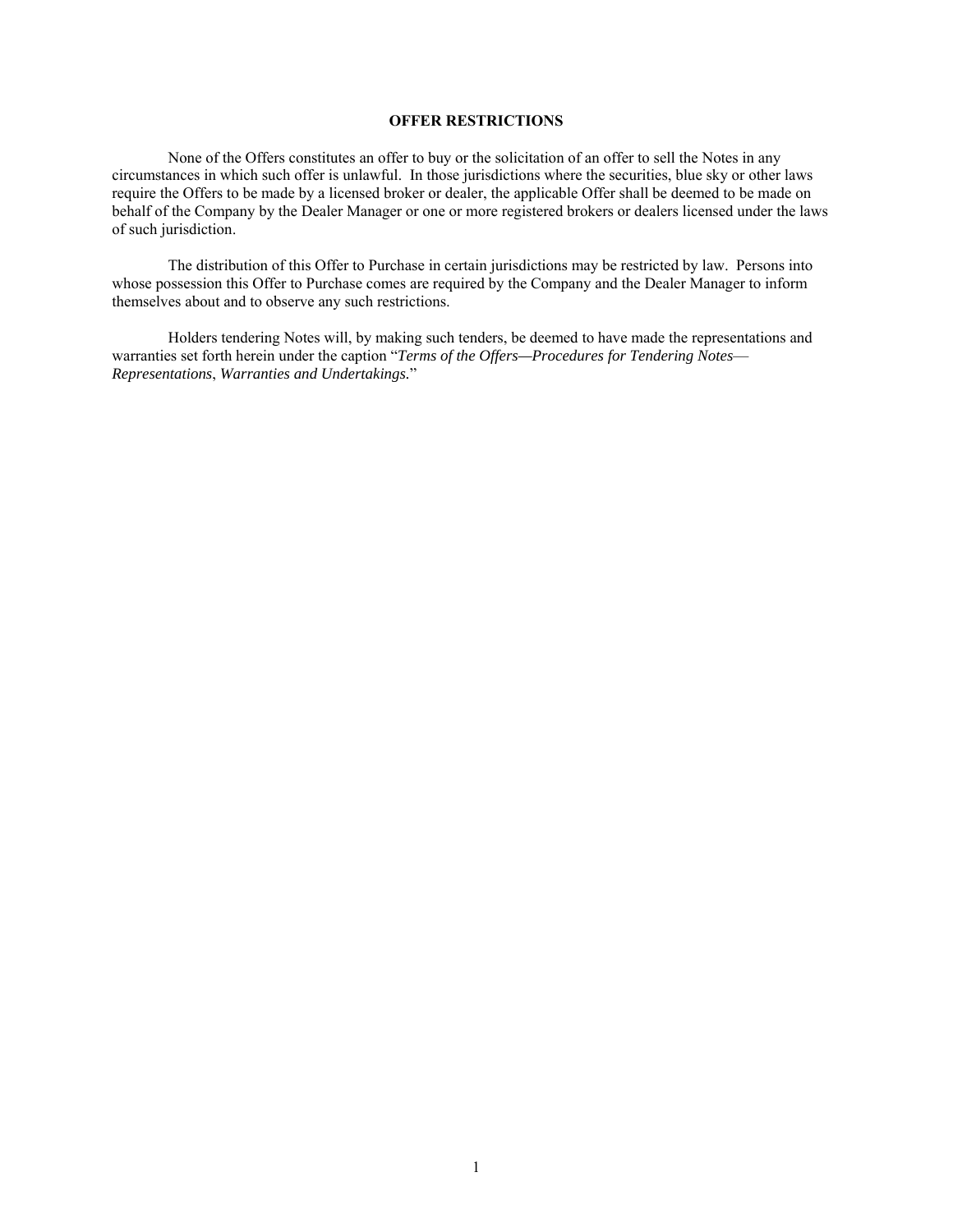## OFFER RESTRICTIONS

None of the Offers constitutes an offer to buy or the solicitation of an offer to sell the Notes in any circumstances in which such offer is unlawful. In those jurisdictions where the securities, blue sky or other laws require the Offers to be made by a licensed broker or dealer, the applicable Offer shall be deemed to be made on behalf of the Company by the Dealer Manager or one or more registered brokers or dealers licensed under the laws of such jurisdiction.

The distribution of this Offer to Purchase in certain jurisdictions may be restricted by law. Persons into whose possession this Offer to Purchase comes are required by the Company and the Dealer Manager to inform themselves about and to observe any such restrictions.

Holders tendering Notes will, by making such tenders, be deemed to have made the representations and warranties set forth herein under the caption "*Terms of the Offers—Procedures for Tendering Notes—Representations*, *Warranties and Undertakings.*"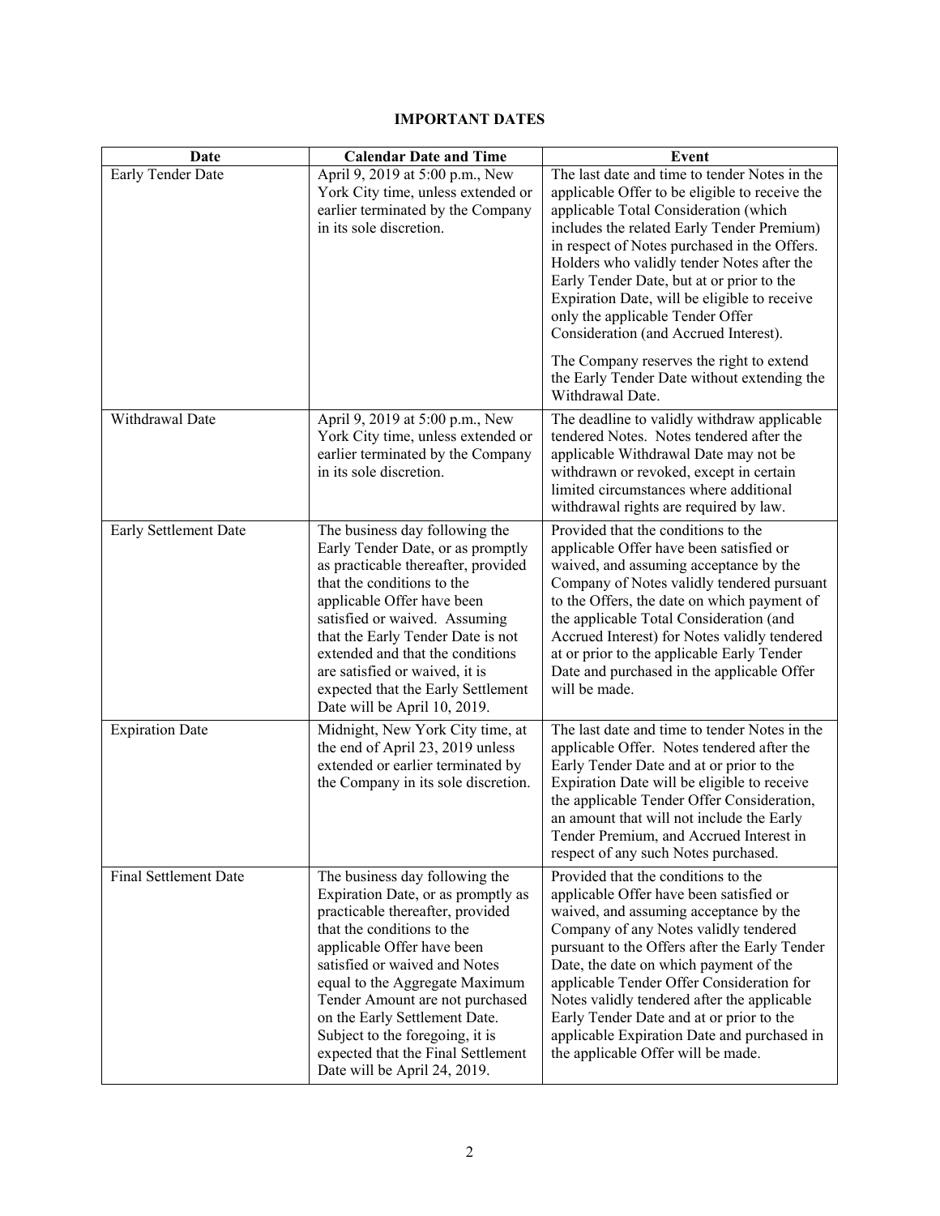## IMPORTANT DATES

| Date | Calendar Date and Time | Event |
|---|---|---|
| Early Tender Date | April 9, 2019 at 5:00 p.m., New York City time, unless extended or earlier terminated by the Company in its sole discretion. | The last date and time to tender Notes in the applicable Offer to be eligible to receive the applicable Total Consideration (which includes the related Early Tender Premium) in respect of Notes purchased in the Offers. Holders who validly tender Notes after the Early Tender Date, but at or prior to the Expiration Date, will be eligible to receive only the applicable Tender Offer Consideration (and Accrued Interest).<br><br>The Company reserves the right to extend the Early Tender Date without extending the Withdrawal Date. |
| Withdrawal Date | April 9, 2019 at 5:00 p.m., New York City time, unless extended or earlier terminated by the Company in its sole discretion. | The deadline to validly withdraw applicable tendered Notes. Notes tendered after the applicable Withdrawal Date may not be withdrawn or revoked, except in certain limited circumstances where additional withdrawal rights are required by law. |
| Early Settlement Date | The business day following the Early Tender Date, or as promptly as practicable thereafter, provided that the conditions to the applicable Offer have been satisfied or waived. Assuming that the Early Tender Date is not extended and that the conditions are satisfied or waived, it is expected that the Early Settlement Date will be April 10, 2019. | Provided that the conditions to the applicable Offer have been satisfied or waived, and assuming acceptance by the Company of Notes validly tendered pursuant to the Offers, the date on which payment of the applicable Total Consideration (and Accrued Interest) for Notes validly tendered at or prior to the applicable Early Tender Date and purchased in the applicable Offer will be made. |
| Expiration Date | Midnight, New York City time, at the end of April 23, 2019 unless extended or earlier terminated by the Company in its sole discretion. | The last date and time to tender Notes in the applicable Offer. Notes tendered after the Early Tender Date and at or prior to the Expiration Date will be eligible to receive the applicable Tender Offer Consideration, an amount that will not include the Early Tender Premium, and Accrued Interest in respect of any such Notes purchased. |
| Final Settlement Date | The business day following the Expiration Date, or as promptly as practicable thereafter, provided that the conditions to the applicable Offer have been satisfied or waived and Notes equal to the Aggregate Maximum Tender Amount are not purchased on the Early Settlement Date. Subject to the foregoing, it is expected that the Final Settlement Date will be April 24, 2019. | Provided that the conditions to the applicable Offer have been satisfied or waived, and assuming acceptance by the Company of any Notes validly tendered pursuant to the Offers after the Early Tender Date, the date on which payment of the applicable Tender Offer Consideration for Notes validly tendered after the applicable Early Tender Date and at or prior to the applicable Expiration Date and purchased in the applicable Offer will be made. |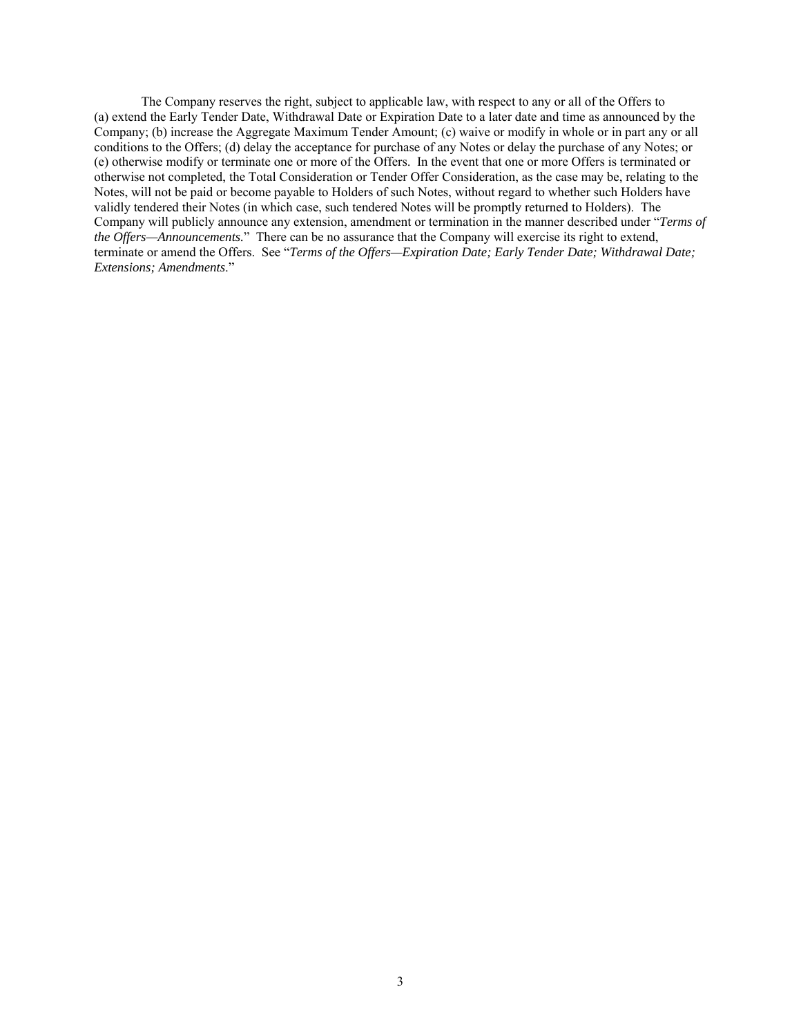The Company reserves the right, subject to applicable law, with respect to any or all of the Offers to (a) extend the Early Tender Date, Withdrawal Date or Expiration Date to a later date and time as announced by the Company; (b) increase the Aggregate Maximum Tender Amount; (c) waive or modify in whole or in part any or all conditions to the Offers; (d) delay the acceptance for purchase of any Notes or delay the purchase of any Notes; or (e) otherwise modify or terminate one or more of the Offers. In the event that one or more Offers is terminated or otherwise not completed, the Total Consideration or Tender Offer Consideration, as the case may be, relating to the Notes, will not be paid or become payable to Holders of such Notes, without regard to whether such Holders have validly tendered their Notes (in which case, such tendered Notes will be promptly returned to Holders). The Company will publicly announce any extension, amendment or termination in the manner described under "*Terms of the Offers—Announcements.*" There can be no assurance that the Company will exercise its right to extend, terminate or amend the Offers. See "*Terms of the Offers—Expiration Date; Early Tender Date; Withdrawal Date; Extensions; Amendments*."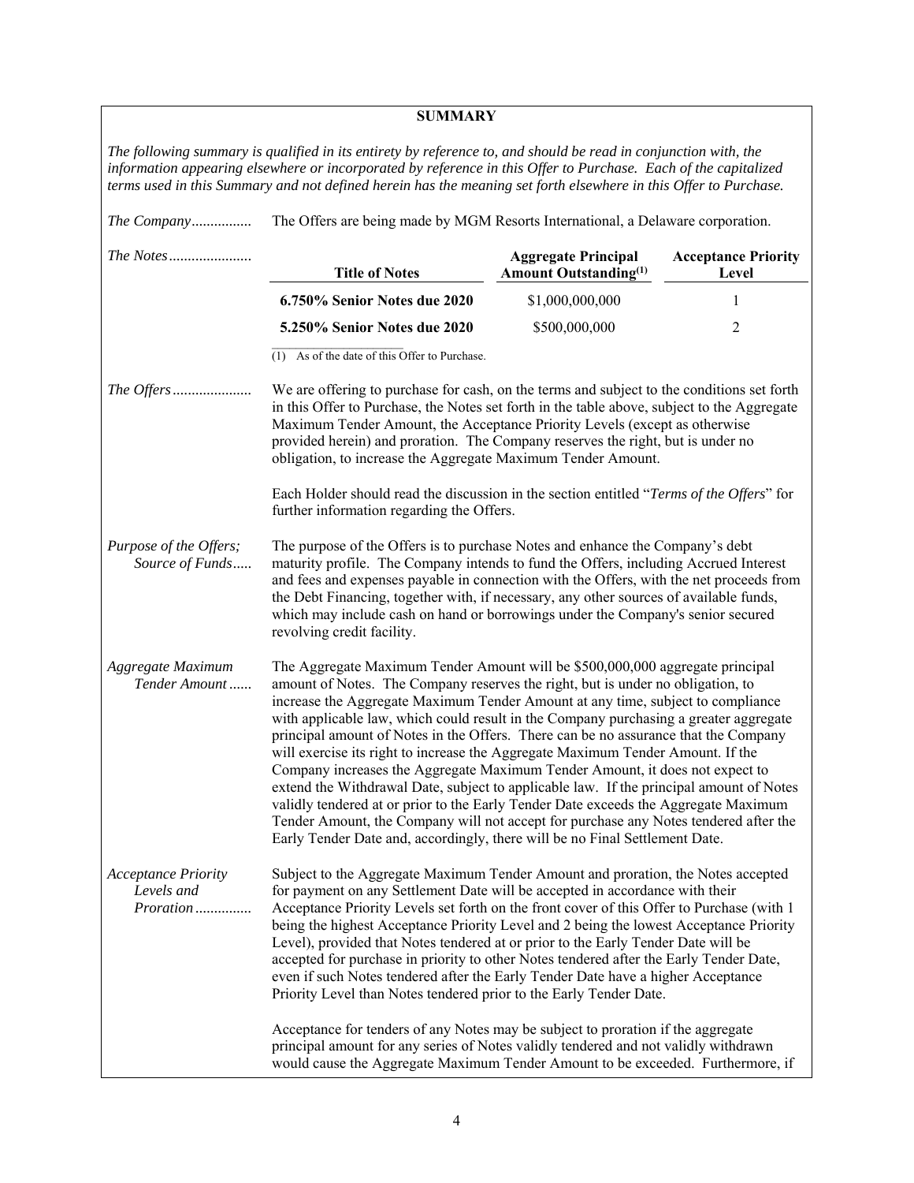## SUMMARY

*The following summary is qualified in its entirety by reference to, and should be read in conjunction with, the information appearing elsewhere or incorporated by reference in this Offer to Purchase. Each of the capitalized terms used in this Summary and not defined herein has the meaning set forth elsewhere in this Offer to Purchase.*

*The Company*............... The Offers are being made by MGM Resorts International, a Delaware corporation.

*The Notes*.....................

| Title of Notes | Aggregate Principal Amount Outstanding[(1)] | Acceptance Priority Level |
|---|---|---|
| **6.750% Senior Notes due 2020** | $1,000,000,000 | 1 |
| **5.250% Senior Notes due 2020** | $500,000,000 | 2 |

(1) As of the date of this Offer to Purchase.

*The Offers*.................... We are offering to purchase for cash, on the terms and subject to the conditions set forth in this Offer to Purchase, the Notes set forth in the table above, subject to the Aggregate Maximum Tender Amount, the Acceptance Priority Levels (except as otherwise provided herein) and proration. The Company reserves the right, but is under no obligation, to increase the Aggregate Maximum Tender Amount.

Each Holder should read the discussion in the section entitled "*Terms of the Offers*" for further information regarding the Offers.

*Purpose of the Offers; Source of Funds*..... The purpose of the Offers is to purchase Notes and enhance the Company's debt maturity profile. The Company intends to fund the Offers, including Accrued Interest and fees and expenses payable in connection with the Offers, with the net proceeds from the Debt Financing, together with, if necessary, any other sources of available funds, which may include cash on hand or borrowings under the Company's senior secured revolving credit facility.

*Aggregate Maximum Tender Amount*...... The Aggregate Maximum Tender Amount will be $500,000,000 aggregate principal amount of Notes. The Company reserves the right, but is under no obligation, to increase the Aggregate Maximum Tender Amount at any time, subject to compliance with applicable law, which could result in the Company purchasing a greater aggregate principal amount of Notes in the Offers. There can be no assurance that the Company will exercise its right to increase the Aggregate Maximum Tender Amount. If the Company increases the Aggregate Maximum Tender Amount, it does not expect to extend the Withdrawal Date, subject to applicable law. If the principal amount of Notes validly tendered at or prior to the Early Tender Date exceeds the Aggregate Maximum Tender Amount, the Company will not accept for purchase any Notes tendered after the Early Tender Date and, accordingly, there will be no Final Settlement Date.

*Acceptance Priority Levels and Proration*.............. Subject to the Aggregate Maximum Tender Amount and proration, the Notes accepted for payment on any Settlement Date will be accepted in accordance with their Acceptance Priority Levels set forth on the front cover of this Offer to Purchase (with 1 being the highest Acceptance Priority Level and 2 being the lowest Acceptance Priority Level), provided that Notes tendered at or prior to the Early Tender Date will be accepted for purchase in priority to other Notes tendered after the Early Tender Date, even if such Notes tendered after the Early Tender Date have a higher Acceptance Priority Level than Notes tendered prior to the Early Tender Date.

Acceptance for tenders of any Notes may be subject to proration if the aggregate principal amount for any series of Notes validly tendered and not validly withdrawn would cause the Aggregate Maximum Tender Amount to be exceeded. Furthermore, if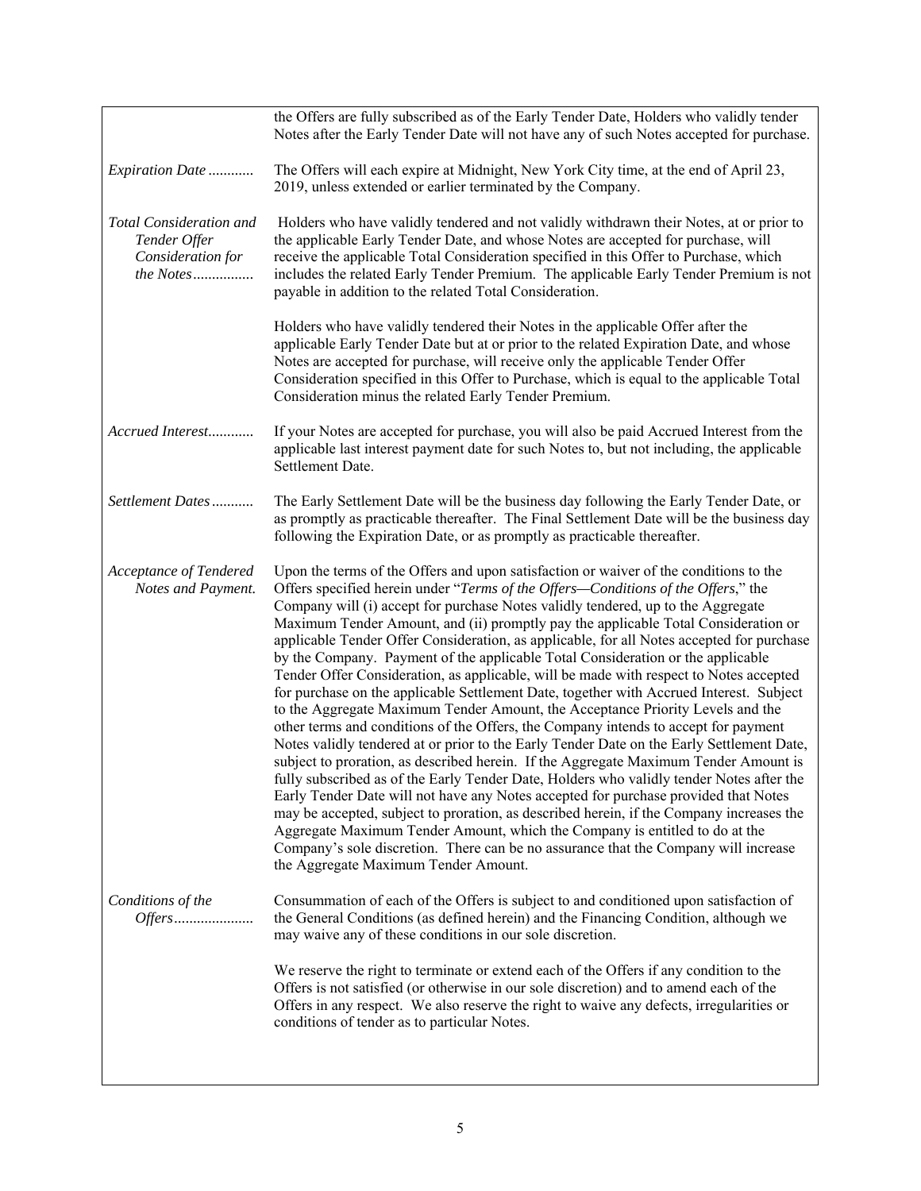| | |
|---|---|
| | the Offers are fully subscribed as of the Early Tender Date, Holders who validly tender Notes after the Early Tender Date will not have any of such Notes accepted for purchase. |
| *Expiration Date* ............ | The Offers will each expire at Midnight, New York City time, at the end of April 23, 2019, unless extended or earlier terminated by the Company. |
| *Total Consideration and Tender Offer Consideration for the Notes*................ | Holders who have validly tendered and not validly withdrawn their Notes, at or prior to the applicable Early Tender Date, and whose Notes are accepted for purchase, will receive the applicable Total Consideration specified in this Offer to Purchase, which includes the related Early Tender Premium. The applicable Early Tender Premium is not payable in addition to the related Total Consideration.<br><br>Holders who have validly tendered their Notes in the applicable Offer after the applicable Early Tender Date but at or prior to the related Expiration Date, and whose Notes are accepted for purchase, will receive only the applicable Tender Offer Consideration specified in this Offer to Purchase, which is equal to the applicable Total Consideration minus the related Early Tender Premium. |
| *Accrued Interest*............ | If your Notes are accepted for purchase, you will also be paid Accrued Interest from the applicable last interest payment date for such Notes to, but not including, the applicable Settlement Date. |
| *Settlement Dates*........... | The Early Settlement Date will be the business day following the Early Tender Date, or as promptly as practicable thereafter. The Final Settlement Date will be the business day following the Expiration Date, or as promptly as practicable thereafter. |
| *Acceptance of Tendered Notes and Payment.* | Upon the terms of the Offers and upon satisfaction or waiver of the conditions to the Offers specified herein under "*Terms of the Offers—Conditions of the Offers*," the Company will (i) accept for purchase Notes validly tendered, up to the Aggregate Maximum Tender Amount, and (ii) promptly pay the applicable Total Consideration or applicable Tender Offer Consideration, as applicable, for all Notes accepted for purchase by the Company. Payment of the applicable Total Consideration or the applicable Tender Offer Consideration, as applicable, will be made with respect to Notes accepted for purchase on the applicable Settlement Date, together with Accrued Interest. Subject to the Aggregate Maximum Tender Amount, the Acceptance Priority Levels and the other terms and conditions of the Offers, the Company intends to accept for payment Notes validly tendered at or prior to the Early Tender Date on the Early Settlement Date, subject to proration, as described herein. If the Aggregate Maximum Tender Amount is fully subscribed as of the Early Tender Date, Holders who validly tender Notes after the Early Tender Date will not have any Notes accepted for purchase provided that Notes may be accepted, subject to proration, as described herein, if the Company increases the Aggregate Maximum Tender Amount, which the Company is entitled to do at the Company's sole discretion. There can be no assurance that the Company will increase the Aggregate Maximum Tender Amount. |
| *Conditions of the Offers*.................... | Consummation of each of the Offers is subject to and conditioned upon satisfaction of the General Conditions (as defined herein) and the Financing Condition, although we may waive any of these conditions in our sole discretion.<br><br>We reserve the right to terminate or extend each of the Offers if any condition to the Offers is not satisfied (or otherwise in our sole discretion) and to amend each of the Offers in any respect. We also reserve the right to waive any defects, irregularities or conditions of tender as to particular Notes. |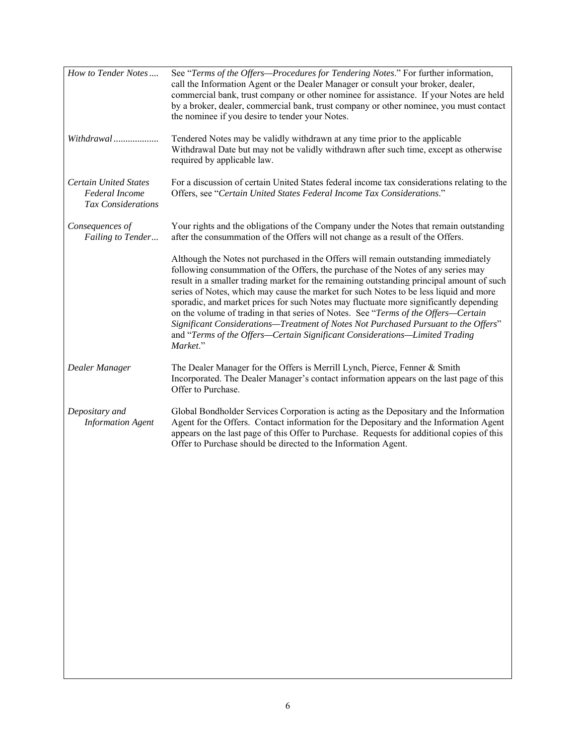| | |
|---|---|
| *How to Tender Notes....* | See "*Terms of the Offers—Procedures for Tendering Notes*." For further information, call the Information Agent or the Dealer Manager or consult your broker, dealer, commercial bank, trust company or other nominee for assistance. If your Notes are held by a broker, dealer, commercial bank, trust company or other nominee, you must contact the nominee if you desire to tender your Notes. |
| *Withdrawal..................* | Tendered Notes may be validly withdrawn at any time prior to the applicable Withdrawal Date but may not be validly withdrawn after such time, except as otherwise required by applicable law. |
| *Certain United States Federal Income Tax Considerations* | For a discussion of certain United States federal income tax considerations relating to the Offers, see "*Certain United States Federal Income Tax Considerations*." |
| *Consequences of Failing to Tender...* | Your rights and the obligations of the Company under the Notes that remain outstanding after the consummation of the Offers will not change as a result of the Offers.<br><br>Although the Notes not purchased in the Offers will remain outstanding immediately following consummation of the Offers, the purchase of the Notes of any series may result in a smaller trading market for the remaining outstanding principal amount of such series of Notes, which may cause the market for such Notes to be less liquid and more sporadic, and market prices for such Notes may fluctuate more significantly depending on the volume of trading in that series of Notes. See "*Terms of the Offers—Certain Significant Considerations—Treatment of Notes Not Purchased Pursuant to the Offers*" and "*Terms of the Offers—Certain Significant Considerations—Limited Trading Market*." |
| *Dealer Manager* | The Dealer Manager for the Offers is Merrill Lynch, Pierce, Fenner & Smith Incorporated. The Dealer Manager's contact information appears on the last page of this Offer to Purchase. |
| *Depositary and Information Agent* | Global Bondholder Services Corporation is acting as the Depositary and the Information Agent for the Offers. Contact information for the Depositary and the Information Agent appears on the last page of this Offer to Purchase. Requests for additional copies of this Offer to Purchase should be directed to the Information Agent. |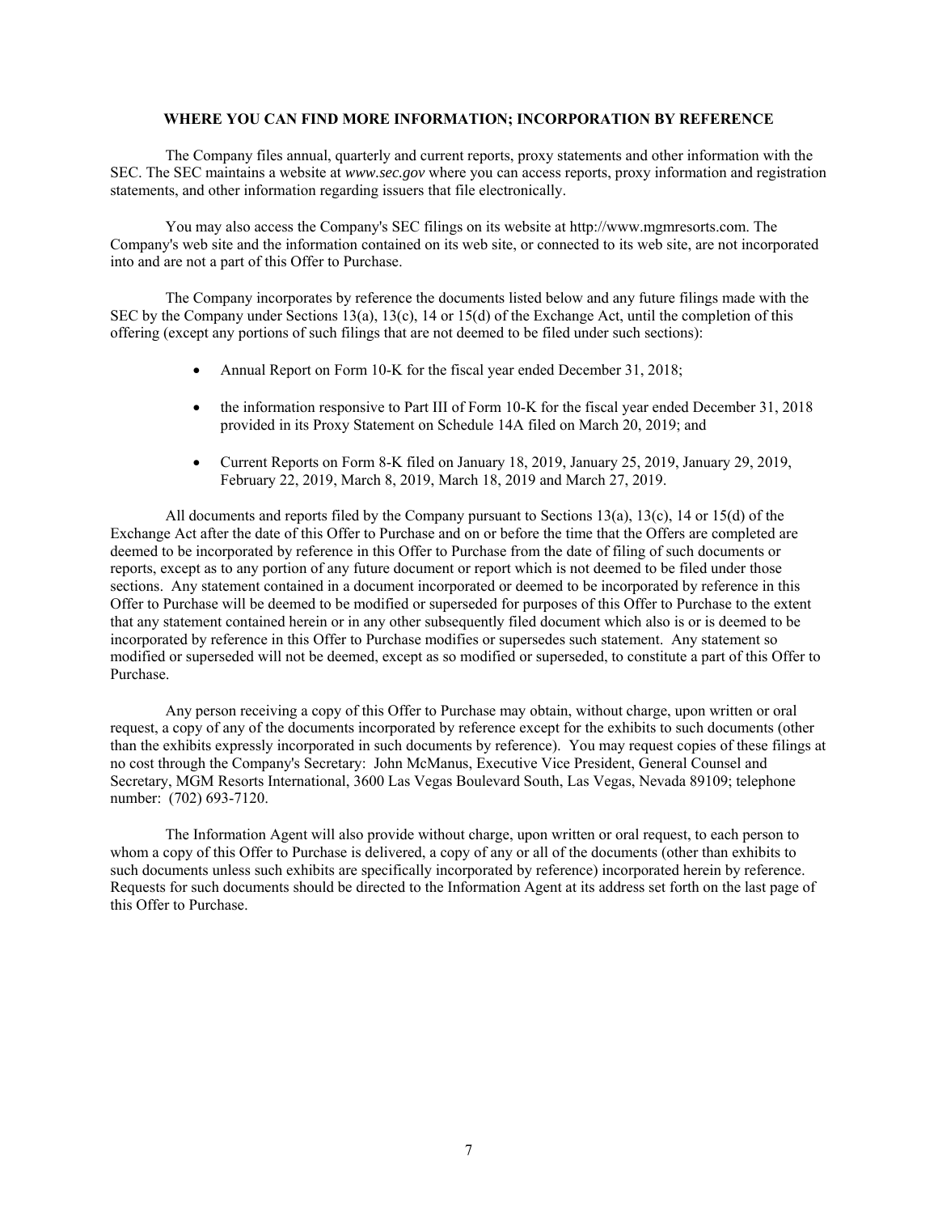## WHERE YOU CAN FIND MORE INFORMATION; INCORPORATION BY REFERENCE

The Company files annual, quarterly and current reports, proxy statements and other information with the SEC. The SEC maintains a website at *www.sec.gov* where you can access reports, proxy information and registration statements, and other information regarding issuers that file electronically.

You may also access the Company's SEC filings on its website at http://www.mgmresorts.com. The Company's web site and the information contained on its web site, or connected to its web site, are not incorporated into and are not a part of this Offer to Purchase.

The Company incorporates by reference the documents listed below and any future filings made with the SEC by the Company under Sections 13(a), 13(c), 14 or 15(d) of the Exchange Act, until the completion of this offering (except any portions of such filings that are not deemed to be filed under such sections):

- Annual Report on Form 10-K for the fiscal year ended December 31, 2018;
- the information responsive to Part III of Form 10-K for the fiscal year ended December 31, 2018 provided in its Proxy Statement on Schedule 14A filed on March 20, 2019; and
- Current Reports on Form 8-K filed on January 18, 2019, January 25, 2019, January 29, 2019, February 22, 2019, March 8, 2019, March 18, 2019 and March 27, 2019.

All documents and reports filed by the Company pursuant to Sections 13(a), 13(c), 14 or 15(d) of the Exchange Act after the date of this Offer to Purchase and on or before the time that the Offers are completed are deemed to be incorporated by reference in this Offer to Purchase from the date of filing of such documents or reports, except as to any portion of any future document or report which is not deemed to be filed under those sections. Any statement contained in a document incorporated or deemed to be incorporated by reference in this Offer to Purchase will be deemed to be modified or superseded for purposes of this Offer to Purchase to the extent that any statement contained herein or in any other subsequently filed document which also is or is deemed to be incorporated by reference in this Offer to Purchase modifies or supersedes such statement. Any statement so modified or superseded will not be deemed, except as so modified or superseded, to constitute a part of this Offer to Purchase.

Any person receiving a copy of this Offer to Purchase may obtain, without charge, upon written or oral request, a copy of any of the documents incorporated by reference except for the exhibits to such documents (other than the exhibits expressly incorporated in such documents by reference). You may request copies of these filings at no cost through the Company's Secretary: John McManus, Executive Vice President, General Counsel and Secretary, MGM Resorts International, 3600 Las Vegas Boulevard South, Las Vegas, Nevada 89109; telephone number: (702) 693-7120.

The Information Agent will also provide without charge, upon written or oral request, to each person to whom a copy of this Offer to Purchase is delivered, a copy of any or all of the documents (other than exhibits to such documents unless such exhibits are specifically incorporated by reference) incorporated herein by reference. Requests for such documents should be directed to the Information Agent at its address set forth on the last page of this Offer to Purchase.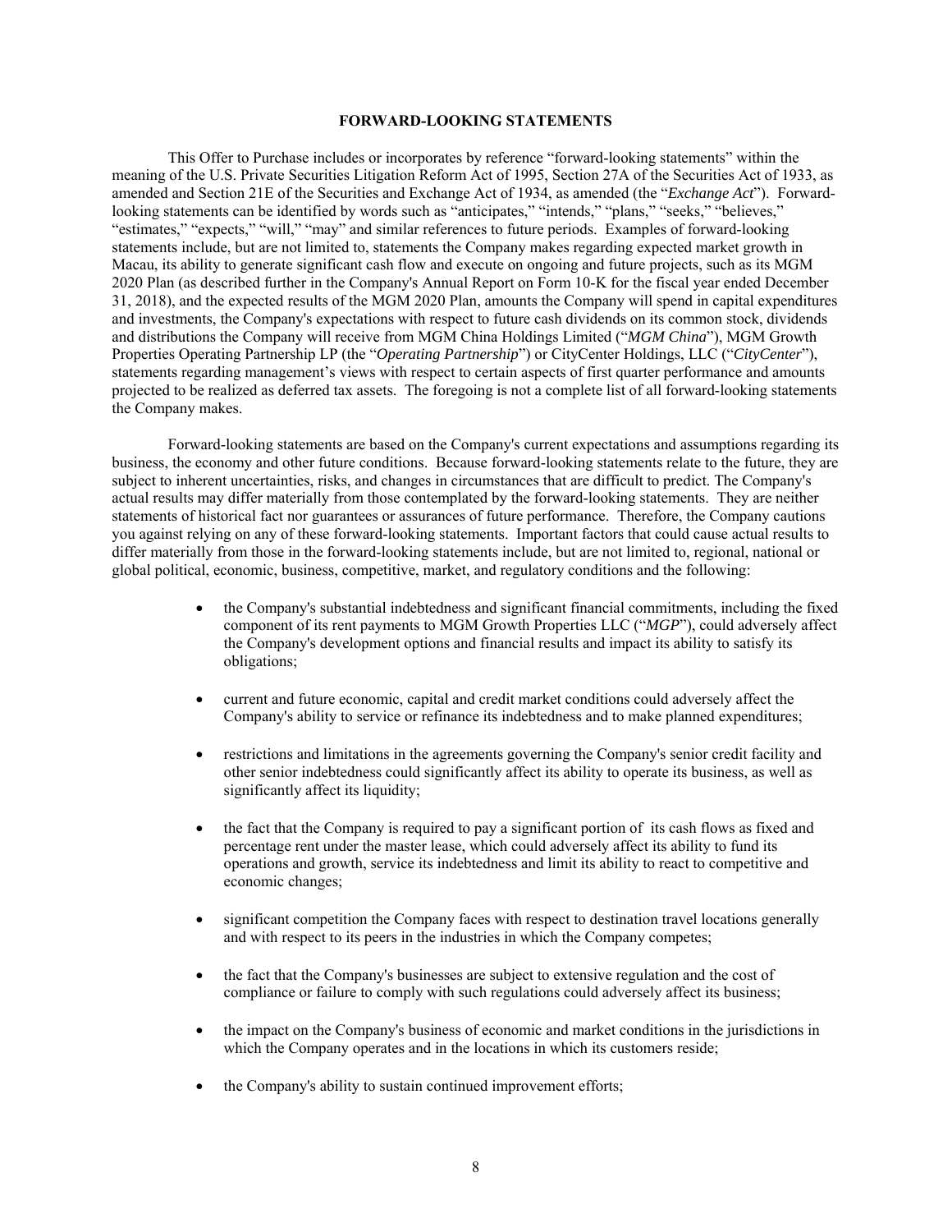## FORWARD-LOOKING STATEMENTS

This Offer to Purchase includes or incorporates by reference "forward-looking statements" within the meaning of the U.S. Private Securities Litigation Reform Act of 1995, Section 27A of the Securities Act of 1933, as amended and Section 21E of the Securities and Exchange Act of 1934, as amended (the "*Exchange Act*"). Forward-looking statements can be identified by words such as "anticipates," "intends," "plans," "seeks," "believes," "estimates," "expects," "will," "may" and similar references to future periods. Examples of forward-looking statements include, but are not limited to, statements the Company makes regarding expected market growth in Macau, its ability to generate significant cash flow and execute on ongoing and future projects, such as its MGM 2020 Plan (as described further in the Company's Annual Report on Form 10-K for the fiscal year ended December 31, 2018), and the expected results of the MGM 2020 Plan, amounts the Company will spend in capital expenditures and investments, the Company's expectations with respect to future cash dividends on its common stock, dividends and distributions the Company will receive from MGM China Holdings Limited ("*MGM China*"), MGM Growth Properties Operating Partnership LP (the "*Operating Partnership*") or CityCenter Holdings, LLC ("*CityCenter*"), statements regarding management's views with respect to certain aspects of first quarter performance and amounts projected to be realized as deferred tax assets. The foregoing is not a complete list of all forward-looking statements the Company makes.

Forward-looking statements are based on the Company's current expectations and assumptions regarding its business, the economy and other future conditions. Because forward-looking statements relate to the future, they are subject to inherent uncertainties, risks, and changes in circumstances that are difficult to predict. The Company's actual results may differ materially from those contemplated by the forward-looking statements. They are neither statements of historical fact nor guarantees or assurances of future performance. Therefore, the Company cautions you against relying on any of these forward-looking statements. Important factors that could cause actual results to differ materially from those in the forward-looking statements include, but are not limited to, regional, national or global political, economic, business, competitive, market, and regulatory conditions and the following:

- the Company's substantial indebtedness and significant financial commitments, including the fixed component of its rent payments to MGM Growth Properties LLC ("*MGP*"), could adversely affect the Company's development options and financial results and impact its ability to satisfy its obligations;
- current and future economic, capital and credit market conditions could adversely affect the Company's ability to service or refinance its indebtedness and to make planned expenditures;
- restrictions and limitations in the agreements governing the Company's senior credit facility and other senior indebtedness could significantly affect its ability to operate its business, as well as significantly affect its liquidity;
- the fact that the Company is required to pay a significant portion of its cash flows as fixed and percentage rent under the master lease, which could adversely affect its ability to fund its operations and growth, service its indebtedness and limit its ability to react to competitive and economic changes;
- significant competition the Company faces with respect to destination travel locations generally and with respect to its peers in the industries in which the Company competes;
- the fact that the Company's businesses are subject to extensive regulation and the cost of compliance or failure to comply with such regulations could adversely affect its business;
- the impact on the Company's business of economic and market conditions in the jurisdictions in which the Company operates and in the locations in which its customers reside;
- the Company's ability to sustain continued improvement efforts;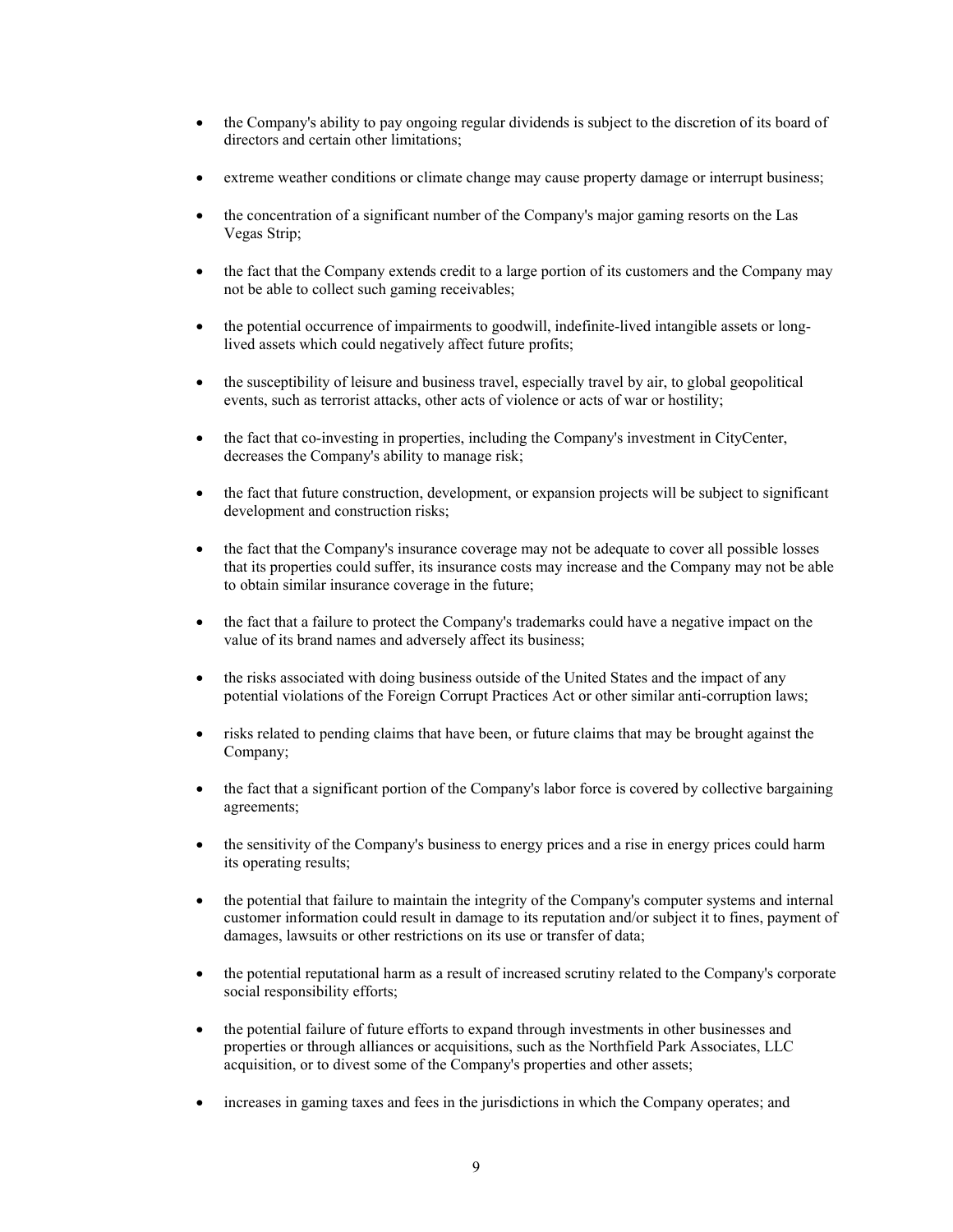- the Company's ability to pay ongoing regular dividends is subject to the discretion of its board of directors and certain other limitations;
- extreme weather conditions or climate change may cause property damage or interrupt business;
- the concentration of a significant number of the Company's major gaming resorts on the Las Vegas Strip;
- the fact that the Company extends credit to a large portion of its customers and the Company may not be able to collect such gaming receivables;
- the potential occurrence of impairments to goodwill, indefinite-lived intangible assets or long-lived assets which could negatively affect future profits;
- the susceptibility of leisure and business travel, especially travel by air, to global geopolitical events, such as terrorist attacks, other acts of violence or acts of war or hostility;
- the fact that co-investing in properties, including the Company's investment in CityCenter, decreases the Company's ability to manage risk;
- the fact that future construction, development, or expansion projects will be subject to significant development and construction risks;
- the fact that the Company's insurance coverage may not be adequate to cover all possible losses that its properties could suffer, its insurance costs may increase and the Company may not be able to obtain similar insurance coverage in the future;
- the fact that a failure to protect the Company's trademarks could have a negative impact on the value of its brand names and adversely affect its business;
- the risks associated with doing business outside of the United States and the impact of any potential violations of the Foreign Corrupt Practices Act or other similar anti-corruption laws;
- risks related to pending claims that have been, or future claims that may be brought against the Company;
- the fact that a significant portion of the Company's labor force is covered by collective bargaining agreements;
- the sensitivity of the Company's business to energy prices and a rise in energy prices could harm its operating results;
- the potential that failure to maintain the integrity of the Company's computer systems and internal customer information could result in damage to its reputation and/or subject it to fines, payment of damages, lawsuits or other restrictions on its use or transfer of data;
- the potential reputational harm as a result of increased scrutiny related to the Company's corporate social responsibility efforts;
- the potential failure of future efforts to expand through investments in other businesses and properties or through alliances or acquisitions, such as the Northfield Park Associates, LLC acquisition, or to divest some of the Company's properties and other assets;
- increases in gaming taxes and fees in the jurisdictions in which the Company operates; and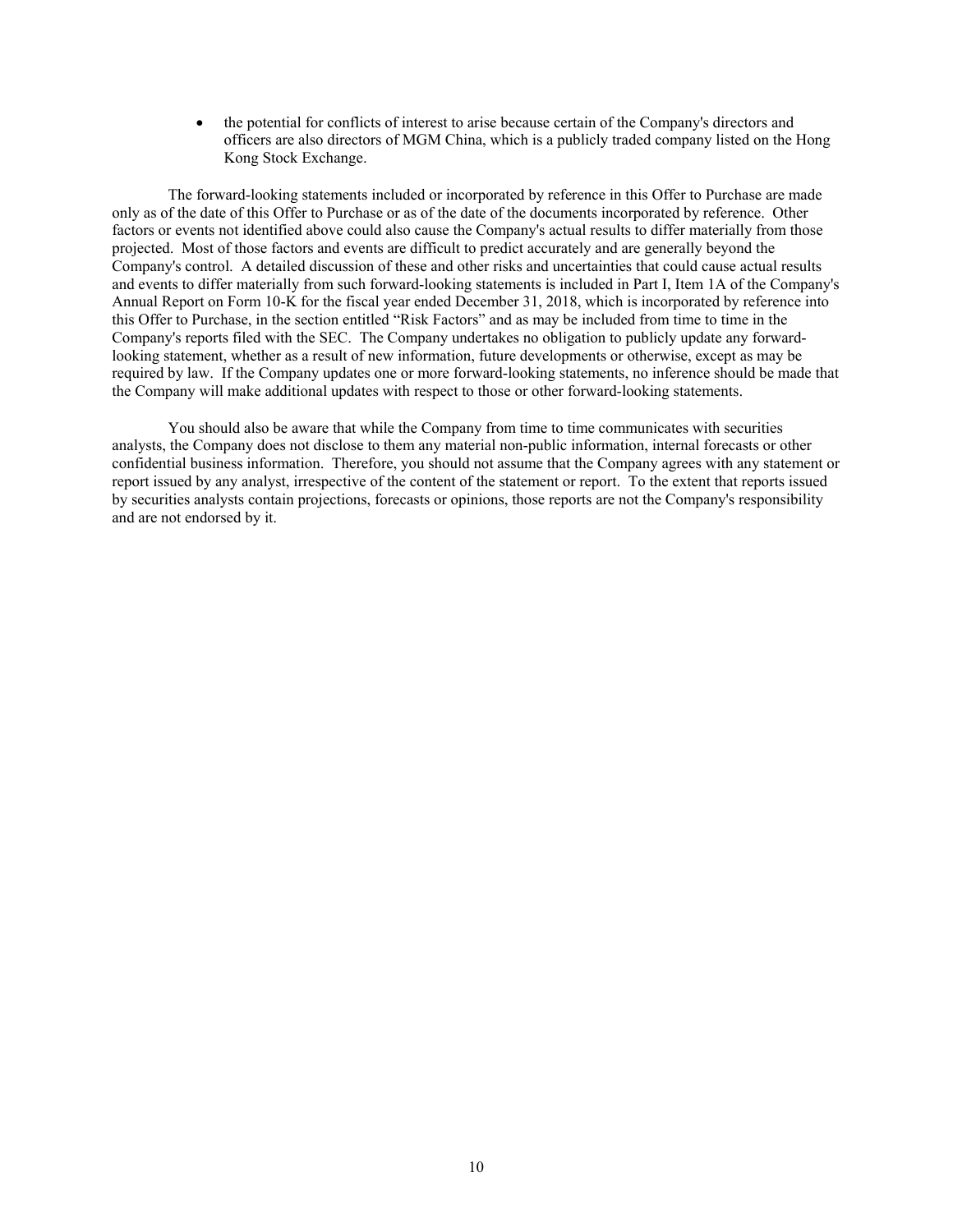- the potential for conflicts of interest to arise because certain of the Company's directors and officers are also directors of MGM China, which is a publicly traded company listed on the Hong Kong Stock Exchange.

The forward-looking statements included or incorporated by reference in this Offer to Purchase are made only as of the date of this Offer to Purchase or as of the date of the documents incorporated by reference. Other factors or events not identified above could also cause the Company's actual results to differ materially from those projected. Most of those factors and events are difficult to predict accurately and are generally beyond the Company's control. A detailed discussion of these and other risks and uncertainties that could cause actual results and events to differ materially from such forward-looking statements is included in Part I, Item 1A of the Company's Annual Report on Form 10-K for the fiscal year ended December 31, 2018, which is incorporated by reference into this Offer to Purchase, in the section entitled "Risk Factors" and as may be included from time to time in the Company's reports filed with the SEC. The Company undertakes no obligation to publicly update any forward-looking statement, whether as a result of new information, future developments or otherwise, except as may be required by law. If the Company updates one or more forward-looking statements, no inference should be made that the Company will make additional updates with respect to those or other forward-looking statements.

You should also be aware that while the Company from time to time communicates with securities analysts, the Company does not disclose to them any material non-public information, internal forecasts or other confidential business information. Therefore, you should not assume that the Company agrees with any statement or report issued by any analyst, irrespective of the content of the statement or report. To the extent that reports issued by securities analysts contain projections, forecasts or opinions, those reports are not the Company's responsibility and are not endorsed by it.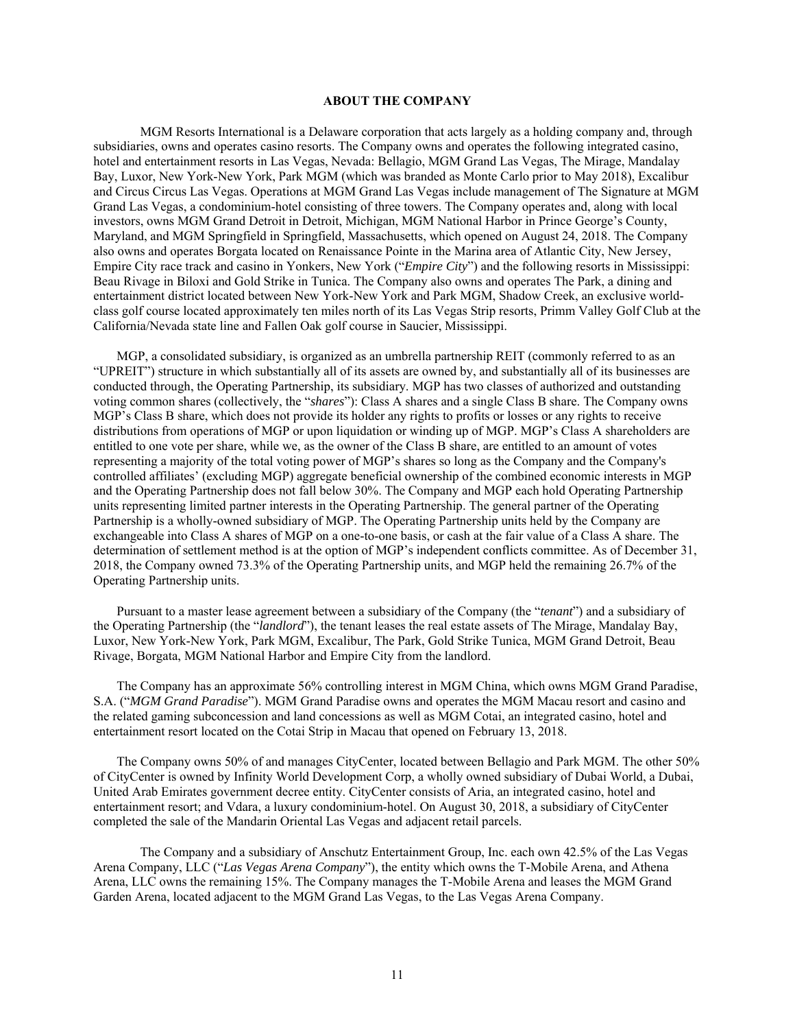## ABOUT THE COMPANY

MGM Resorts International is a Delaware corporation that acts largely as a holding company and, through subsidiaries, owns and operates casino resorts. The Company owns and operates the following integrated casino, hotel and entertainment resorts in Las Vegas, Nevada: Bellagio, MGM Grand Las Vegas, The Mirage, Mandalay Bay, Luxor, New York-New York, Park MGM (which was branded as Monte Carlo prior to May 2018), Excalibur and Circus Circus Las Vegas. Operations at MGM Grand Las Vegas include management of The Signature at MGM Grand Las Vegas, a condominium-hotel consisting of three towers. The Company operates and, along with local investors, owns MGM Grand Detroit in Detroit, Michigan, MGM National Harbor in Prince George's County, Maryland, and MGM Springfield in Springfield, Massachusetts, which opened on August 24, 2018. The Company also owns and operates Borgata located on Renaissance Pointe in the Marina area of Atlantic City, New Jersey, Empire City race track and casino in Yonkers, New York ("*Empire City*") and the following resorts in Mississippi: Beau Rivage in Biloxi and Gold Strike in Tunica. The Company also owns and operates The Park, a dining and entertainment district located between New York-New York and Park MGM, Shadow Creek, an exclusive world-class golf course located approximately ten miles north of its Las Vegas Strip resorts, Primm Valley Golf Club at the California/Nevada state line and Fallen Oak golf course in Saucier, Mississippi.

MGP, a consolidated subsidiary, is organized as an umbrella partnership REIT (commonly referred to as an "UPREIT") structure in which substantially all of its assets are owned by, and substantially all of its businesses are conducted through, the Operating Partnership, its subsidiary. MGP has two classes of authorized and outstanding voting common shares (collectively, the "*shares*"): Class A shares and a single Class B share. The Company owns MGP's Class B share, which does not provide its holder any rights to profits or losses or any rights to receive distributions from operations of MGP or upon liquidation or winding up of MGP. MGP's Class A shareholders are entitled to one vote per share, while we, as the owner of the Class B share, are entitled to an amount of votes representing a majority of the total voting power of MGP's shares so long as the Company and the Company's controlled affiliates' (excluding MGP) aggregate beneficial ownership of the combined economic interests in MGP and the Operating Partnership does not fall below 30%. The Company and MGP each hold Operating Partnership units representing limited partner interests in the Operating Partnership. The general partner of the Operating Partnership is a wholly-owned subsidiary of MGP. The Operating Partnership units held by the Company are exchangeable into Class A shares of MGP on a one-to-one basis, or cash at the fair value of a Class A share. The determination of settlement method is at the option of MGP's independent conflicts committee. As of December 31, 2018, the Company owned 73.3% of the Operating Partnership units, and MGP held the remaining 26.7% of the Operating Partnership units.

Pursuant to a master lease agreement between a subsidiary of the Company (the "*tenant*") and a subsidiary of the Operating Partnership (the "*landlord*"), the tenant leases the real estate assets of The Mirage, Mandalay Bay, Luxor, New York-New York, Park MGM, Excalibur, The Park, Gold Strike Tunica, MGM Grand Detroit, Beau Rivage, Borgata, MGM National Harbor and Empire City from the landlord.

The Company has an approximate 56% controlling interest in MGM China, which owns MGM Grand Paradise, S.A. ("*MGM Grand Paradise*"). MGM Grand Paradise owns and operates the MGM Macau resort and casino and the related gaming subconcession and land concessions as well as MGM Cotai, an integrated casino, hotel and entertainment resort located on the Cotai Strip in Macau that opened on February 13, 2018.

The Company owns 50% of and manages CityCenter, located between Bellagio and Park MGM. The other 50% of CityCenter is owned by Infinity World Development Corp, a wholly owned subsidiary of Dubai World, a Dubai, United Arab Emirates government decree entity. CityCenter consists of Aria, an integrated casino, hotel and entertainment resort; and Vdara, a luxury condominium-hotel. On August 30, 2018, a subsidiary of CityCenter completed the sale of the Mandarin Oriental Las Vegas and adjacent retail parcels.

The Company and a subsidiary of Anschutz Entertainment Group, Inc. each own 42.5% of the Las Vegas Arena Company, LLC ("*Las Vegas Arena Company*"), the entity which owns the T-Mobile Arena, and Athena Arena, LLC owns the remaining 15%. The Company manages the T-Mobile Arena and leases the MGM Grand Garden Arena, located adjacent to the MGM Grand Las Vegas, to the Las Vegas Arena Company.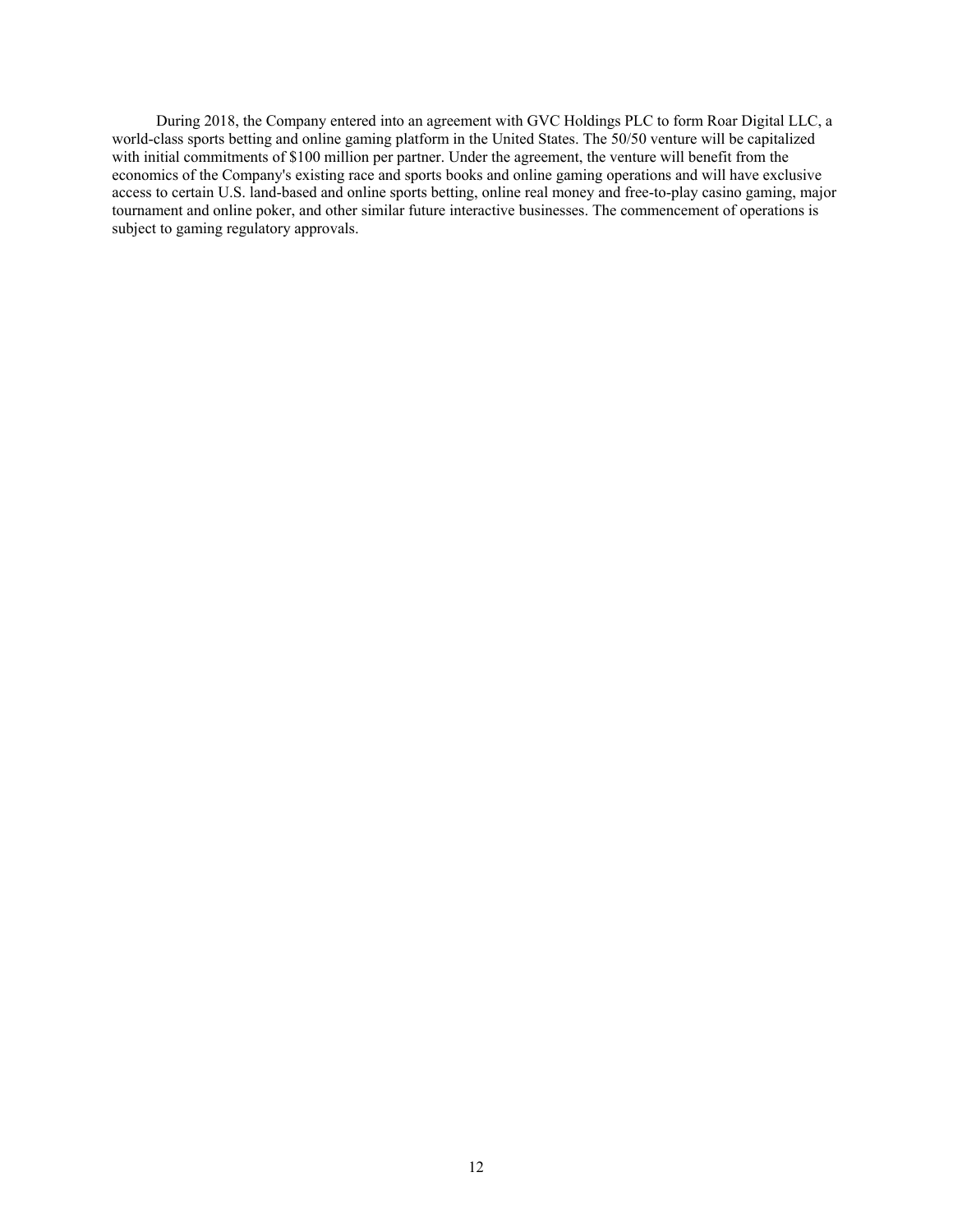During 2018, the Company entered into an agreement with GVC Holdings PLC to form Roar Digital LLC, a world-class sports betting and online gaming platform in the United States. The 50/50 venture will be capitalized with initial commitments of $100 million per partner. Under the agreement, the venture will benefit from the economics of the Company's existing race and sports books and online gaming operations and will have exclusive access to certain U.S. land-based and online sports betting, online real money and free-to-play casino gaming, major tournament and online poker, and other similar future interactive businesses. The commencement of operations is subject to gaming regulatory approvals.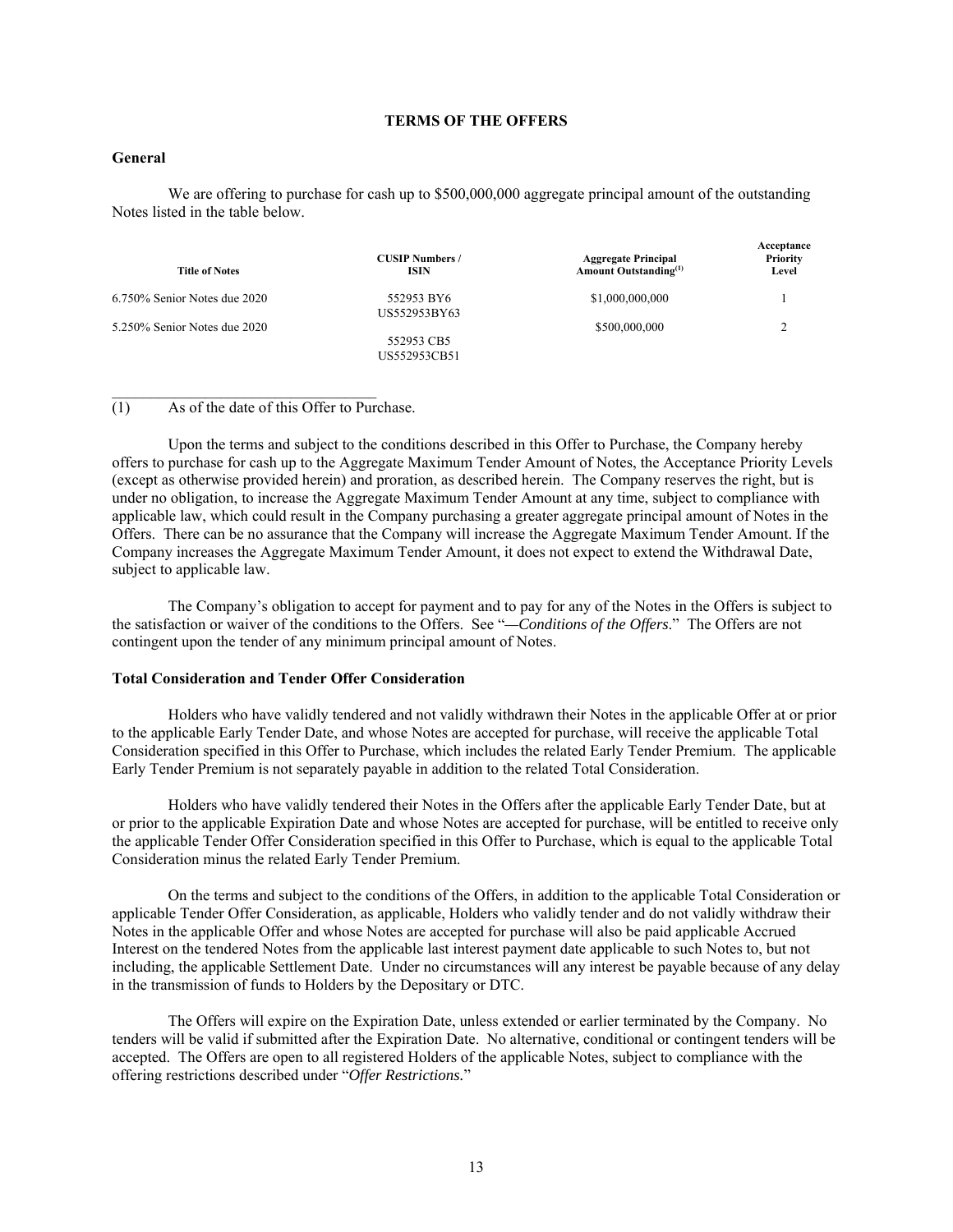## TERMS OF THE OFFERS

### General

We are offering to purchase for cash up to $500,000,000 aggregate principal amount of the outstanding Notes listed in the table below.

| Title of Notes | CUSIP Numbers / ISIN | Aggregate Principal Amount Outstanding[(1)] | Acceptance Priority Level |
|---|---|---|---|
| 6.750% Senior Notes due 2020 | 552953 BY6<br>US552953BY63 | $1,000,000,000 | 1 |
| 5.250% Senior Notes due 2020 | 552953 CB5<br>US552953CB51 | $500,000,000 | 2 |

(1) As of the date of this Offer to Purchase.

Upon the terms and subject to the conditions described in this Offer to Purchase, the Company hereby offers to purchase for cash up to the Aggregate Maximum Tender Amount of Notes, the Acceptance Priority Levels (except as otherwise provided herein) and proration, as described herein. The Company reserves the right, but is under no obligation, to increase the Aggregate Maximum Tender Amount at any time, subject to compliance with applicable law, which could result in the Company purchasing a greater aggregate principal amount of Notes in the Offers. There can be no assurance that the Company will increase the Aggregate Maximum Tender Amount. If the Company increases the Aggregate Maximum Tender Amount, it does not expect to extend the Withdrawal Date, subject to applicable law.

The Company's obligation to accept for payment and to pay for any of the Notes in the Offers is subject to the satisfaction or waiver of the conditions to the Offers. See "*—Conditions of the Offers*." The Offers are not contingent upon the tender of any minimum principal amount of Notes.

### Total Consideration and Tender Offer Consideration

Holders who have validly tendered and not validly withdrawn their Notes in the applicable Offer at or prior to the applicable Early Tender Date, and whose Notes are accepted for purchase, will receive the applicable Total Consideration specified in this Offer to Purchase, which includes the related Early Tender Premium. The applicable Early Tender Premium is not separately payable in addition to the related Total Consideration.

Holders who have validly tendered their Notes in the Offers after the applicable Early Tender Date, but at or prior to the applicable Expiration Date and whose Notes are accepted for purchase, will be entitled to receive only the applicable Tender Offer Consideration specified in this Offer to Purchase, which is equal to the applicable Total Consideration minus the related Early Tender Premium.

On the terms and subject to the conditions of the Offers, in addition to the applicable Total Consideration or applicable Tender Offer Consideration, as applicable, Holders who validly tender and do not validly withdraw their Notes in the applicable Offer and whose Notes are accepted for purchase will also be paid applicable Accrued Interest on the tendered Notes from the applicable last interest payment date applicable to such Notes to, but not including, the applicable Settlement Date. Under no circumstances will any interest be payable because of any delay in the transmission of funds to Holders by the Depositary or DTC.

The Offers will expire on the Expiration Date, unless extended or earlier terminated by the Company. No tenders will be valid if submitted after the Expiration Date. No alternative, conditional or contingent tenders will be accepted. The Offers are open to all registered Holders of the applicable Notes, subject to compliance with the offering restrictions described under "*Offer Restrictions.*"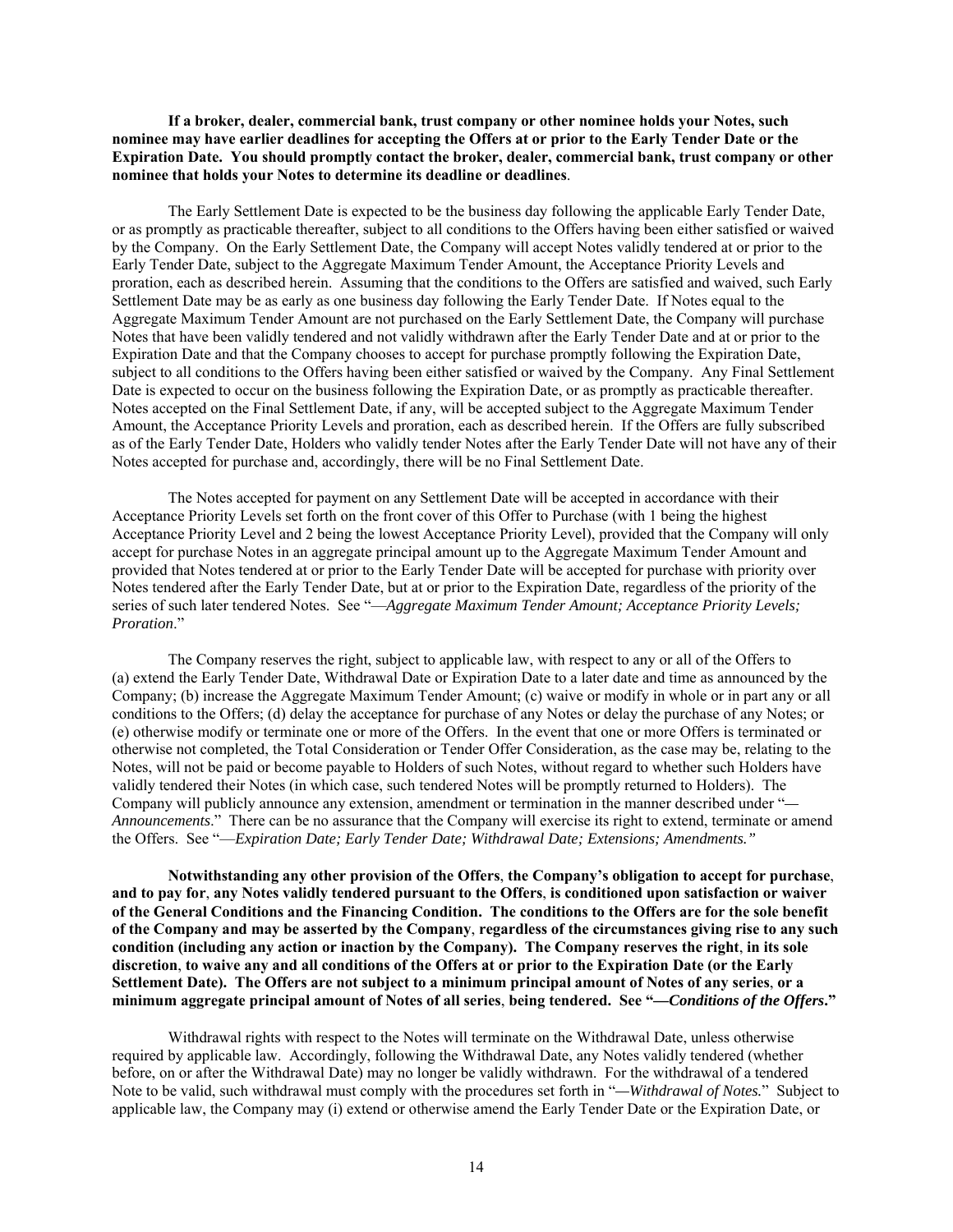**If a broker, dealer, commercial bank, trust company or other nominee holds your Notes, such nominee may have earlier deadlines for accepting the Offers at or prior to the Early Tender Date or the Expiration Date. You should promptly contact the broker, dealer, commercial bank, trust company or other nominee that holds your Notes to determine its deadline or deadlines**.

The Early Settlement Date is expected to be the business day following the applicable Early Tender Date, or as promptly as practicable thereafter, subject to all conditions to the Offers having been either satisfied or waived by the Company. On the Early Settlement Date, the Company will accept Notes validly tendered at or prior to the Early Tender Date, subject to the Aggregate Maximum Tender Amount, the Acceptance Priority Levels and proration, each as described herein. Assuming that the conditions to the Offers are satisfied and waived, such Early Settlement Date may be as early as one business day following the Early Tender Date. If Notes equal to the Aggregate Maximum Tender Amount are not purchased on the Early Settlement Date, the Company will purchase Notes that have been validly tendered and not validly withdrawn after the Early Tender Date and at or prior to the Expiration Date and that the Company chooses to accept for purchase promptly following the Expiration Date, subject to all conditions to the Offers having been either satisfied or waived by the Company. Any Final Settlement Date is expected to occur on the business following the Expiration Date, or as promptly as practicable thereafter. Notes accepted on the Final Settlement Date, if any, will be accepted subject to the Aggregate Maximum Tender Amount, the Acceptance Priority Levels and proration, each as described herein. If the Offers are fully subscribed as of the Early Tender Date, Holders who validly tender Notes after the Early Tender Date will not have any of their Notes accepted for purchase and, accordingly, there will be no Final Settlement Date.

The Notes accepted for payment on any Settlement Date will be accepted in accordance with their Acceptance Priority Levels set forth on the front cover of this Offer to Purchase (with 1 being the highest Acceptance Priority Level and 2 being the lowest Acceptance Priority Level), provided that the Company will only accept for purchase Notes in an aggregate principal amount up to the Aggregate Maximum Tender Amount and provided that Notes tendered at or prior to the Early Tender Date will be accepted for purchase with priority over Notes tendered after the Early Tender Date, but at or prior to the Expiration Date, regardless of the priority of the series of such later tendered Notes. See "—*Aggregate Maximum Tender Amount; Acceptance Priority Levels; Proration*."

The Company reserves the right, subject to applicable law, with respect to any or all of the Offers to (a) extend the Early Tender Date, Withdrawal Date or Expiration Date to a later date and time as announced by the Company; (b) increase the Aggregate Maximum Tender Amount; (c) waive or modify in whole or in part any or all conditions to the Offers; (d) delay the acceptance for purchase of any Notes or delay the purchase of any Notes; or (e) otherwise modify or terminate one or more of the Offers. In the event that one or more Offers is terminated or otherwise not completed, the Total Consideration or Tender Offer Consideration, as the case may be, relating to the Notes, will not be paid or become payable to Holders of such Notes, without regard to whether such Holders have validly tendered their Notes (in which case, such tendered Notes will be promptly returned to Holders). The Company will publicly announce any extension, amendment or termination in the manner described under "—*Announcements*." There can be no assurance that the Company will exercise its right to extend, terminate or amend the Offers. See "—*Expiration Date; Early Tender Date; Withdrawal Date; Extensions; Amendments.*"

**Notwithstanding any other provision of the Offers, the Company's obligation to accept for purchase, and to pay for, any Notes validly tendered pursuant to the Offers, is conditioned upon satisfaction or waiver of the General Conditions and the Financing Condition. The conditions to the Offers are for the sole benefit of the Company and may be asserted by the Company, regardless of the circumstances giving rise to any such condition (including any action or inaction by the Company). The Company reserves the right, in its sole discretion, to waive any and all conditions of the Offers at or prior to the Expiration Date (or the Early Settlement Date). The Offers are not subject to a minimum principal amount of Notes of any series, or a minimum aggregate principal amount of Notes of all series, being tendered. See "—*Conditions of the Offers*."**

Withdrawal rights with respect to the Notes will terminate on the Withdrawal Date, unless otherwise required by applicable law. Accordingly, following the Withdrawal Date, any Notes validly tendered (whether before, on or after the Withdrawal Date) may no longer be validly withdrawn. For the withdrawal of a tendered Note to be valid, such withdrawal must comply with the procedures set forth in "—*Withdrawal of Notes.*" Subject to applicable law, the Company may (i) extend or otherwise amend the Early Tender Date or the Expiration Date, or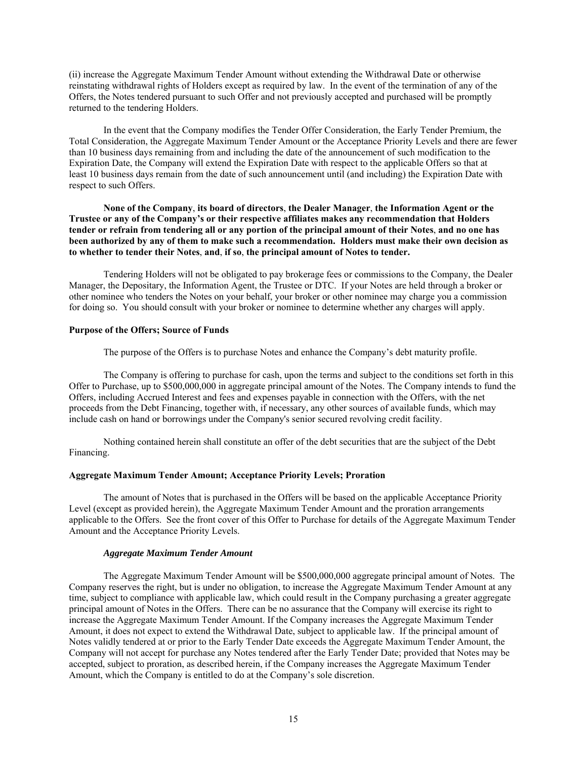(ii) increase the Aggregate Maximum Tender Amount without extending the Withdrawal Date or otherwise reinstating withdrawal rights of Holders except as required by law. In the event of the termination of any of the Offers, the Notes tendered pursuant to such Offer and not previously accepted and purchased will be promptly returned to the tendering Holders.

In the event that the Company modifies the Tender Offer Consideration, the Early Tender Premium, the Total Consideration, the Aggregate Maximum Tender Amount or the Acceptance Priority Levels and there are fewer than 10 business days remaining from and including the date of the announcement of such modification to the Expiration Date, the Company will extend the Expiration Date with respect to the applicable Offers so that at least 10 business days remain from the date of such announcement until (and including) the Expiration Date with respect to such Offers.

**None of the Company, its board of directors, the Dealer Manager, the Information Agent or the Trustee or any of the Company's or their respective affiliates makes any recommendation that Holders tender or refrain from tendering all or any portion of the principal amount of their Notes, and no one has been authorized by any of them to make such a recommendation. Holders must make their own decision as to whether to tender their Notes, and, if so, the principal amount of Notes to tender.**

Tendering Holders will not be obligated to pay brokerage fees or commissions to the Company, the Dealer Manager, the Depositary, the Information Agent, the Trustee or DTC. If your Notes are held through a broker or other nominee who tenders the Notes on your behalf, your broker or other nominee may charge you a commission for doing so. You should consult with your broker or nominee to determine whether any charges will apply.

**Purpose of the Offers; Source of Funds**

The purpose of the Offers is to purchase Notes and enhance the Company's debt maturity profile.

The Company is offering to purchase for cash, upon the terms and subject to the conditions set forth in this Offer to Purchase, up to $500,000,000 in aggregate principal amount of the Notes. The Company intends to fund the Offers, including Accrued Interest and fees and expenses payable in connection with the Offers, with the net proceeds from the Debt Financing, together with, if necessary, any other sources of available funds, which may include cash on hand or borrowings under the Company's senior secured revolving credit facility.

Nothing contained herein shall constitute an offer of the debt securities that are the subject of the Debt Financing.

**Aggregate Maximum Tender Amount; Acceptance Priority Levels; Proration**

The amount of Notes that is purchased in the Offers will be based on the applicable Acceptance Priority Level (except as provided herein), the Aggregate Maximum Tender Amount and the proration arrangements applicable to the Offers. See the front cover of this Offer to Purchase for details of the Aggregate Maximum Tender Amount and the Acceptance Priority Levels.

***Aggregate Maximum Tender Amount***

The Aggregate Maximum Tender Amount will be $500,000,000 aggregate principal amount of Notes. The Company reserves the right, but is under no obligation, to increase the Aggregate Maximum Tender Amount at any time, subject to compliance with applicable law, which could result in the Company purchasing a greater aggregate principal amount of Notes in the Offers. There can be no assurance that the Company will exercise its right to increase the Aggregate Maximum Tender Amount. If the Company increases the Aggregate Maximum Tender Amount, it does not expect to extend the Withdrawal Date, subject to applicable law. If the principal amount of Notes validly tendered at or prior to the Early Tender Date exceeds the Aggregate Maximum Tender Amount, the Company will not accept for purchase any Notes tendered after the Early Tender Date; provided that Notes may be accepted, subject to proration, as described herein, if the Company increases the Aggregate Maximum Tender Amount, which the Company is entitled to do at the Company's sole discretion.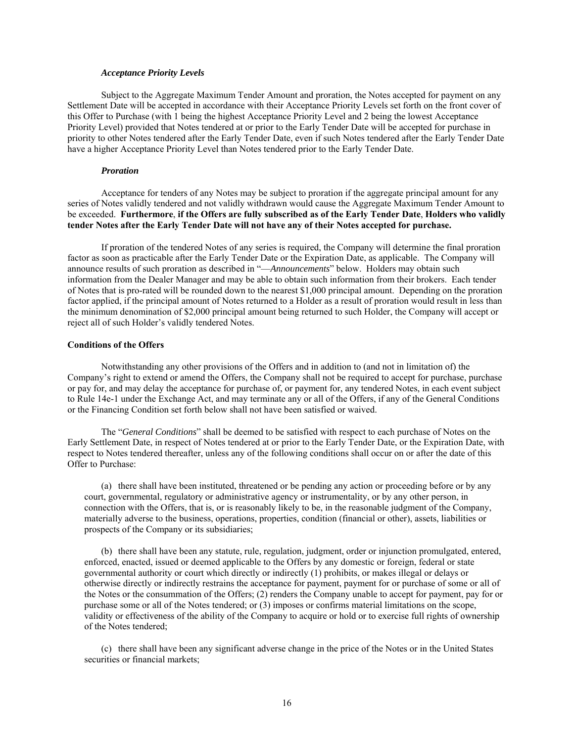*__Acceptance Priority Levels__*

Subject to the Aggregate Maximum Tender Amount and proration, the Notes accepted for payment on any Settlement Date will be accepted in accordance with their Acceptance Priority Levels set forth on the front cover of this Offer to Purchase (with 1 being the highest Acceptance Priority Level and 2 being the lowest Acceptance Priority Level) provided that Notes tendered at or prior to the Early Tender Date will be accepted for purchase in priority to other Notes tendered after the Early Tender Date, even if such Notes tendered after the Early Tender Date have a higher Acceptance Priority Level than Notes tendered prior to the Early Tender Date.

***Proration***

Acceptance for tenders of any Notes may be subject to proration if the aggregate principal amount for any series of Notes validly tendered and not validly withdrawn would cause the Aggregate Maximum Tender Amount to be exceeded. **Furthermore**, **if the Offers are fully subscribed as of the Early Tender Date**, **Holders who validly tender Notes after the Early Tender Date will not have any of their Notes accepted for purchase.**

If proration of the tendered Notes of any series is required, the Company will determine the final proration factor as soon as practicable after the Early Tender Date or the Expiration Date, as applicable. The Company will announce results of such proration as described in "—*Announcements*" below. Holders may obtain such information from the Dealer Manager and may be able to obtain such information from their brokers. Each tender of Notes that is pro-rated will be rounded down to the nearest $1,000 principal amount. Depending on the proration factor applied, if the principal amount of Notes returned to a Holder as a result of proration would result in less than the minimum denomination of $2,000 principal amount being returned to such Holder, the Company will accept or reject all of such Holder's validly tendered Notes.

**Conditions of the Offers**

Notwithstanding any other provisions of the Offers and in addition to (and not in limitation of) the Company's right to extend or amend the Offers, the Company shall not be required to accept for purchase, purchase or pay for, and may delay the acceptance for purchase of, or payment for, any tendered Notes, in each event subject to Rule 14e-1 under the Exchange Act, and may terminate any or all of the Offers, if any of the General Conditions or the Financing Condition set forth below shall not have been satisfied or waived.

The "*General Conditions*" shall be deemed to be satisfied with respect to each purchase of Notes on the Early Settlement Date, in respect of Notes tendered at or prior to the Early Tender Date, or the Expiration Date, with respect to Notes tendered thereafter, unless any of the following conditions shall occur on or after the date of this Offer to Purchase:

(a) there shall have been instituted, threatened or be pending any action or proceeding before or by any court, governmental, regulatory or administrative agency or instrumentality, or by any other person, in connection with the Offers, that is, or is reasonably likely to be, in the reasonable judgment of the Company, materially adverse to the business, operations, properties, condition (financial or other), assets, liabilities or prospects of the Company or its subsidiaries;

(b) there shall have been any statute, rule, regulation, judgment, order or injunction promulgated, entered, enforced, enacted, issued or deemed applicable to the Offers by any domestic or foreign, federal or state governmental authority or court which directly or indirectly (1) prohibits, or makes illegal or delays or otherwise directly or indirectly restrains the acceptance for payment, payment for or purchase of some or all of the Notes or the consummation of the Offers; (2) renders the Company unable to accept for payment, pay for or purchase some or all of the Notes tendered; or (3) imposes or confirms material limitations on the scope, validity or effectiveness of the ability of the Company to acquire or hold or to exercise full rights of ownership of the Notes tendered;

(c) there shall have been any significant adverse change in the price of the Notes or in the United States securities or financial markets;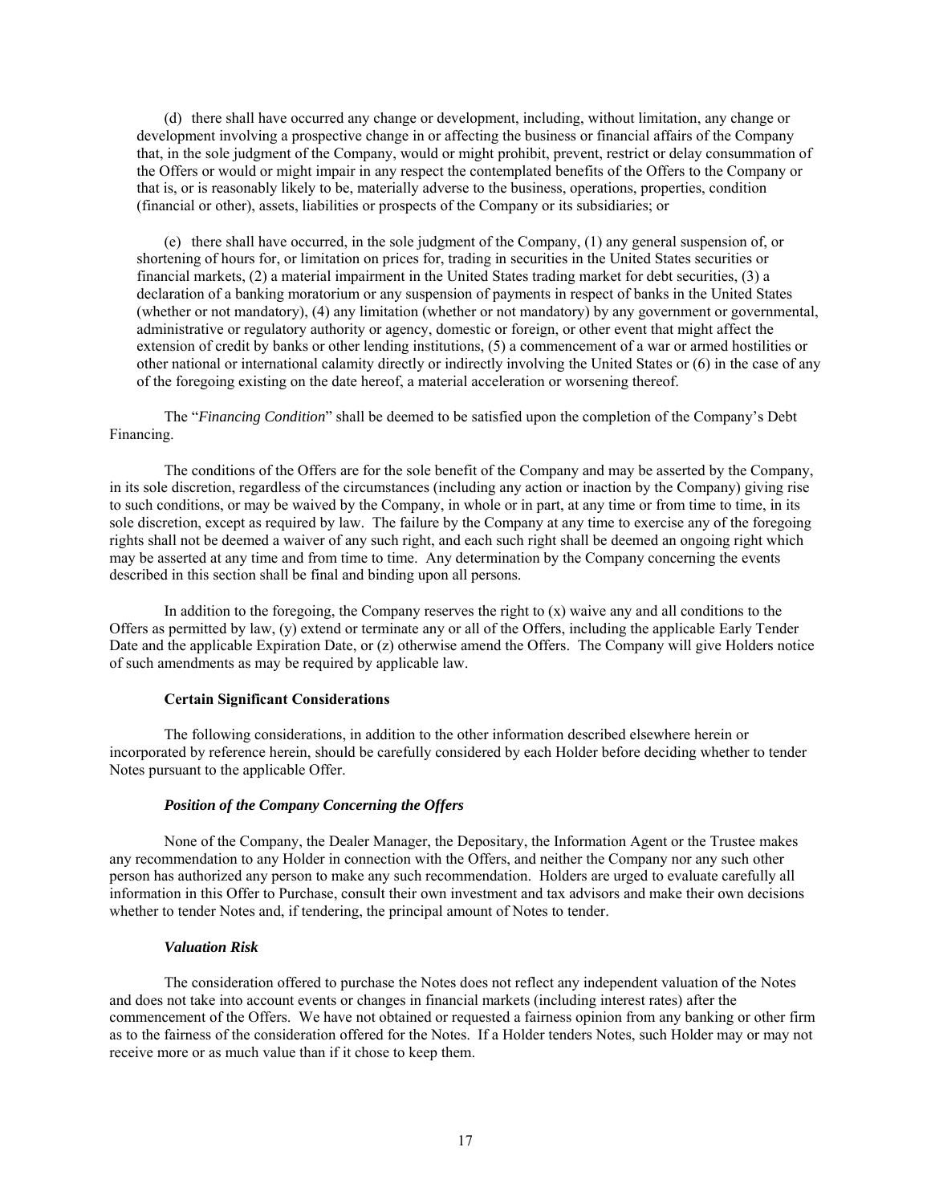(d) there shall have occurred any change or development, including, without limitation, any change or development involving a prospective change in or affecting the business or financial affairs of the Company that, in the sole judgment of the Company, would or might prohibit, prevent, restrict or delay consummation of the Offers or would or might impair in any respect the contemplated benefits of the Offers to the Company or that is, or is reasonably likely to be, materially adverse to the business, operations, properties, condition (financial or other), assets, liabilities or prospects of the Company or its subsidiaries; or

(e) there shall have occurred, in the sole judgment of the Company, (1) any general suspension of, or shortening of hours for, or limitation on prices for, trading in securities in the United States securities or financial markets, (2) a material impairment in the United States trading market for debt securities, (3) a declaration of a banking moratorium or any suspension of payments in respect of banks in the United States (whether or not mandatory), (4) any limitation (whether or not mandatory) by any government or governmental, administrative or regulatory authority or agency, domestic or foreign, or other event that might affect the extension of credit by banks or other lending institutions, (5) a commencement of a war or armed hostilities or other national or international calamity directly or indirectly involving the United States or (6) in the case of any of the foregoing existing on the date hereof, a material acceleration or worsening thereof.

The "*Financing Condition*" shall be deemed to be satisfied upon the completion of the Company's Debt Financing.

The conditions of the Offers are for the sole benefit of the Company and may be asserted by the Company, in its sole discretion, regardless of the circumstances (including any action or inaction by the Company) giving rise to such conditions, or may be waived by the Company, in whole or in part, at any time or from time to time, in its sole discretion, except as required by law. The failure by the Company at any time to exercise any of the foregoing rights shall not be deemed a waiver of any such right, and each such right shall be deemed an ongoing right which may be asserted at any time and from time to time. Any determination by the Company concerning the events described in this section shall be final and binding upon all persons.

In addition to the foregoing, the Company reserves the right to (x) waive any and all conditions to the Offers as permitted by law, (y) extend or terminate any or all of the Offers, including the applicable Early Tender Date and the applicable Expiration Date, or (z) otherwise amend the Offers. The Company will give Holders notice of such amendments as may be required by applicable law.

## Certain Significant Considerations

The following considerations, in addition to the other information described elsewhere herein or incorporated by reference herein, should be carefully considered by each Holder before deciding whether to tender Notes pursuant to the applicable Offer.

### *Position of the Company Concerning the Offers*

None of the Company, the Dealer Manager, the Depositary, the Information Agent or the Trustee makes any recommendation to any Holder in connection with the Offers, and neither the Company nor any such other person has authorized any person to make any such recommendation. Holders are urged to evaluate carefully all information in this Offer to Purchase, consult their own investment and tax advisors and make their own decisions whether to tender Notes and, if tendering, the principal amount of Notes to tender.

### *Valuation Risk*

The consideration offered to purchase the Notes does not reflect any independent valuation of the Notes and does not take into account events or changes in financial markets (including interest rates) after the commencement of the Offers. We have not obtained or requested a fairness opinion from any banking or other firm as to the fairness of the consideration offered for the Notes. If a Holder tenders Notes, such Holder may or may not receive more or as much value than if it chose to keep them.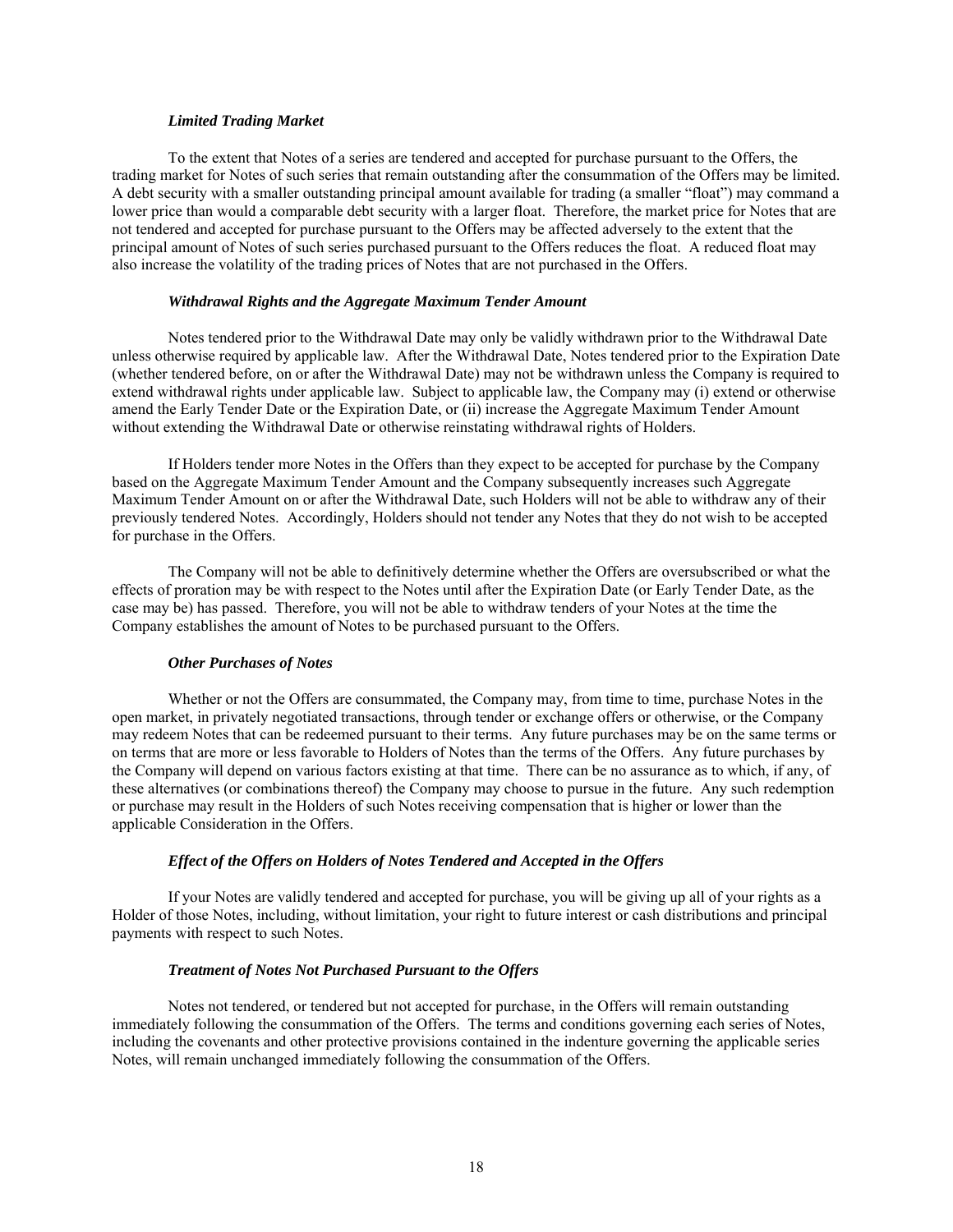### *Limited Trading Market*

To the extent that Notes of a series are tendered and accepted for purchase pursuant to the Offers, the trading market for Notes of such series that remain outstanding after the consummation of the Offers may be limited. A debt security with a smaller outstanding principal amount available for trading (a smaller "float") may command a lower price than would a comparable debt security with a larger float. Therefore, the market price for Notes that are not tendered and accepted for purchase pursuant to the Offers may be affected adversely to the extent that the principal amount of Notes of such series purchased pursuant to the Offers reduces the float. A reduced float may also increase the volatility of the trading prices of Notes that are not purchased in the Offers.

### *Withdrawal Rights and the Aggregate Maximum Tender Amount*

Notes tendered prior to the Withdrawal Date may only be validly withdrawn prior to the Withdrawal Date unless otherwise required by applicable law. After the Withdrawal Date, Notes tendered prior to the Expiration Date (whether tendered before, on or after the Withdrawal Date) may not be withdrawn unless the Company is required to extend withdrawal rights under applicable law. Subject to applicable law, the Company may (i) extend or otherwise amend the Early Tender Date or the Expiration Date, or (ii) increase the Aggregate Maximum Tender Amount without extending the Withdrawal Date or otherwise reinstating withdrawal rights of Holders.

If Holders tender more Notes in the Offers than they expect to be accepted for purchase by the Company based on the Aggregate Maximum Tender Amount and the Company subsequently increases such Aggregate Maximum Tender Amount on or after the Withdrawal Date, such Holders will not be able to withdraw any of their previously tendered Notes. Accordingly, Holders should not tender any Notes that they do not wish to be accepted for purchase in the Offers.

The Company will not be able to definitively determine whether the Offers are oversubscribed or what the effects of proration may be with respect to the Notes until after the Expiration Date (or Early Tender Date, as the case may be) has passed. Therefore, you will not be able to withdraw tenders of your Notes at the time the Company establishes the amount of Notes to be purchased pursuant to the Offers.

### *Other Purchases of Notes*

Whether or not the Offers are consummated, the Company may, from time to time, purchase Notes in the open market, in privately negotiated transactions, through tender or exchange offers or otherwise, or the Company may redeem Notes that can be redeemed pursuant to their terms. Any future purchases may be on the same terms or on terms that are more or less favorable to Holders of Notes than the terms of the Offers. Any future purchases by the Company will depend on various factors existing at that time. There can be no assurance as to which, if any, of these alternatives (or combinations thereof) the Company may choose to pursue in the future. Any such redemption or purchase may result in the Holders of such Notes receiving compensation that is higher or lower than the applicable Consideration in the Offers.

### *Effect of the Offers on Holders of Notes Tendered and Accepted in the Offers*

If your Notes are validly tendered and accepted for purchase, you will be giving up all of your rights as a Holder of those Notes, including, without limitation, your right to future interest or cash distributions and principal payments with respect to such Notes.

### *Treatment of Notes Not Purchased Pursuant to the Offers*

Notes not tendered, or tendered but not accepted for purchase, in the Offers will remain outstanding immediately following the consummation of the Offers. The terms and conditions governing each series of Notes, including the covenants and other protective provisions contained in the indenture governing the applicable series Notes, will remain unchanged immediately following the consummation of the Offers.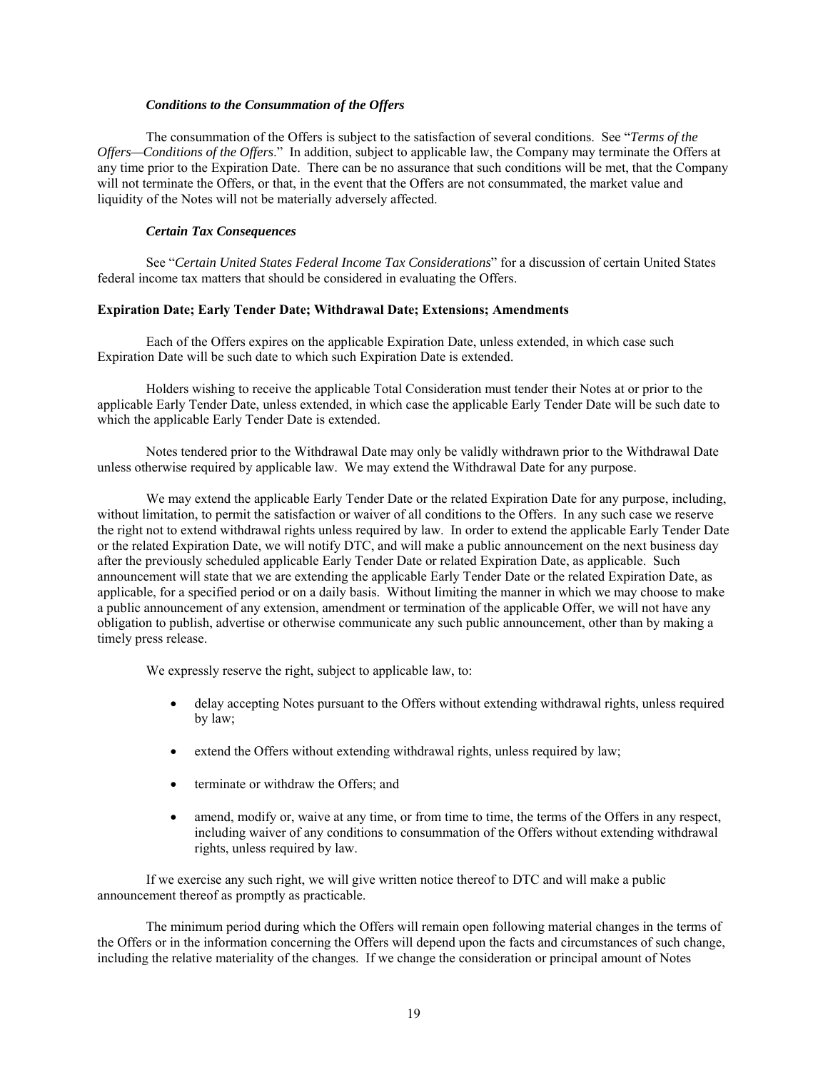### *Conditions to the Consummation of the Offers*

The consummation of the Offers is subject to the satisfaction of several conditions. See "*Terms of the Offers—Conditions of the Offers*." In addition, subject to applicable law, the Company may terminate the Offers at any time prior to the Expiration Date. There can be no assurance that such conditions will be met, that the Company will not terminate the Offers, or that, in the event that the Offers are not consummated, the market value and liquidity of the Notes will not be materially adversely affected.

### *Certain Tax Consequences*

See "*Certain United States Federal Income Tax Considerations*" for a discussion of certain United States federal income tax matters that should be considered in evaluating the Offers.

## **Expiration Date; Early Tender Date; Withdrawal Date; Extensions; Amendments**

Each of the Offers expires on the applicable Expiration Date, unless extended, in which case such Expiration Date will be such date to which such Expiration Date is extended.

Holders wishing to receive the applicable Total Consideration must tender their Notes at or prior to the applicable Early Tender Date, unless extended, in which case the applicable Early Tender Date will be such date to which the applicable Early Tender Date is extended.

Notes tendered prior to the Withdrawal Date may only be validly withdrawn prior to the Withdrawal Date unless otherwise required by applicable law. We may extend the Withdrawal Date for any purpose.

We may extend the applicable Early Tender Date or the related Expiration Date for any purpose, including, without limitation, to permit the satisfaction or waiver of all conditions to the Offers. In any such case we reserve the right not to extend withdrawal rights unless required by law. In order to extend the applicable Early Tender Date or the related Expiration Date, we will notify DTC, and will make a public announcement on the next business day after the previously scheduled applicable Early Tender Date or related Expiration Date, as applicable. Such announcement will state that we are extending the applicable Early Tender Date or the related Expiration Date, as applicable, for a specified period or on a daily basis. Without limiting the manner in which we may choose to make a public announcement of any extension, amendment or termination of the applicable Offer, we will not have any obligation to publish, advertise or otherwise communicate any such public announcement, other than by making a timely press release.

We expressly reserve the right, subject to applicable law, to:

- delay accepting Notes pursuant to the Offers without extending withdrawal rights, unless required by law;
- extend the Offers without extending withdrawal rights, unless required by law;
- terminate or withdraw the Offers; and
- amend, modify or, waive at any time, or from time to time, the terms of the Offers in any respect, including waiver of any conditions to consummation of the Offers without extending withdrawal rights, unless required by law.

If we exercise any such right, we will give written notice thereof to DTC and will make a public announcement thereof as promptly as practicable.

The minimum period during which the Offers will remain open following material changes in the terms of the Offers or in the information concerning the Offers will depend upon the facts and circumstances of such change, including the relative materiality of the changes. If we change the consideration or principal amount of Notes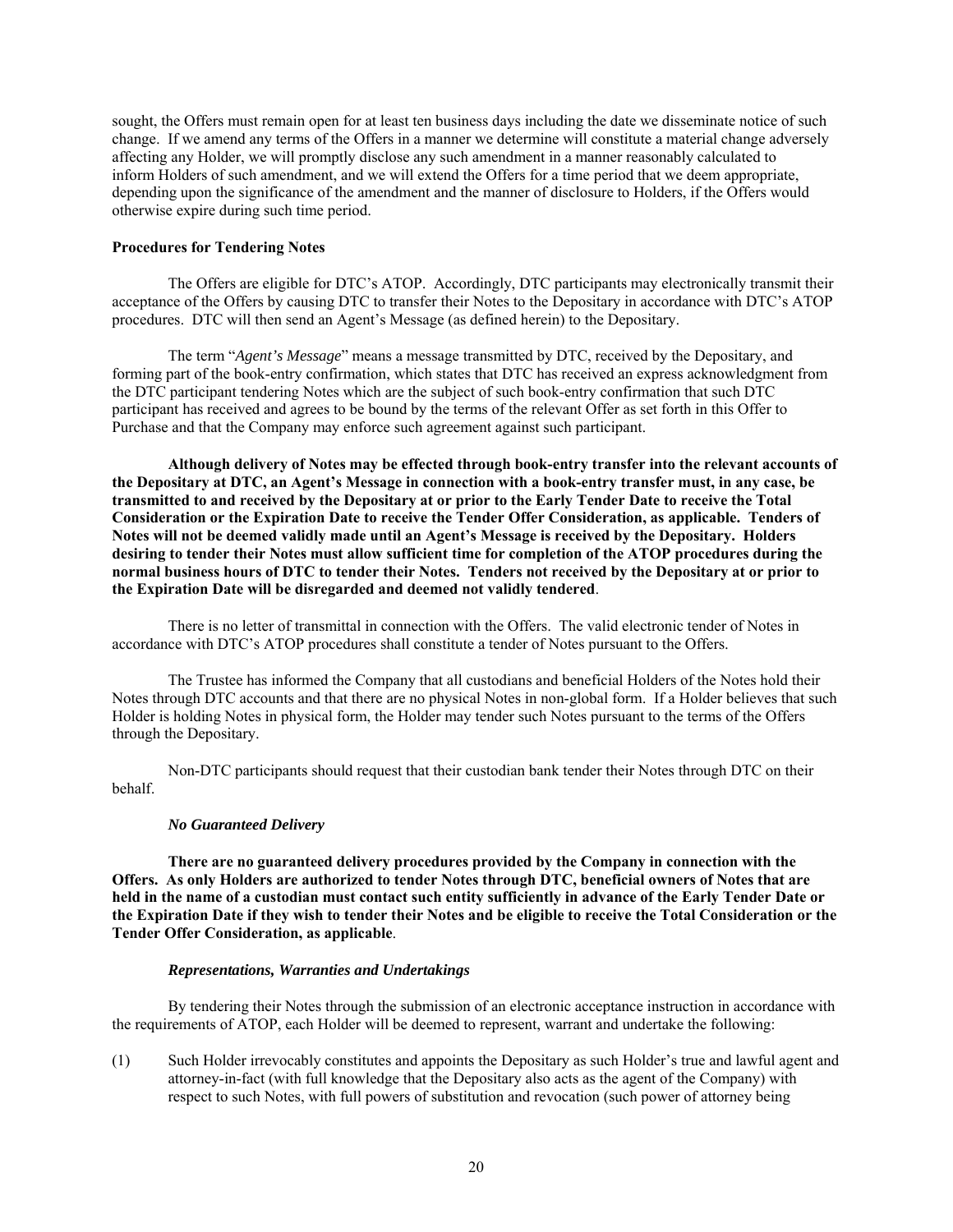sought, the Offers must remain open for at least ten business days including the date we disseminate notice of such change. If we amend any terms of the Offers in a manner we determine will constitute a material change adversely affecting any Holder, we will promptly disclose any such amendment in a manner reasonably calculated to inform Holders of such amendment, and we will extend the Offers for a time period that we deem appropriate, depending upon the significance of the amendment and the manner of disclosure to Holders, if the Offers would otherwise expire during such time period.

**Procedures for Tendering Notes**

The Offers are eligible for DTC's ATOP. Accordingly, DTC participants may electronically transmit their acceptance of the Offers by causing DTC to transfer their Notes to the Depositary in accordance with DTC's ATOP procedures. DTC will then send an Agent's Message (as defined herein) to the Depositary.

The term "*Agent's Message*" means a message transmitted by DTC, received by the Depositary, and forming part of the book-entry confirmation, which states that DTC has received an express acknowledgment from the DTC participant tendering Notes which are the subject of such book-entry confirmation that such DTC participant has received and agrees to be bound by the terms of the relevant Offer as set forth in this Offer to Purchase and that the Company may enforce such agreement against such participant.

**Although delivery of Notes may be effected through book-entry transfer into the relevant accounts of the Depositary at DTC, an Agent's Message in connection with a book-entry transfer must, in any case, be transmitted to and received by the Depositary at or prior to the Early Tender Date to receive the Total Consideration or the Expiration Date to receive the Tender Offer Consideration, as applicable. Tenders of Notes will not be deemed validly made until an Agent's Message is received by the Depositary. Holders desiring to tender their Notes must allow sufficient time for completion of the ATOP procedures during the normal business hours of DTC to tender their Notes. Tenders not received by the Depositary at or prior to the Expiration Date will be disregarded and deemed not validly tendered**.

There is no letter of transmittal in connection with the Offers. The valid electronic tender of Notes in accordance with DTC's ATOP procedures shall constitute a tender of Notes pursuant to the Offers.

The Trustee has informed the Company that all custodians and beneficial Holders of the Notes hold their Notes through DTC accounts and that there are no physical Notes in non-global form. If a Holder believes that such Holder is holding Notes in physical form, the Holder may tender such Notes pursuant to the terms of the Offers through the Depositary.

Non-DTC participants should request that their custodian bank tender their Notes through DTC on their behalf.

***No Guaranteed Delivery***

**There are no guaranteed delivery procedures provided by the Company in connection with the Offers. As only Holders are authorized to tender Notes through DTC, beneficial owners of Notes that are held in the name of a custodian must contact such entity sufficiently in advance of the Early Tender Date or the Expiration Date if they wish to tender their Notes and be eligible to receive the Total Consideration or the Tender Offer Consideration, as applicable**.

***Representations, Warranties and Undertakings***

By tendering their Notes through the submission of an electronic acceptance instruction in accordance with the requirements of ATOP, each Holder will be deemed to represent, warrant and undertake the following:

(1) Such Holder irrevocably constitutes and appoints the Depositary as such Holder's true and lawful agent and attorney-in-fact (with full knowledge that the Depositary also acts as the agent of the Company) with respect to such Notes, with full powers of substitution and revocation (such power of attorney being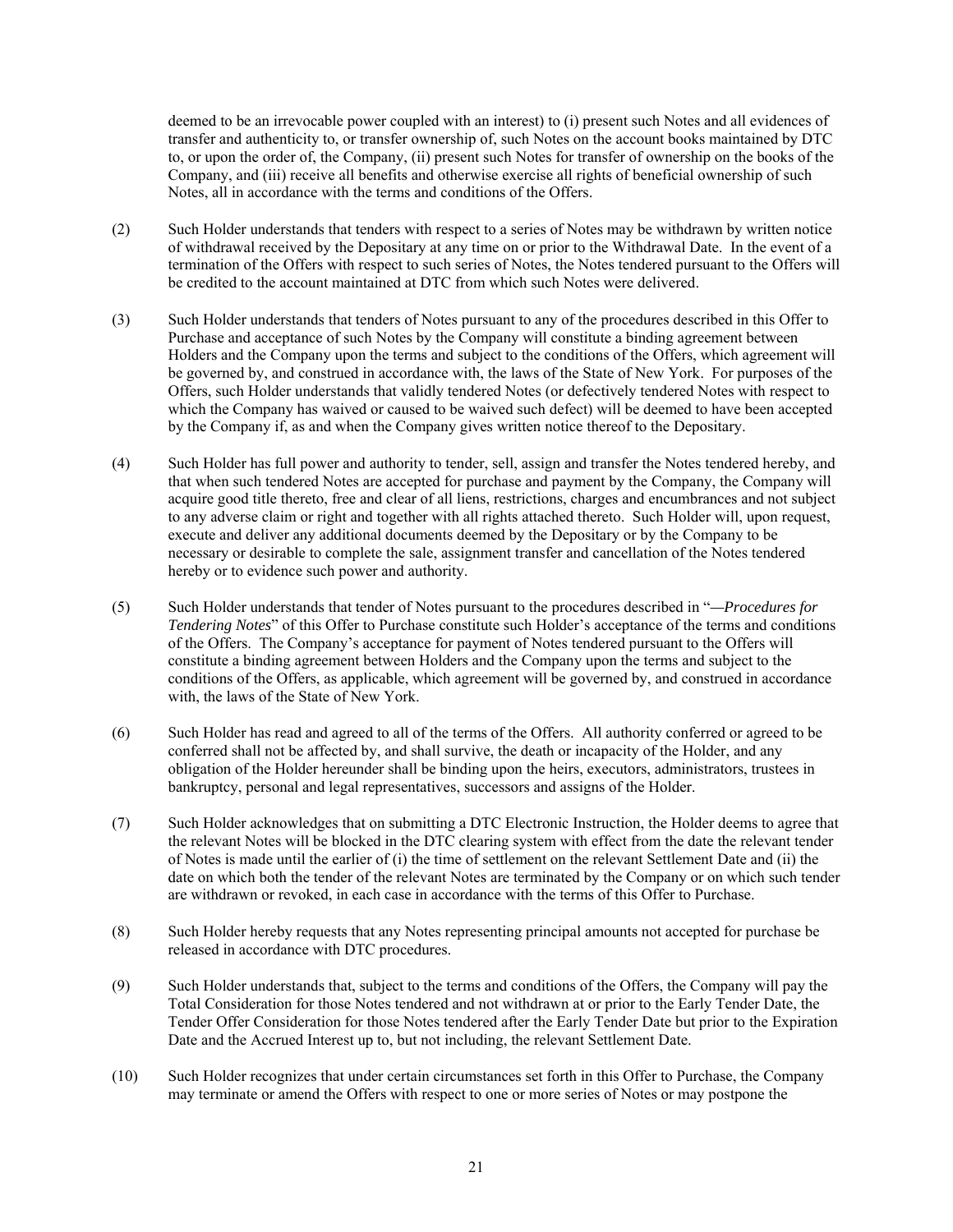deemed to be an irrevocable power coupled with an interest) to (i) present such Notes and all evidences of transfer and authenticity to, or transfer ownership of, such Notes on the account books maintained by DTC to, or upon the order of, the Company, (ii) present such Notes for transfer of ownership on the books of the Company, and (iii) receive all benefits and otherwise exercise all rights of beneficial ownership of such Notes, all in accordance with the terms and conditions of the Offers.

(2) Such Holder understands that tenders with respect to a series of Notes may be withdrawn by written notice of withdrawal received by the Depositary at any time on or prior to the Withdrawal Date. In the event of a termination of the Offers with respect to such series of Notes, the Notes tendered pursuant to the Offers will be credited to the account maintained at DTC from which such Notes were delivered.

(3) Such Holder understands that tenders of Notes pursuant to any of the procedures described in this Offer to Purchase and acceptance of such Notes by the Company will constitute a binding agreement between Holders and the Company upon the terms and subject to the conditions of the Offers, which agreement will be governed by, and construed in accordance with, the laws of the State of New York. For purposes of the Offers, such Holder understands that validly tendered Notes (or defectively tendered Notes with respect to which the Company has waived or caused to be waived such defect) will be deemed to have been accepted by the Company if, as and when the Company gives written notice thereof to the Depositary.

(4) Such Holder has full power and authority to tender, sell, assign and transfer the Notes tendered hereby, and that when such tendered Notes are accepted for purchase and payment by the Company, the Company will acquire good title thereto, free and clear of all liens, restrictions, charges and encumbrances and not subject to any adverse claim or right and together with all rights attached thereto. Such Holder will, upon request, execute and deliver any additional documents deemed by the Depositary or by the Company to be necessary or desirable to complete the sale, assignment transfer and cancellation of the Notes tendered hereby or to evidence such power and authority.

(5) Such Holder understands that tender of Notes pursuant to the procedures described in "*—Procedures for Tendering Notes*" of this Offer to Purchase constitute such Holder's acceptance of the terms and conditions of the Offers. The Company's acceptance for payment of Notes tendered pursuant to the Offers will constitute a binding agreement between Holders and the Company upon the terms and subject to the conditions of the Offers, as applicable, which agreement will be governed by, and construed in accordance with, the laws of the State of New York.

(6) Such Holder has read and agreed to all of the terms of the Offers. All authority conferred or agreed to be conferred shall not be affected by, and shall survive, the death or incapacity of the Holder, and any obligation of the Holder hereunder shall be binding upon the heirs, executors, administrators, trustees in bankruptcy, personal and legal representatives, successors and assigns of the Holder.

(7) Such Holder acknowledges that on submitting a DTC Electronic Instruction, the Holder deems to agree that the relevant Notes will be blocked in the DTC clearing system with effect from the date the relevant tender of Notes is made until the earlier of (i) the time of settlement on the relevant Settlement Date and (ii) the date on which both the tender of the relevant Notes are terminated by the Company or on which such tender are withdrawn or revoked, in each case in accordance with the terms of this Offer to Purchase.

(8) Such Holder hereby requests that any Notes representing principal amounts not accepted for purchase be released in accordance with DTC procedures.

(9) Such Holder understands that, subject to the terms and conditions of the Offers, the Company will pay the Total Consideration for those Notes tendered and not withdrawn at or prior to the Early Tender Date, the Tender Offer Consideration for those Notes tendered after the Early Tender Date but prior to the Expiration Date and the Accrued Interest up to, but not including, the relevant Settlement Date.

(10) Such Holder recognizes that under certain circumstances set forth in this Offer to Purchase, the Company may terminate or amend the Offers with respect to one or more series of Notes or may postpone the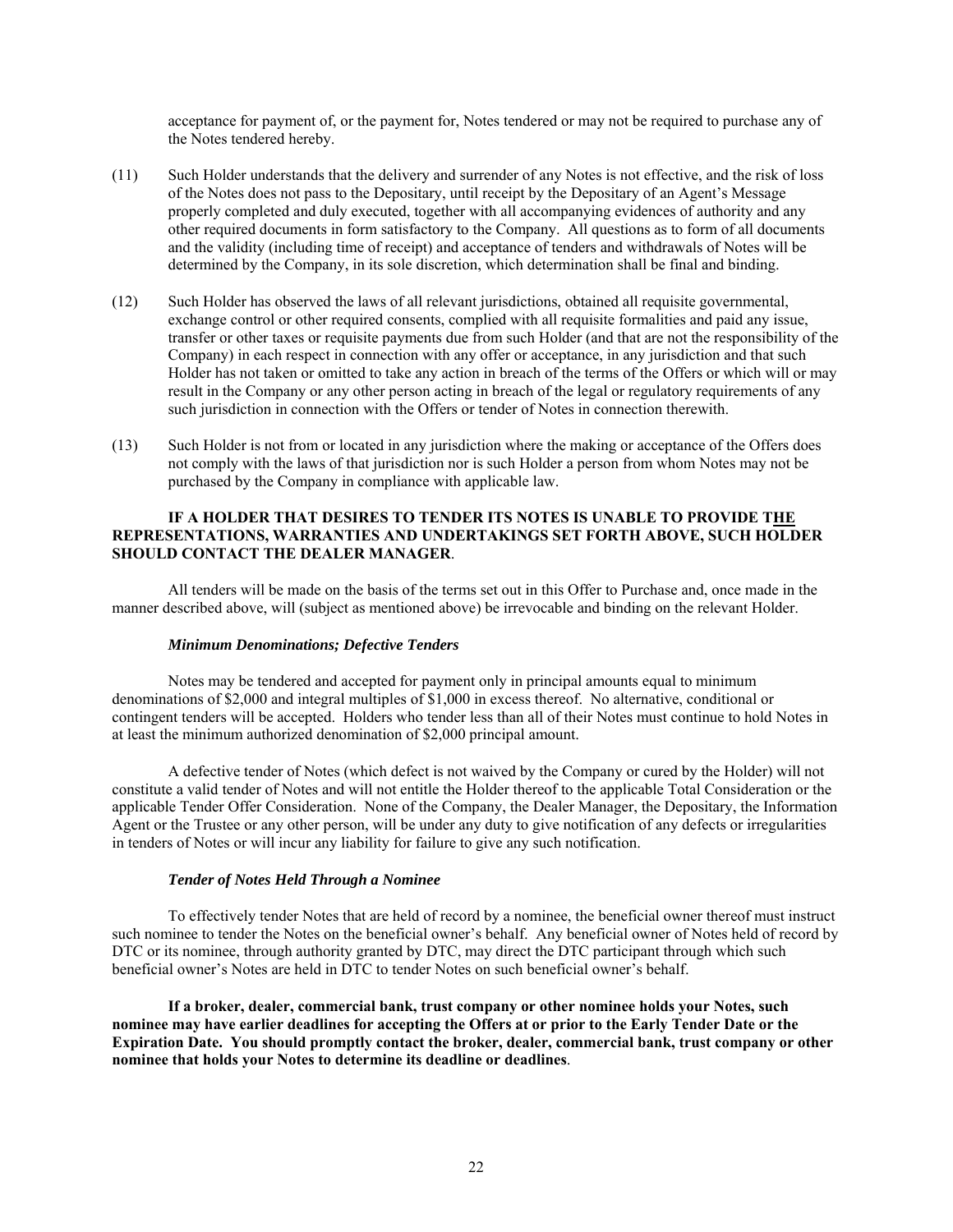acceptance for payment of, or the payment for, Notes tendered or may not be required to purchase any of the Notes tendered hereby.

(11) Such Holder understands that the delivery and surrender of any Notes is not effective, and the risk of loss of the Notes does not pass to the Depositary, until receipt by the Depositary of an Agent's Message properly completed and duly executed, together with all accompanying evidences of authority and any other required documents in form satisfactory to the Company. All questions as to form of all documents and the validity (including time of receipt) and acceptance of tenders and withdrawals of Notes will be determined by the Company, in its sole discretion, which determination shall be final and binding.

(12) Such Holder has observed the laws of all relevant jurisdictions, obtained all requisite governmental, exchange control or other required consents, complied with all requisite formalities and paid any issue, transfer or other taxes or requisite payments due from such Holder (and that are not the responsibility of the Company) in each respect in connection with any offer or acceptance, in any jurisdiction and that such Holder has not taken or omitted to take any action in breach of the terms of the Offers or which will or may result in the Company or any other person acting in breach of the legal or regulatory requirements of any such jurisdiction in connection with the Offers or tender of Notes in connection therewith.

(13) Such Holder is not from or located in any jurisdiction where the making or acceptance of the Offers does not comply with the laws of that jurisdiction nor is such Holder a person from whom Notes may not be purchased by the Company in compliance with applicable law.

**IF A HOLDER THAT DESIRES TO TENDER ITS NOTES IS UNABLE TO PROVIDE THE REPRESENTATIONS, WARRANTIES AND UNDERTAKINGS SET FORTH ABOVE, SUCH HOLDER SHOULD CONTACT THE DEALER MANAGER**.

All tenders will be made on the basis of the terms set out in this Offer to Purchase and, once made in the manner described above, will (subject as mentioned above) be irrevocable and binding on the relevant Holder.

***Minimum Denominations; Defective Tenders***

Notes may be tendered and accepted for payment only in principal amounts equal to minimum denominations of $2,000 and integral multiples of $1,000 in excess thereof. No alternative, conditional or contingent tenders will be accepted. Holders who tender less than all of their Notes must continue to hold Notes in at least the minimum authorized denomination of $2,000 principal amount.

A defective tender of Notes (which defect is not waived by the Company or cured by the Holder) will not constitute a valid tender of Notes and will not entitle the Holder thereof to the applicable Total Consideration or the applicable Tender Offer Consideration. None of the Company, the Dealer Manager, the Depositary, the Information Agent or the Trustee or any other person, will be under any duty to give notification of any defects or irregularities in tenders of Notes or will incur any liability for failure to give any such notification.

***Tender of Notes Held Through a Nominee***

To effectively tender Notes that are held of record by a nominee, the beneficial owner thereof must instruct such nominee to tender the Notes on the beneficial owner's behalf. Any beneficial owner of Notes held of record by DTC or its nominee, through authority granted by DTC, may direct the DTC participant through which such beneficial owner's Notes are held in DTC to tender Notes on such beneficial owner's behalf.

**If a broker, dealer, commercial bank, trust company or other nominee holds your Notes, such nominee may have earlier deadlines for accepting the Offers at or prior to the Early Tender Date or the Expiration Date. You should promptly contact the broker, dealer, commercial bank, trust company or other nominee that holds your Notes to determine its deadline or deadlines**.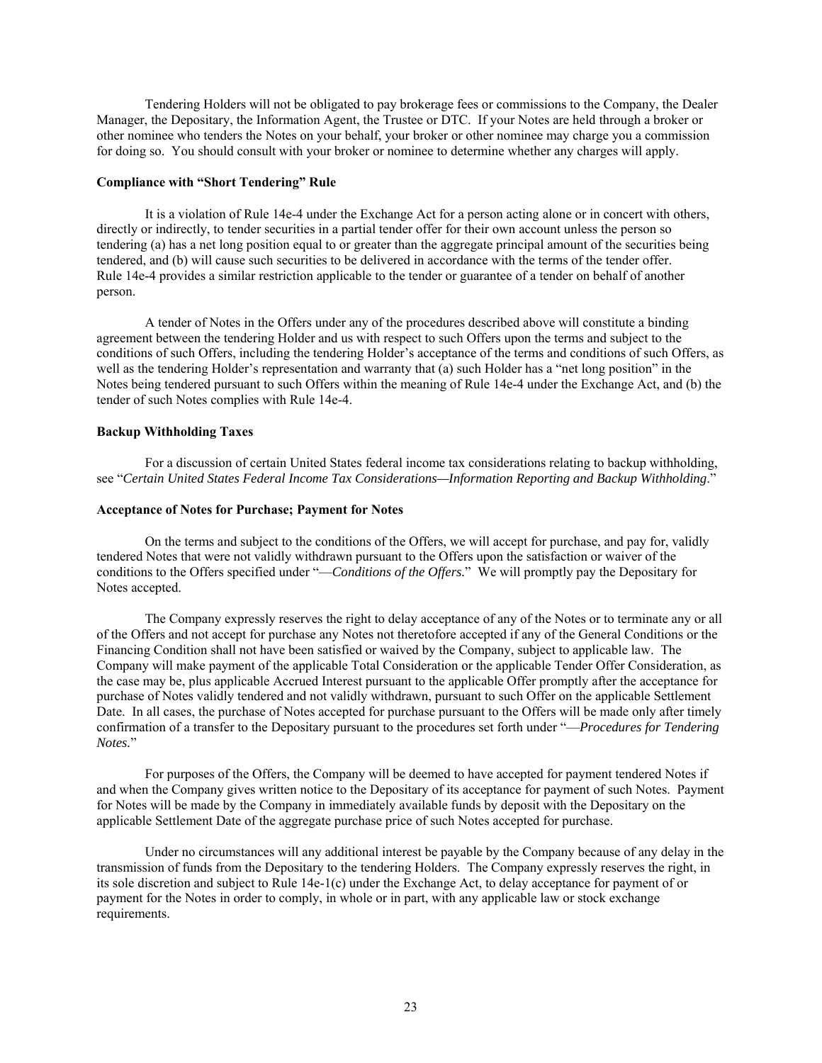Tendering Holders will not be obligated to pay brokerage fees or commissions to the Company, the Dealer Manager, the Depositary, the Information Agent, the Trustee or DTC. If your Notes are held through a broker or other nominee who tenders the Notes on your behalf, your broker or other nominee may charge you a commission for doing so. You should consult with your broker or nominee to determine whether any charges will apply.

**Compliance with "Short Tendering" Rule**

It is a violation of Rule 14e-4 under the Exchange Act for a person acting alone or in concert with others, directly or indirectly, to tender securities in a partial tender offer for their own account unless the person so tendering (a) has a net long position equal to or greater than the aggregate principal amount of the securities being tendered, and (b) will cause such securities to be delivered in accordance with the terms of the tender offer. Rule 14e-4 provides a similar restriction applicable to the tender or guarantee of a tender on behalf of another person.

A tender of Notes in the Offers under any of the procedures described above will constitute a binding agreement between the tendering Holder and us with respect to such Offers upon the terms and subject to the conditions of such Offers, including the tendering Holder's acceptance of the terms and conditions of such Offers, as well as the tendering Holder's representation and warranty that (a) such Holder has a "net long position" in the Notes being tendered pursuant to such Offers within the meaning of Rule 14e-4 under the Exchange Act, and (b) the tender of such Notes complies with Rule 14e-4.

**Backup Withholding Taxes**

For a discussion of certain United States federal income tax considerations relating to backup withholding, see "*Certain United States Federal Income Tax Considerations—Information Reporting and Backup Withholding*."

**Acceptance of Notes for Purchase; Payment for Notes**

On the terms and subject to the conditions of the Offers, we will accept for purchase, and pay for, validly tendered Notes that were not validly withdrawn pursuant to the Offers upon the satisfaction or waiver of the conditions to the Offers specified under "—*Conditions of the Offers.*" We will promptly pay the Depositary for Notes accepted.

The Company expressly reserves the right to delay acceptance of any of the Notes or to terminate any or all of the Offers and not accept for purchase any Notes not theretofore accepted if any of the General Conditions or the Financing Condition shall not have been satisfied or waived by the Company, subject to applicable law. The Company will make payment of the applicable Total Consideration or the applicable Tender Offer Consideration, as the case may be, plus applicable Accrued Interest pursuant to the applicable Offer promptly after the acceptance for purchase of Notes validly tendered and not validly withdrawn, pursuant to such Offer on the applicable Settlement Date. In all cases, the purchase of Notes accepted for purchase pursuant to the Offers will be made only after timely confirmation of a transfer to the Depositary pursuant to the procedures set forth under "—*Procedures for Tendering Notes.*"

For purposes of the Offers, the Company will be deemed to have accepted for payment tendered Notes if and when the Company gives written notice to the Depositary of its acceptance for payment of such Notes. Payment for Notes will be made by the Company in immediately available funds by deposit with the Depositary on the applicable Settlement Date of the aggregate purchase price of such Notes accepted for purchase.

Under no circumstances will any additional interest be payable by the Company because of any delay in the transmission of funds from the Depositary to the tendering Holders. The Company expressly reserves the right, in its sole discretion and subject to Rule 14e-1(c) under the Exchange Act, to delay acceptance for payment of or payment for the Notes in order to comply, in whole or in part, with any applicable law or stock exchange requirements.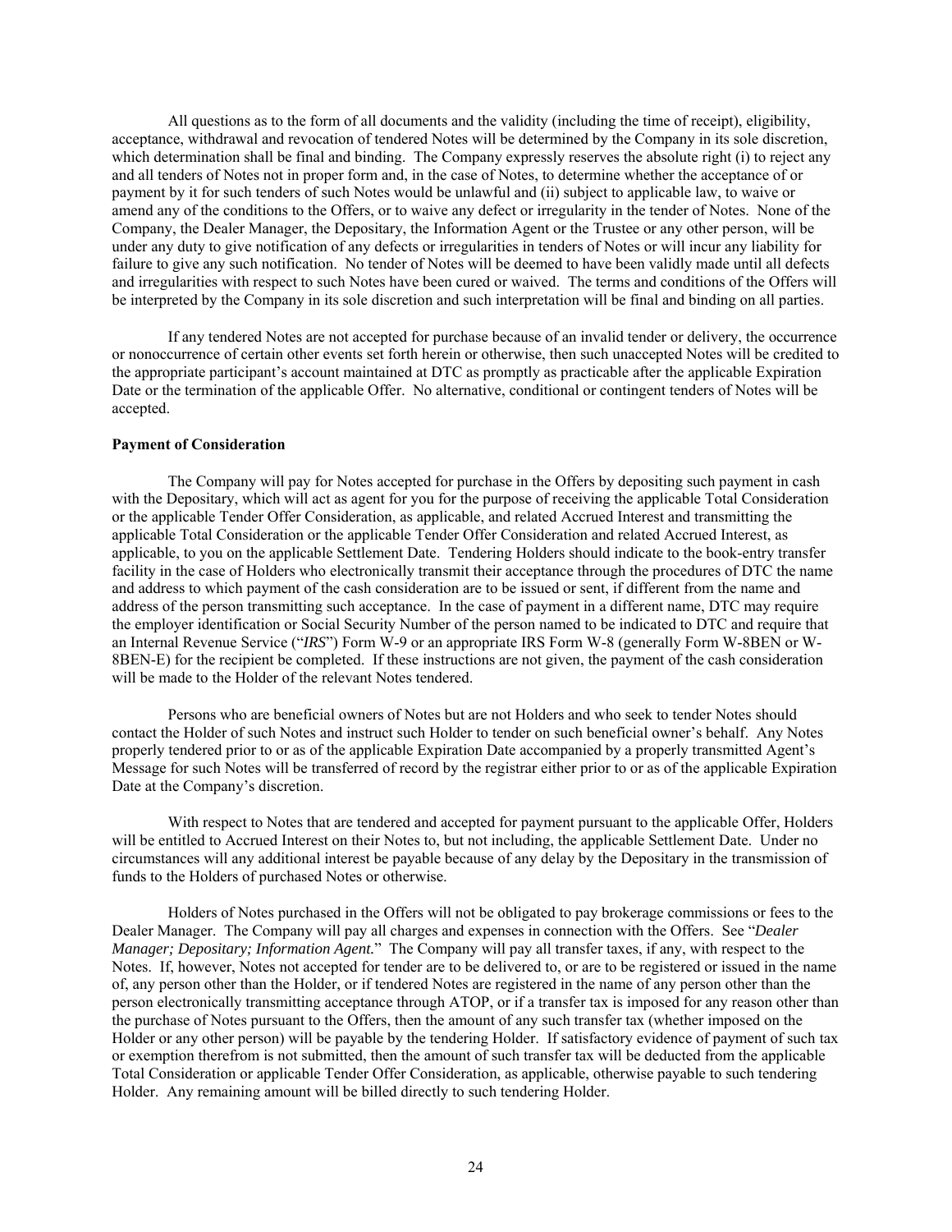All questions as to the form of all documents and the validity (including the time of receipt), eligibility, acceptance, withdrawal and revocation of tendered Notes will be determined by the Company in its sole discretion, which determination shall be final and binding. The Company expressly reserves the absolute right (i) to reject any and all tenders of Notes not in proper form and, in the case of Notes, to determine whether the acceptance of or payment by it for such tenders of such Notes would be unlawful and (ii) subject to applicable law, to waive or amend any of the conditions to the Offers, or to waive any defect or irregularity in the tender of Notes. None of the Company, the Dealer Manager, the Depositary, the Information Agent or the Trustee or any other person, will be under any duty to give notification of any defects or irregularities in tenders of Notes or will incur any liability for failure to give any such notification. No tender of Notes will be deemed to have been validly made until all defects and irregularities with respect to such Notes have been cured or waived. The terms and conditions of the Offers will be interpreted by the Company in its sole discretion and such interpretation will be final and binding on all parties.

If any tendered Notes are not accepted for purchase because of an invalid tender or delivery, the occurrence or nonoccurrence of certain other events set forth herein or otherwise, then such unaccepted Notes will be credited to the appropriate participant's account maintained at DTC as promptly as practicable after the applicable Expiration Date or the termination of the applicable Offer. No alternative, conditional or contingent tenders of Notes will be accepted.

**Payment of Consideration**

The Company will pay for Notes accepted for purchase in the Offers by depositing such payment in cash with the Depositary, which will act as agent for you for the purpose of receiving the applicable Total Consideration or the applicable Tender Offer Consideration, as applicable, and related Accrued Interest and transmitting the applicable Total Consideration or the applicable Tender Offer Consideration and related Accrued Interest, as applicable, to you on the applicable Settlement Date. Tendering Holders should indicate to the book-entry transfer facility in the case of Holders who electronically transmit their acceptance through the procedures of DTC the name and address to which payment of the cash consideration are to be issued or sent, if different from the name and address of the person transmitting such acceptance. In the case of payment in a different name, DTC may require the employer identification or Social Security Number of the person named to be indicated to DTC and require that an Internal Revenue Service ("*IRS*") Form W-9 or an appropriate IRS Form W-8 (generally Form W-8BEN or W-8BEN-E) for the recipient be completed. If these instructions are not given, the payment of the cash consideration will be made to the Holder of the relevant Notes tendered.

Persons who are beneficial owners of Notes but are not Holders and who seek to tender Notes should contact the Holder of such Notes and instruct such Holder to tender on such beneficial owner's behalf. Any Notes properly tendered prior to or as of the applicable Expiration Date accompanied by a properly transmitted Agent's Message for such Notes will be transferred of record by the registrar either prior to or as of the applicable Expiration Date at the Company's discretion.

With respect to Notes that are tendered and accepted for payment pursuant to the applicable Offer, Holders will be entitled to Accrued Interest on their Notes to, but not including, the applicable Settlement Date. Under no circumstances will any additional interest be payable because of any delay by the Depositary in the transmission of funds to the Holders of purchased Notes or otherwise.

Holders of Notes purchased in the Offers will not be obligated to pay brokerage commissions or fees to the Dealer Manager. The Company will pay all charges and expenses in connection with the Offers. See "*Dealer Manager; Depositary; Information Agent.*" The Company will pay all transfer taxes, if any, with respect to the Notes. If, however, Notes not accepted for tender are to be delivered to, or are to be registered or issued in the name of, any person other than the Holder, or if tendered Notes are registered in the name of any person other than the person electronically transmitting acceptance through ATOP, or if a transfer tax is imposed for any reason other than the purchase of Notes pursuant to the Offers, then the amount of any such transfer tax (whether imposed on the Holder or any other person) will be payable by the tendering Holder. If satisfactory evidence of payment of such tax or exemption therefrom is not submitted, then the amount of such transfer tax will be deducted from the applicable Total Consideration or applicable Tender Offer Consideration, as applicable, otherwise payable to such tendering Holder. Any remaining amount will be billed directly to such tendering Holder.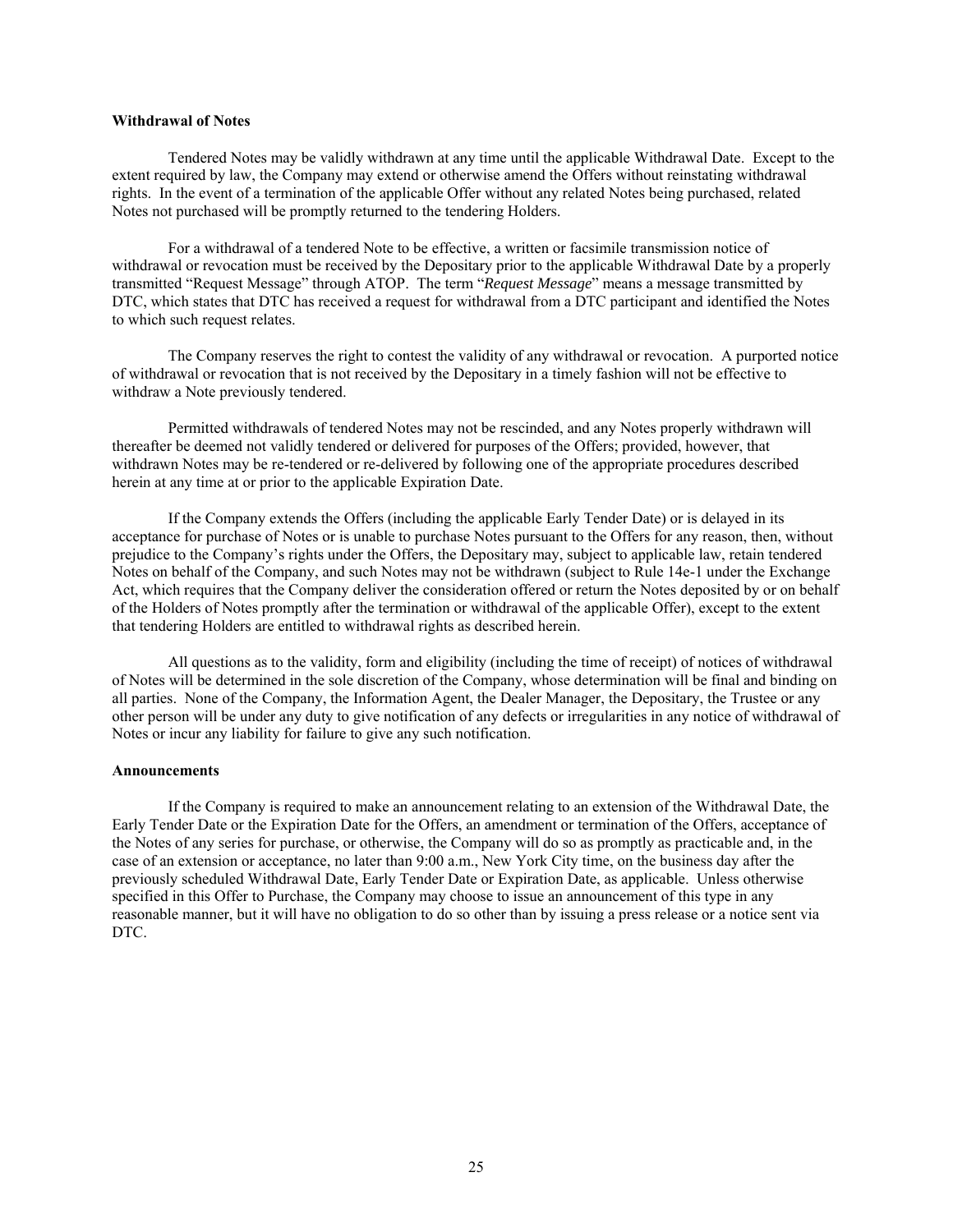**Withdrawal of Notes**

Tendered Notes may be validly withdrawn at any time until the applicable Withdrawal Date. Except to the extent required by law, the Company may extend or otherwise amend the Offers without reinstating withdrawal rights. In the event of a termination of the applicable Offer without any related Notes being purchased, related Notes not purchased will be promptly returned to the tendering Holders.

For a withdrawal of a tendered Note to be effective, a written or facsimile transmission notice of withdrawal or revocation must be received by the Depositary prior to the applicable Withdrawal Date by a properly transmitted "Request Message" through ATOP. The term "*Request Message*" means a message transmitted by DTC, which states that DTC has received a request for withdrawal from a DTC participant and identified the Notes to which such request relates.

The Company reserves the right to contest the validity of any withdrawal or revocation. A purported notice of withdrawal or revocation that is not received by the Depositary in a timely fashion will not be effective to withdraw a Note previously tendered.

Permitted withdrawals of tendered Notes may not be rescinded, and any Notes properly withdrawn will thereafter be deemed not validly tendered or delivered for purposes of the Offers; provided, however, that withdrawn Notes may be re-tendered or re-delivered by following one of the appropriate procedures described herein at any time at or prior to the applicable Expiration Date.

If the Company extends the Offers (including the applicable Early Tender Date) or is delayed in its acceptance for purchase of Notes or is unable to purchase Notes pursuant to the Offers for any reason, then, without prejudice to the Company's rights under the Offers, the Depositary may, subject to applicable law, retain tendered Notes on behalf of the Company, and such Notes may not be withdrawn (subject to Rule 14e-1 under the Exchange Act, which requires that the Company deliver the consideration offered or return the Notes deposited by or on behalf of the Holders of Notes promptly after the termination or withdrawal of the applicable Offer), except to the extent that tendering Holders are entitled to withdrawal rights as described herein.

All questions as to the validity, form and eligibility (including the time of receipt) of notices of withdrawal of Notes will be determined in the sole discretion of the Company, whose determination will be final and binding on all parties. None of the Company, the Information Agent, the Dealer Manager, the Depositary, the Trustee or any other person will be under any duty to give notification of any defects or irregularities in any notice of withdrawal of Notes or incur any liability for failure to give any such notification.

**Announcements**

If the Company is required to make an announcement relating to an extension of the Withdrawal Date, the Early Tender Date or the Expiration Date for the Offers, an amendment or termination of the Offers, acceptance of the Notes of any series for purchase, or otherwise, the Company will do so as promptly as practicable and, in the case of an extension or acceptance, no later than 9:00 a.m., New York City time, on the business day after the previously scheduled Withdrawal Date, Early Tender Date or Expiration Date, as applicable. Unless otherwise specified in this Offer to Purchase, the Company may choose to issue an announcement of this type in any reasonable manner, but it will have no obligation to do so other than by issuing a press release or a notice sent via DTC.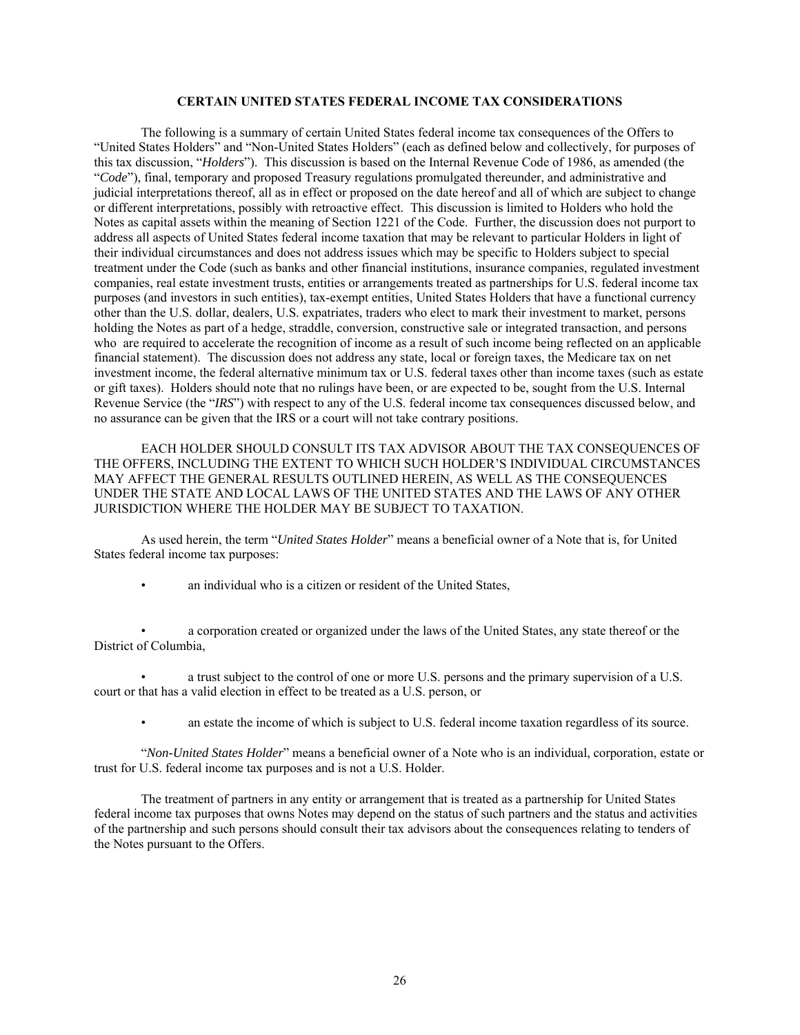## CERTAIN UNITED STATES FEDERAL INCOME TAX CONSIDERATIONS

The following is a summary of certain United States federal income tax consequences of the Offers to "United States Holders" and "Non-United States Holders" (each as defined below and collectively, for purposes of this tax discussion, "*Holders*"). This discussion is based on the Internal Revenue Code of 1986, as amended (the "*Code*"), final, temporary and proposed Treasury regulations promulgated thereunder, and administrative and judicial interpretations thereof, all as in effect or proposed on the date hereof and all of which are subject to change or different interpretations, possibly with retroactive effect. This discussion is limited to Holders who hold the Notes as capital assets within the meaning of Section 1221 of the Code. Further, the discussion does not purport to address all aspects of United States federal income taxation that may be relevant to particular Holders in light of their individual circumstances and does not address issues which may be specific to Holders subject to special treatment under the Code (such as banks and other financial institutions, insurance companies, regulated investment companies, real estate investment trusts, entities or arrangements treated as partnerships for U.S. federal income tax purposes (and investors in such entities), tax-exempt entities, United States Holders that have a functional currency other than the U.S. dollar, dealers, U.S. expatriates, traders who elect to mark their investment to market, persons holding the Notes as part of a hedge, straddle, conversion, constructive sale or integrated transaction, and persons who are required to accelerate the recognition of income as a result of such income being reflected on an applicable financial statement). The discussion does not address any state, local or foreign taxes, the Medicare tax on net investment income, the federal alternative minimum tax or U.S. federal taxes other than income taxes (such as estate or gift taxes). Holders should note that no rulings have been, or are expected to be, sought from the U.S. Internal Revenue Service (the "*IRS*") with respect to any of the U.S. federal income tax consequences discussed below, and no assurance can be given that the IRS or a court will not take contrary positions.

EACH HOLDER SHOULD CONSULT ITS TAX ADVISOR ABOUT THE TAX CONSEQUENCES OF THE OFFERS, INCLUDING THE EXTENT TO WHICH SUCH HOLDER'S INDIVIDUAL CIRCUMSTANCES MAY AFFECT THE GENERAL RESULTS OUTLINED HEREIN, AS WELL AS THE CONSEQUENCES UNDER THE STATE AND LOCAL LAWS OF THE UNITED STATES AND THE LAWS OF ANY OTHER JURISDICTION WHERE THE HOLDER MAY BE SUBJECT TO TAXATION.

As used herein, the term "*United States Holder*" means a beneficial owner of a Note that is, for United States federal income tax purposes:

- an individual who is a citizen or resident of the United States,
- a corporation created or organized under the laws of the United States, any state thereof or the District of Columbia,
- a trust subject to the control of one or more U.S. persons and the primary supervision of a U.S. court or that has a valid election in effect to be treated as a U.S. person, or
- an estate the income of which is subject to U.S. federal income taxation regardless of its source.

"*Non-United States Holder*" means a beneficial owner of a Note who is an individual, corporation, estate or trust for U.S. federal income tax purposes and is not a U.S. Holder.

The treatment of partners in any entity or arrangement that is treated as a partnership for United States federal income tax purposes that owns Notes may depend on the status of such partners and the status and activities of the partnership and such persons should consult their tax advisors about the consequences relating to tenders of the Notes pursuant to the Offers.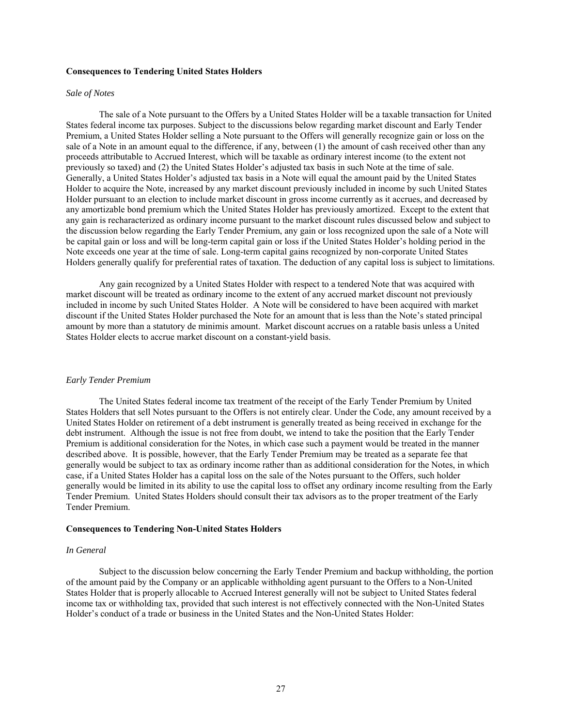**Consequences to Tendering United States Holders**

*Sale of Notes*

The sale of a Note pursuant to the Offers by a United States Holder will be a taxable transaction for United States federal income tax purposes. Subject to the discussions below regarding market discount and Early Tender Premium, a United States Holder selling a Note pursuant to the Offers will generally recognize gain or loss on the sale of a Note in an amount equal to the difference, if any, between (1) the amount of cash received other than any proceeds attributable to Accrued Interest, which will be taxable as ordinary interest income (to the extent not previously so taxed) and (2) the United States Holder's adjusted tax basis in such Note at the time of sale. Generally, a United States Holder's adjusted tax basis in a Note will equal the amount paid by the United States Holder to acquire the Note, increased by any market discount previously included in income by such United States Holder pursuant to an election to include market discount in gross income currently as it accrues, and decreased by any amortizable bond premium which the United States Holder has previously amortized. Except to the extent that any gain is recharacterized as ordinary income pursuant to the market discount rules discussed below and subject to the discussion below regarding the Early Tender Premium, any gain or loss recognized upon the sale of a Note will be capital gain or loss and will be long-term capital gain or loss if the United States Holder's holding period in the Note exceeds one year at the time of sale. Long-term capital gains recognized by non-corporate United States Holders generally qualify for preferential rates of taxation. The deduction of any capital loss is subject to limitations.

Any gain recognized by a United States Holder with respect to a tendered Note that was acquired with market discount will be treated as ordinary income to the extent of any accrued market discount not previously included in income by such United States Holder. A Note will be considered to have been acquired with market discount if the United States Holder purchased the Note for an amount that is less than the Note's stated principal amount by more than a statutory de minimis amount. Market discount accrues on a ratable basis unless a United States Holder elects to accrue market discount on a constant-yield basis.

*Early Tender Premium*

The United States federal income tax treatment of the receipt of the Early Tender Premium by United States Holders that sell Notes pursuant to the Offers is not entirely clear. Under the Code, any amount received by a United States Holder on retirement of a debt instrument is generally treated as being received in exchange for the debt instrument. Although the issue is not free from doubt, we intend to take the position that the Early Tender Premium is additional consideration for the Notes, in which case such a payment would be treated in the manner described above. It is possible, however, that the Early Tender Premium may be treated as a separate fee that generally would be subject to tax as ordinary income rather than as additional consideration for the Notes, in which case, if a United States Holder has a capital loss on the sale of the Notes pursuant to the Offers, such holder generally would be limited in its ability to use the capital loss to offset any ordinary income resulting from the Early Tender Premium. United States Holders should consult their tax advisors as to the proper treatment of the Early Tender Premium.

**Consequences to Tendering Non-United States Holders**

*In General*

Subject to the discussion below concerning the Early Tender Premium and backup withholding, the portion of the amount paid by the Company or an applicable withholding agent pursuant to the Offers to a Non-United States Holder that is properly allocable to Accrued Interest generally will not be subject to United States federal income tax or withholding tax, provided that such interest is not effectively connected with the Non-United States Holder's conduct of a trade or business in the United States and the Non-United States Holder: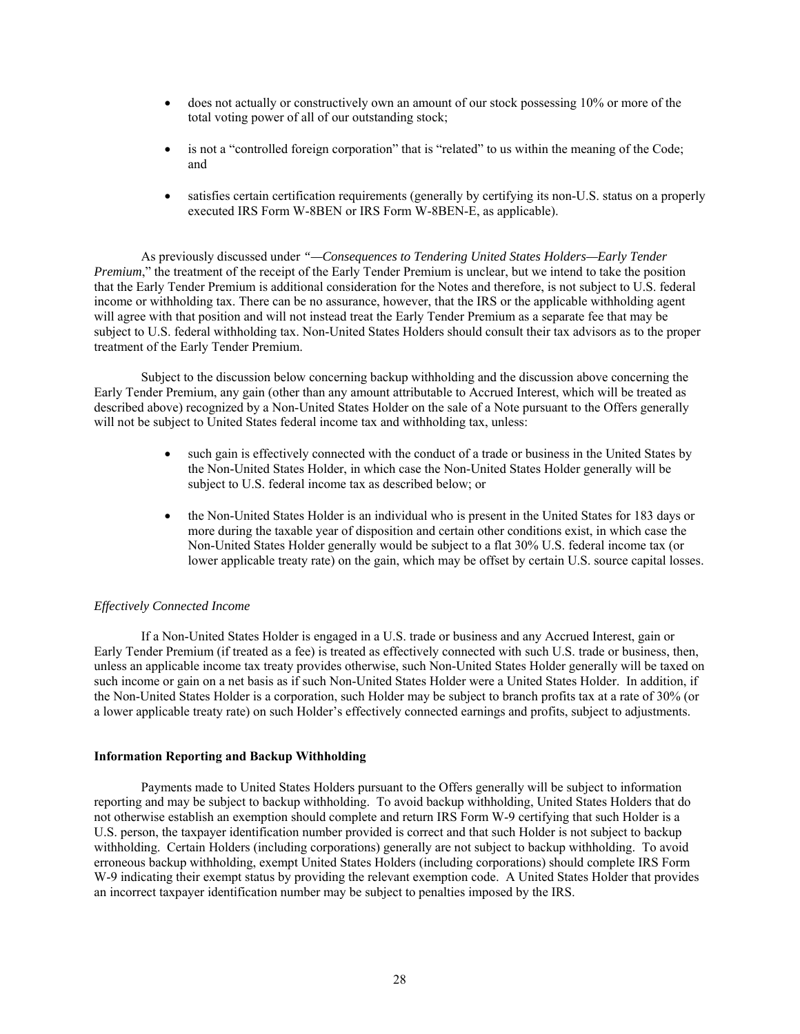- does not actually or constructively own an amount of our stock possessing 10% or more of the total voting power of all of our outstanding stock;
- is not a "controlled foreign corporation" that is "related" to us within the meaning of the Code; and
- satisfies certain certification requirements (generally by certifying its non-U.S. status on a properly executed IRS Form W-8BEN or IRS Form W-8BEN-E, as applicable).

As previously discussed under *"—Consequences to Tendering United States Holders—Early Tender Premium*," the treatment of the receipt of the Early Tender Premium is unclear, but we intend to take the position that the Early Tender Premium is additional consideration for the Notes and therefore, is not subject to U.S. federal income or withholding tax. There can be no assurance, however, that the IRS or the applicable withholding agent will agree with that position and will not instead treat the Early Tender Premium as a separate fee that may be subject to U.S. federal withholding tax. Non-United States Holders should consult their tax advisors as to the proper treatment of the Early Tender Premium.

Subject to the discussion below concerning backup withholding and the discussion above concerning the Early Tender Premium, any gain (other than any amount attributable to Accrued Interest, which will be treated as described above) recognized by a Non-United States Holder on the sale of a Note pursuant to the Offers generally will not be subject to United States federal income tax and withholding tax, unless:

- such gain is effectively connected with the conduct of a trade or business in the United States by the Non-United States Holder, in which case the Non-United States Holder generally will be subject to U.S. federal income tax as described below; or
- the Non-United States Holder is an individual who is present in the United States for 183 days or more during the taxable year of disposition and certain other conditions exist, in which case the Non-United States Holder generally would be subject to a flat 30% U.S. federal income tax (or lower applicable treaty rate) on the gain, which may be offset by certain U.S. source capital losses.

*Effectively Connected Income*

If a Non-United States Holder is engaged in a U.S. trade or business and any Accrued Interest, gain or Early Tender Premium (if treated as a fee) is treated as effectively connected with such U.S. trade or business, then, unless an applicable income tax treaty provides otherwise, such Non-United States Holder generally will be taxed on such income or gain on a net basis as if such Non-United States Holder were a United States Holder. In addition, if the Non-United States Holder is a corporation, such Holder may be subject to branch profits tax at a rate of 30% (or a lower applicable treaty rate) on such Holder's effectively connected earnings and profits, subject to adjustments.

**Information Reporting and Backup Withholding**

Payments made to United States Holders pursuant to the Offers generally will be subject to information reporting and may be subject to backup withholding. To avoid backup withholding, United States Holders that do not otherwise establish an exemption should complete and return IRS Form W-9 certifying that such Holder is a U.S. person, the taxpayer identification number provided is correct and that such Holder is not subject to backup withholding. Certain Holders (including corporations) generally are not subject to backup withholding. To avoid erroneous backup withholding, exempt United States Holders (including corporations) should complete IRS Form W-9 indicating their exempt status by providing the relevant exemption code. A United States Holder that provides an incorrect taxpayer identification number may be subject to penalties imposed by the IRS.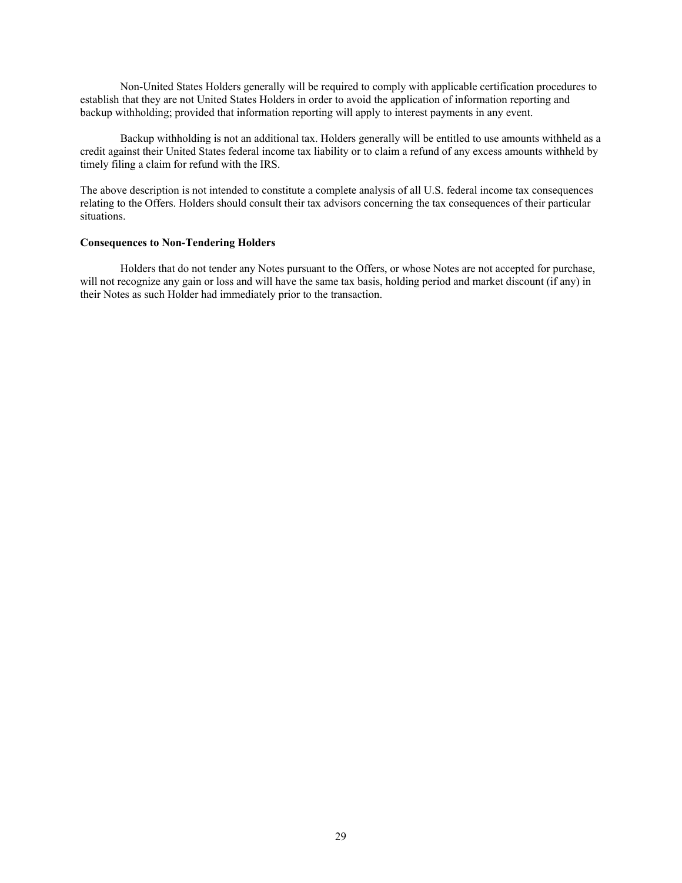Non-United States Holders generally will be required to comply with applicable certification procedures to establish that they are not United States Holders in order to avoid the application of information reporting and backup withholding; provided that information reporting will apply to interest payments in any event.

Backup withholding is not an additional tax. Holders generally will be entitled to use amounts withheld as a credit against their United States federal income tax liability or to claim a refund of any excess amounts withheld by timely filing a claim for refund with the IRS.

The above description is not intended to constitute a complete analysis of all U.S. federal income tax consequences relating to the Offers. Holders should consult their tax advisors concerning the tax consequences of their particular situations.

**Consequences to Non-Tendering Holders**

Holders that do not tender any Notes pursuant to the Offers, or whose Notes are not accepted for purchase, will not recognize any gain or loss and will have the same tax basis, holding period and market discount (if any) in their Notes as such Holder had immediately prior to the transaction.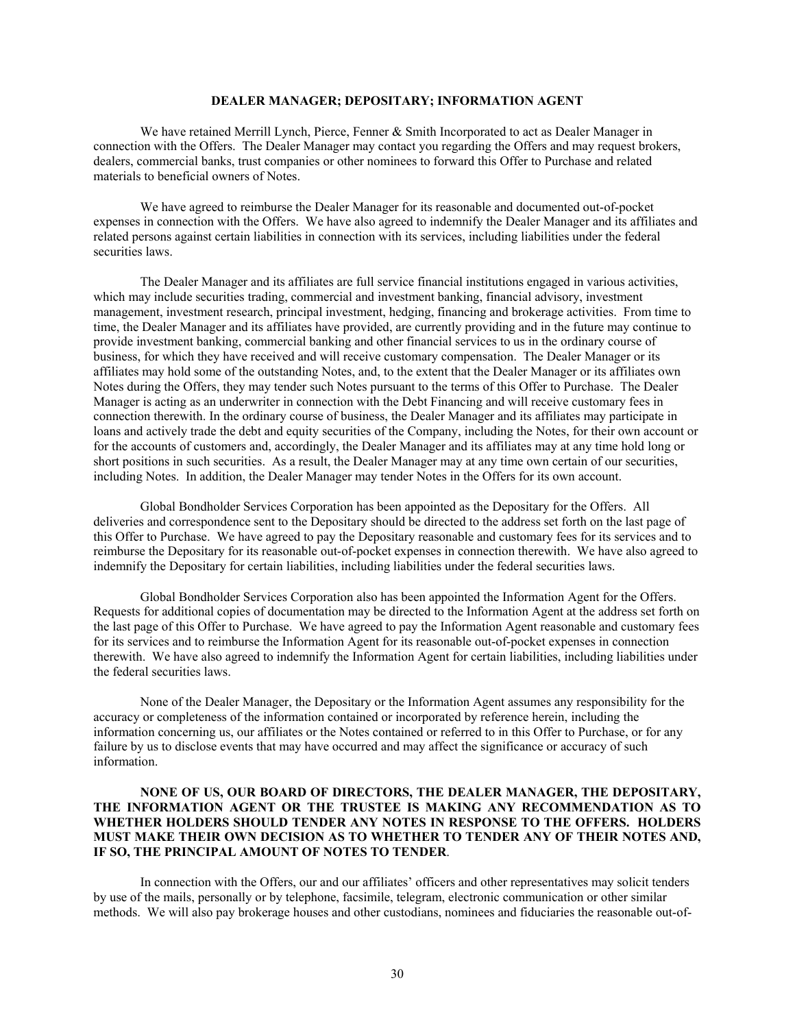## DEALER MANAGER; DEPOSITARY; INFORMATION AGENT

We have retained Merrill Lynch, Pierce, Fenner & Smith Incorporated to act as Dealer Manager in connection with the Offers. The Dealer Manager may contact you regarding the Offers and may request brokers, dealers, commercial banks, trust companies or other nominees to forward this Offer to Purchase and related materials to beneficial owners of Notes.

We have agreed to reimburse the Dealer Manager for its reasonable and documented out-of-pocket expenses in connection with the Offers. We have also agreed to indemnify the Dealer Manager and its affiliates and related persons against certain liabilities in connection with its services, including liabilities under the federal securities laws.

The Dealer Manager and its affiliates are full service financial institutions engaged in various activities, which may include securities trading, commercial and investment banking, financial advisory, investment management, investment research, principal investment, hedging, financing and brokerage activities. From time to time, the Dealer Manager and its affiliates have provided, are currently providing and in the future may continue to provide investment banking, commercial banking and other financial services to us in the ordinary course of business, for which they have received and will receive customary compensation. The Dealer Manager or its affiliates may hold some of the outstanding Notes, and, to the extent that the Dealer Manager or its affiliates own Notes during the Offers, they may tender such Notes pursuant to the terms of this Offer to Purchase. The Dealer Manager is acting as an underwriter in connection with the Debt Financing and will receive customary fees in connection therewith. In the ordinary course of business, the Dealer Manager and its affiliates may participate in loans and actively trade the debt and equity securities of the Company, including the Notes, for their own account or for the accounts of customers and, accordingly, the Dealer Manager and its affiliates may at any time hold long or short positions in such securities. As a result, the Dealer Manager may at any time own certain of our securities, including Notes. In addition, the Dealer Manager may tender Notes in the Offers for its own account.

Global Bondholder Services Corporation has been appointed as the Depositary for the Offers. All deliveries and correspondence sent to the Depositary should be directed to the address set forth on the last page of this Offer to Purchase. We have agreed to pay the Depositary reasonable and customary fees for its services and to reimburse the Depositary for its reasonable out-of-pocket expenses in connection therewith. We have also agreed to indemnify the Depositary for certain liabilities, including liabilities under the federal securities laws.

Global Bondholder Services Corporation also has been appointed the Information Agent for the Offers. Requests for additional copies of documentation may be directed to the Information Agent at the address set forth on the last page of this Offer to Purchase. We have agreed to pay the Information Agent reasonable and customary fees for its services and to reimburse the Information Agent for its reasonable out-of-pocket expenses in connection therewith. We have also agreed to indemnify the Information Agent for certain liabilities, including liabilities under the federal securities laws.

None of the Dealer Manager, the Depositary or the Information Agent assumes any responsibility for the accuracy or completeness of the information contained or incorporated by reference herein, including the information concerning us, our affiliates or the Notes contained or referred to in this Offer to Purchase, or for any failure by us to disclose events that may have occurred and may affect the significance or accuracy of such information.

**NONE OF US, OUR BOARD OF DIRECTORS, THE DEALER MANAGER, THE DEPOSITARY, THE INFORMATION AGENT OR THE TRUSTEE IS MAKING ANY RECOMMENDATION AS TO WHETHER HOLDERS SHOULD TENDER ANY NOTES IN RESPONSE TO THE OFFERS. HOLDERS MUST MAKE THEIR OWN DECISION AS TO WHETHER TO TENDER ANY OF THEIR NOTES AND, IF SO, THE PRINCIPAL AMOUNT OF NOTES TO TENDER**.

In connection with the Offers, our and our affiliates' officers and other representatives may solicit tenders by use of the mails, personally or by telephone, facsimile, telegram, electronic communication or other similar methods. We will also pay brokerage houses and other custodians, nominees and fiduciaries the reasonable out-of-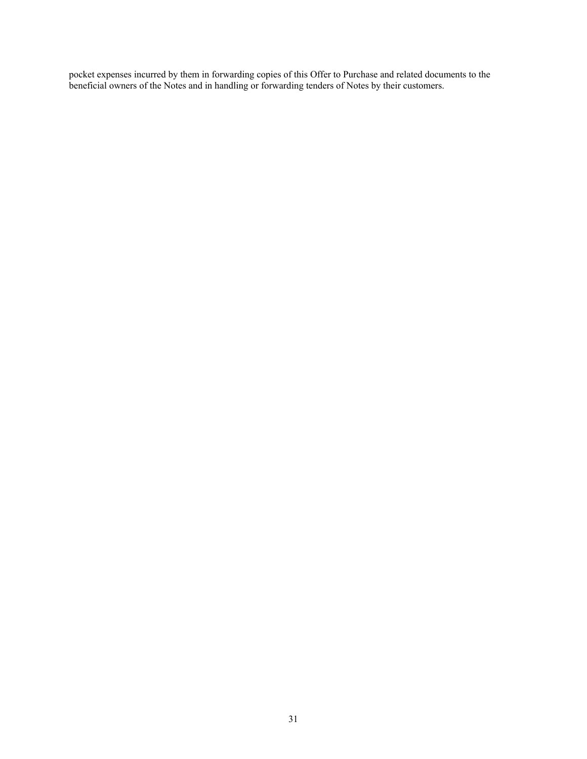pocket expenses incurred by them in forwarding copies of this Offer to Purchase and related documents to the beneficial owners of the Notes and in handling or forwarding tenders of Notes by their customers.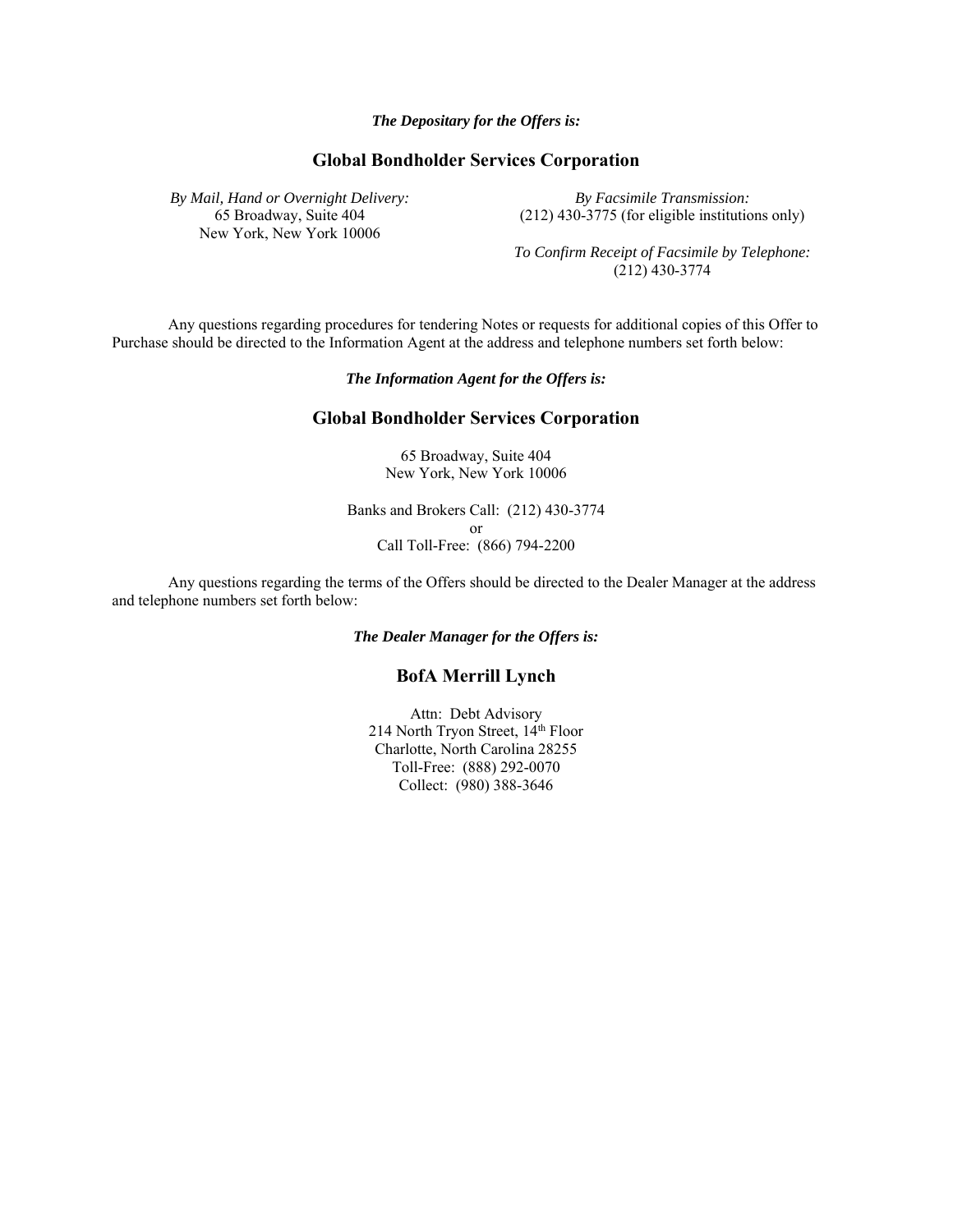***The Depositary for the Offers is:***

**Global Bondholder Services Corporation**

*By Mail, Hand or Overnight Delivery:*
65 Broadway, Suite 404
New York, New York 10006

*By Facsimile Transmission:*
(212) 430-3775 (for eligible institutions only)

*To Confirm Receipt of Facsimile by Telephone:*
(212) 430-3774

Any questions regarding procedures for tendering Notes or requests for additional copies of this Offer to Purchase should be directed to the Information Agent at the address and telephone numbers set forth below:

***The Information Agent for the Offers is:***

**Global Bondholder Services Corporation**

65 Broadway, Suite 404
New York, New York 10006

Banks and Brokers Call: (212) 430-3774
or
Call Toll-Free: (866) 794-2200

Any questions regarding the terms of the Offers should be directed to the Dealer Manager at the address and telephone numbers set forth below:

***The Dealer Manager for the Offers is:***

**BofA Merrill Lynch**

Attn: Debt Advisory
214 North Tryon Street, 14th Floor
Charlotte, North Carolina 28255
Toll-Free: (888) 292-0070
Collect: (980) 388-3646